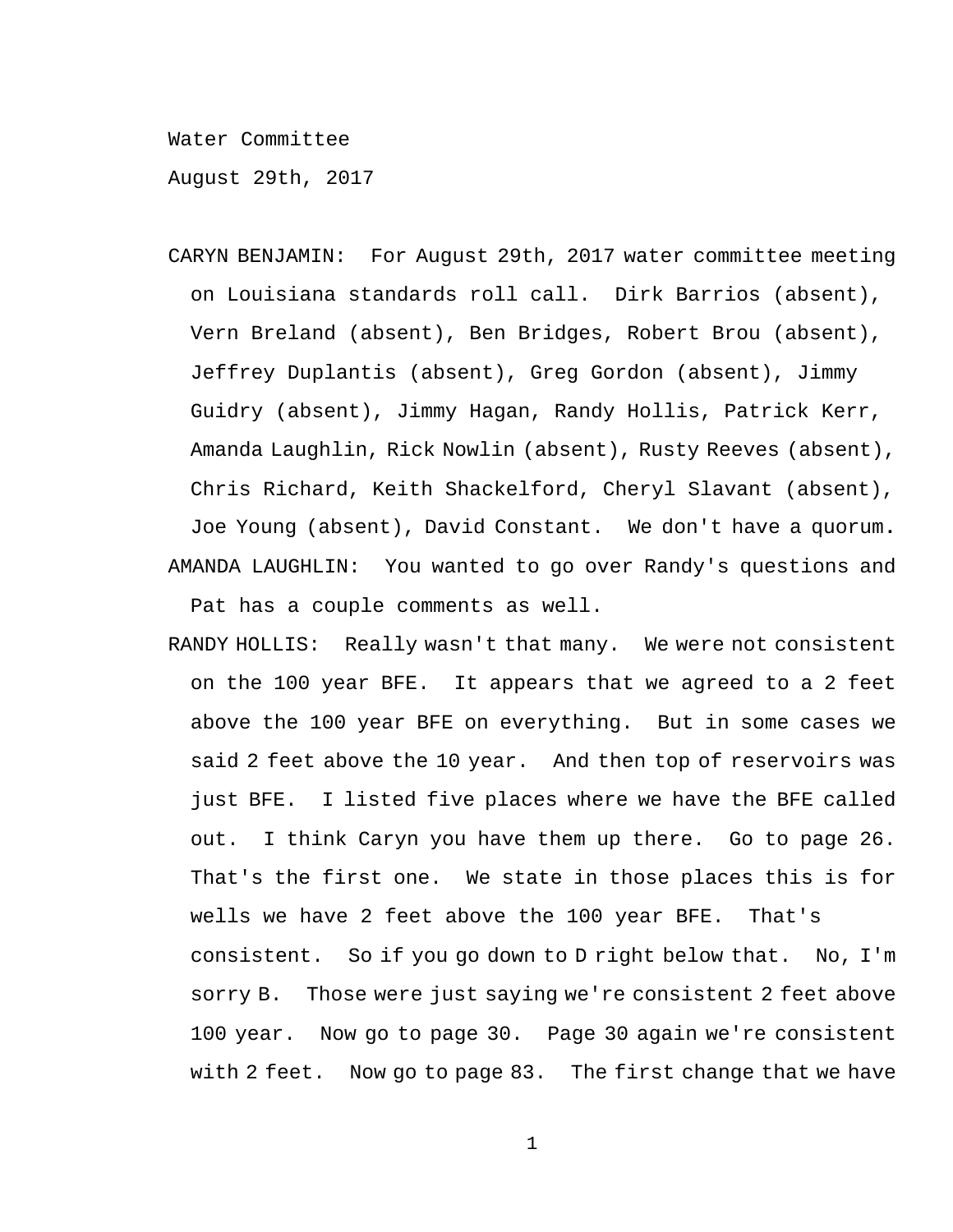Water Committee

August 29th, 2017

CARYN BENJAMIN: For August 29th, 2017 water committee meeting on Louisiana standards roll call. Dirk Barrios (absent), Vern Breland (absent), Ben Bridges, Robert Brou (absent), Jeffrey Duplantis (absent), Greg Gordon (absent), Jimmy Guidry (absent), Jimmy Hagan, Randy Hollis, Patrick Kerr, Amanda Laughlin, Rick Nowlin (absent), Rusty Reeves (absent), Chris Richard, Keith Shackelford, Cheryl Slavant (absent), Joe Young (absent), David Constant. We don't have a quorum.

AMANDA LAUGHLIN: You wanted to go over Randy's questions and Pat has a couple comments as well.

RANDY HOLLIS: Really wasn't that many. We were not consistent on the 100 year BFE. It appears that we agreed to a 2 feet above the 100 year BFE on everything. But in some cases we said 2 feet above the 10 year. And then top of reservoirs was just BFE. I listed five places where we have the BFE called out. I think Caryn you have them up there. Go to page 26. That's the first one. We state in those places this is for wells we have 2 feet above the 100 year BFE. That's consistent. So if you go down to D right below that. No, I'm sorry B. Those were just saying we're consistent 2 feet above 100 year. Now go to page 30. Page 30 again we're consistent with 2 feet. Now go to page 83. The first change that we have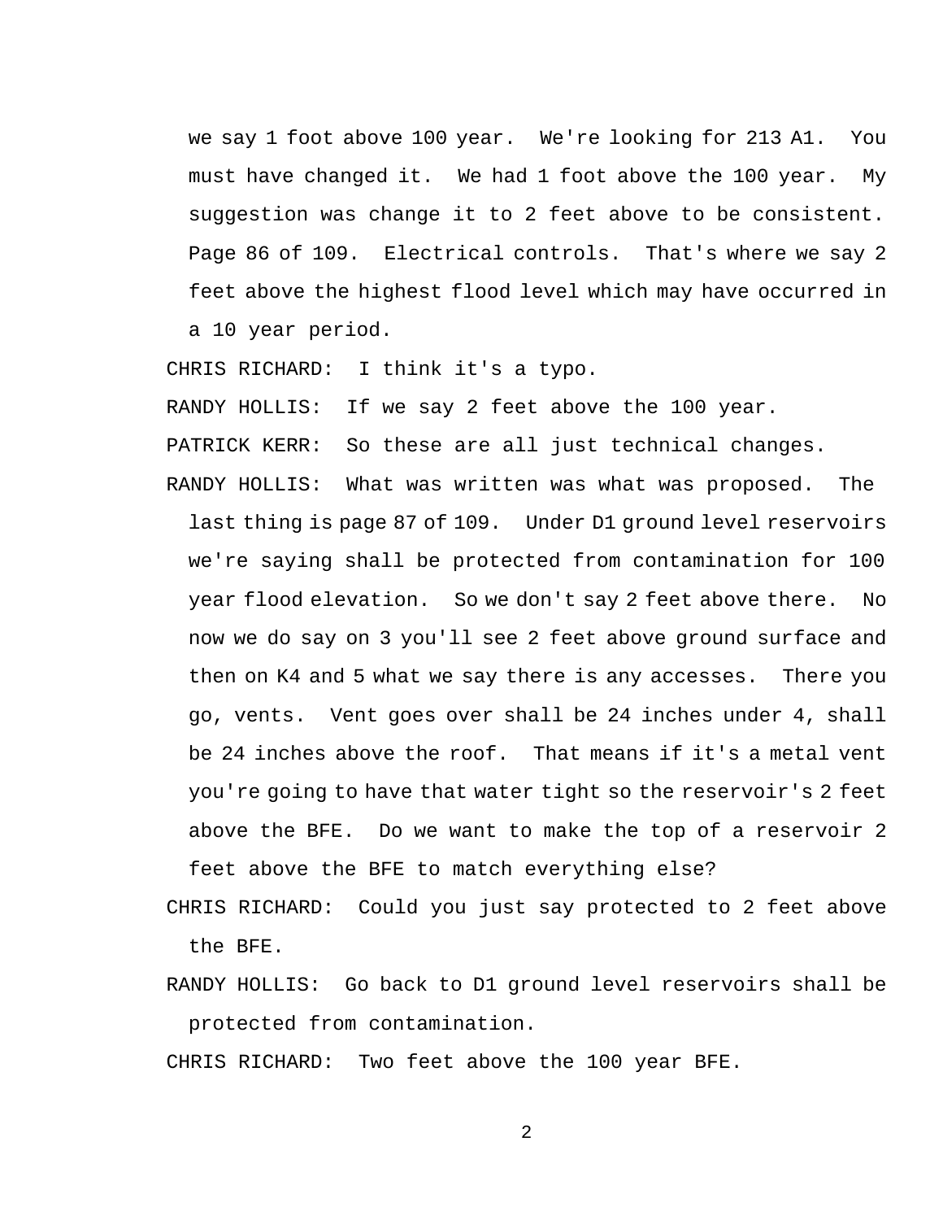we say 1 foot above 100 year. We're looking for 213 A1. You must have changed it. We had 1 foot above the 100 year. My suggestion was change it to 2 feet above to be consistent. Page 86 of 109. Electrical controls. That's where we say 2 feet above the highest flood level which may have occurred in a 10 year period.

CHRIS RICHARD: I think it's a typo.

RANDY HOLLIS: If we say 2 feet above the 100 year.

PATRICK KERR: So these are all just technical changes.

RANDY HOLLIS: What was written was what was proposed. The last thing is page 87 of 109. Under D1 ground level reservoirs we're saying shall be protected from contamination for 100 year flood elevation. So we don't say 2 feet above there. No now we do say on 3 you'll see 2 feet above ground surface and then on K4 and 5 what we say there is any accesses. There you go, vents. Vent goes over shall be 24 inches under 4, shall be 24 inches above the roof. That means if it's a metal vent you're going to have that water tight so the reservoir's 2 feet above the BFE. Do we want to make the top of a reservoir 2 feet above the BFE to match everything else?

CHRIS RICHARD: Could you just say protected to 2 feet above the BFE.

RANDY HOLLIS: Go back to D1 ground level reservoirs shall be protected from contamination.

CHRIS RICHARD: Two feet above the 100 year BFE.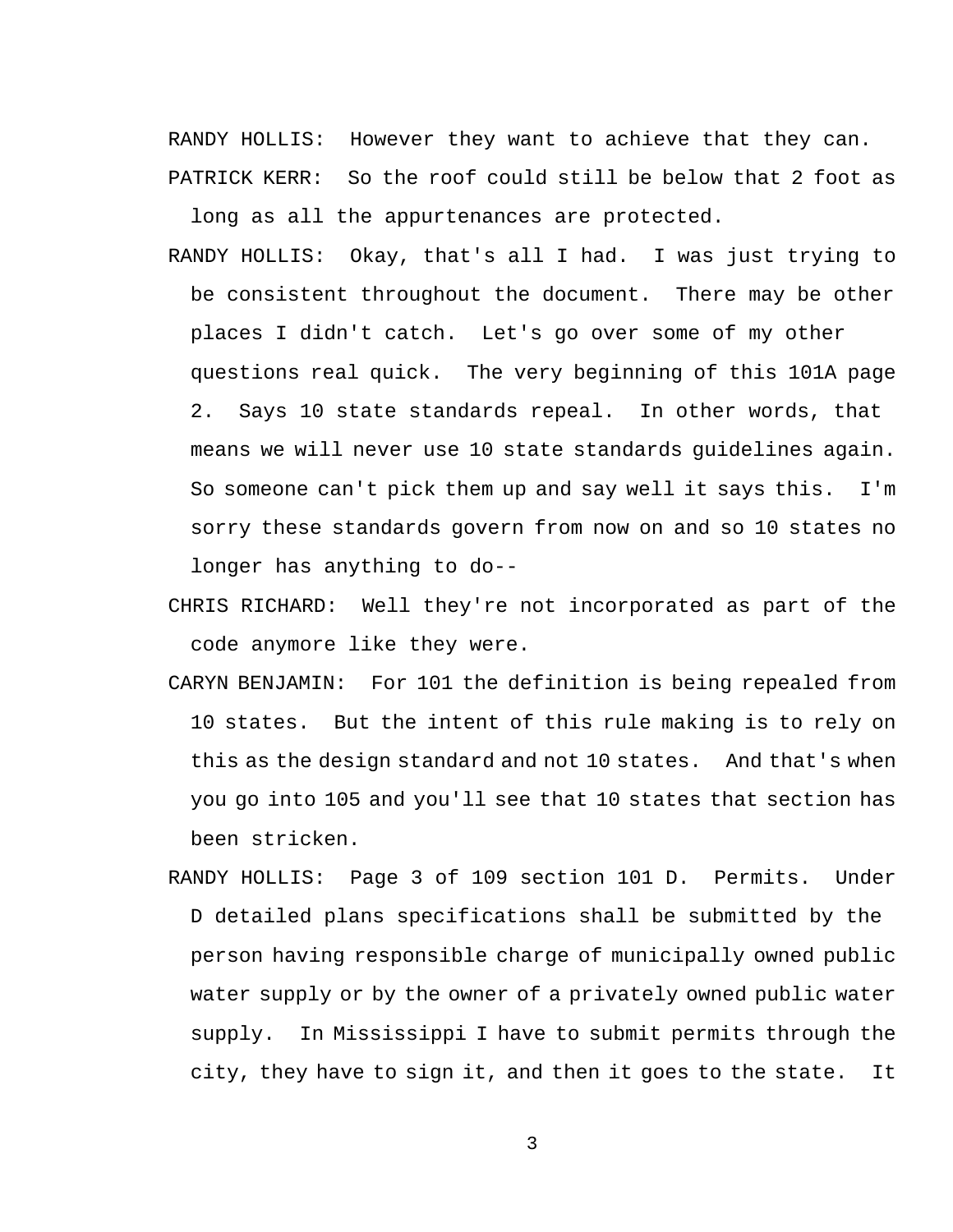RANDY HOLLIS: However they want to achieve that they can.

PATRICK KERR: So the roof could still be below that 2 foot as long as all the appurtenances are protected.

RANDY HOLLIS: Okay, that's all I had. I was just trying to be consistent throughout the document. There may be other places I didn't catch. Let's go over some of my other questions real quick. The very beginning of this 101A page 2. Says 10 state standards repeal. In other words, that means we will never use 10 state standards guidelines again. So someone can't pick them up and say well it says this. I'm sorry these standards govern from now on and so 10 states no longer has anything to do--

CHRIS RICHARD: Well they're not incorporated as part of the code anymore like they were.

CARYN BENJAMIN: For 101 the definition is being repealed from 10 states. But the intent of this rule making is to rely on this as the design standard and not 10 states. And that's when you go into 105 and you'll see that 10 states that section has been stricken.

RANDY HOLLIS: Page 3 of 109 section 101 D. Permits. Under D detailed plans specifications shall be submitted by the person having responsible charge of municipally owned public water supply or by the owner of a privately owned public water supply. In Mississippi I have to submit permits through the city, they have to sign it, and then it goes to the state. It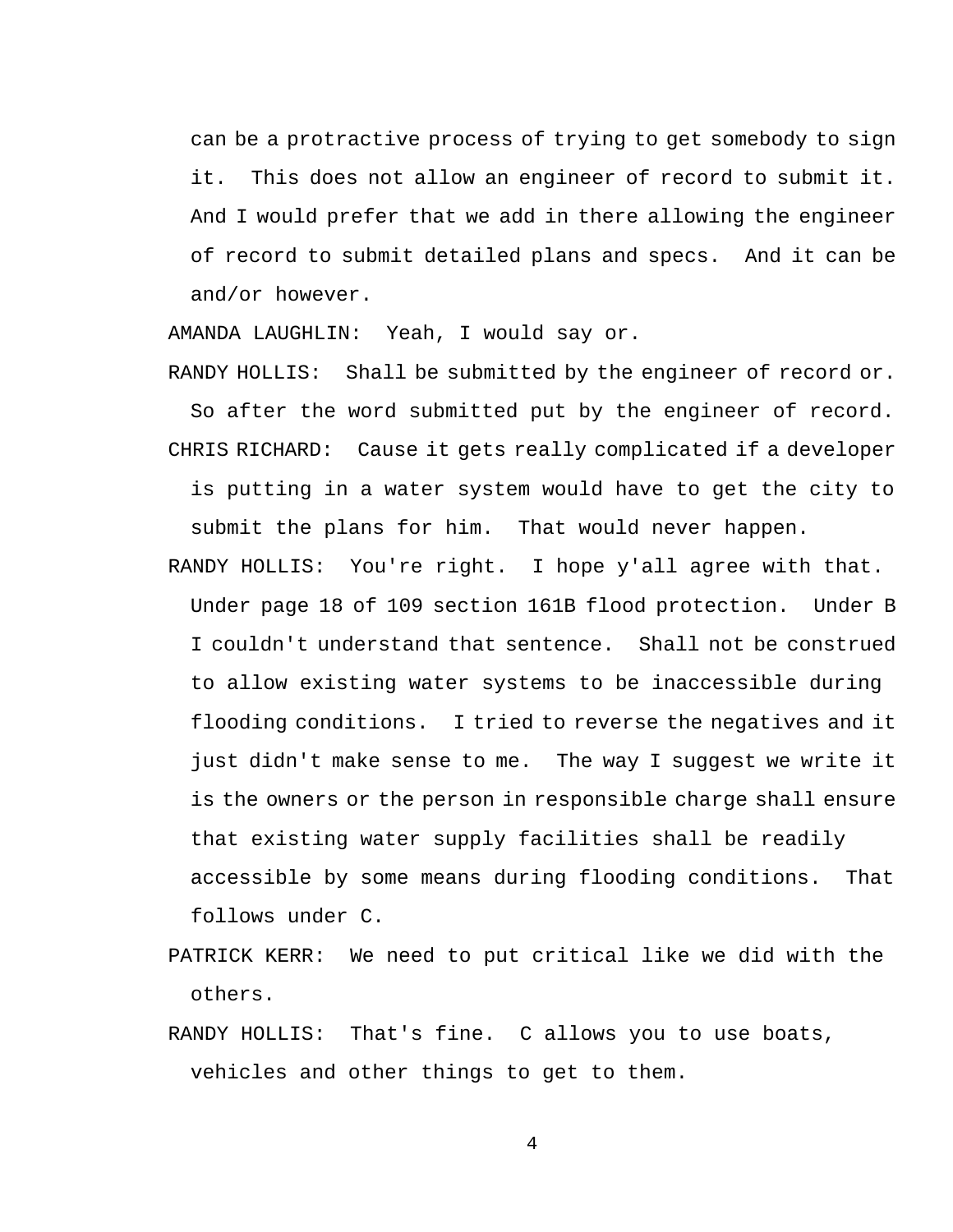can be a protractive process of trying to get somebody to sign it. This does not allow an engineer of record to submit it. And I would prefer that we add in there allowing the engineer of record to submit detailed plans and specs. And it can be and/or however.

AMANDA LAUGHLIN: Yeah, I would say or.

RANDY HOLLIS: Shall be submitted by the engineer of record or. So after the word submitted put by the engineer of record.

CHRIS RICHARD: Cause it gets really complicated if a developer is putting in a water system would have to get the city to submit the plans for him. That would never happen.

RANDY HOLLIS: You're right. I hope y'all agree with that. Under page 18 of 109 section 161B flood protection. Under B I couldn't understand that sentence. Shall not be construed to allow existing water systems to be inaccessible during flooding conditions. I tried to reverse the negatives and it just didn't make sense to me. The way I suggest we write it is the owners or the person in responsible charge shall ensure that existing water supply facilities shall be readily accessible by some means during flooding conditions. That follows under C.

PATRICK KERR: We need to put critical like we did with the others.

RANDY HOLLIS: That's fine. C allows you to use boats, vehicles and other things to get to them.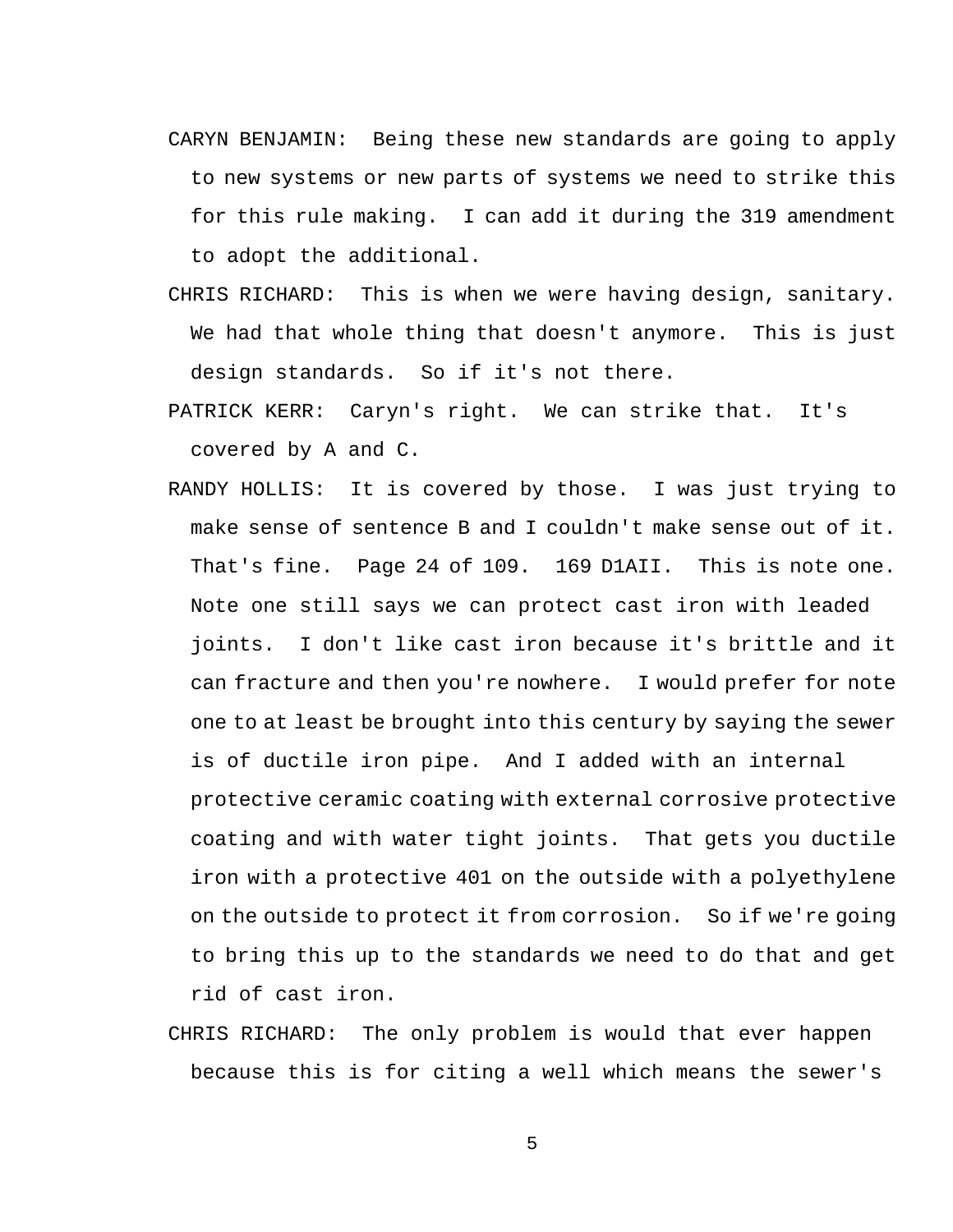CARYN BENJAMIN: Being these new standards are going to apply to new systems or new parts of systems we need to strike this for this rule making. I can add it during the 319 amendment to adopt the additional.

CHRIS RICHARD: This is when we were having design, sanitary. We had that whole thing that doesn't anymore. This is just design standards. So if it's not there.

PATRICK KERR: Caryn's right. We can strike that. It's covered by A and C.

RANDY HOLLIS: It is covered by those. I was just trying to make sense of sentence B and I couldn't make sense out of it. That's fine. Page 24 of 109. 169 D1AII. This is note one. Note one still says we can protect cast iron with leaded joints. I don't like cast iron because it's brittle and it can fracture and then you're nowhere. I would prefer for note one to at least be brought into this century by saying the sewer is of ductile iron pipe. And I added with an internal protective ceramic coating with external corrosive protective coating and with water tight joints. That gets you ductile iron with a protective 401 on the outside with a polyethylene on the outside to protect it from corrosion. So if we're going to bring this up to the standards we need to do that and get rid of cast iron.

CHRIS RICHARD: The only problem is would that ever happen because this is for citing a well which means the sewer's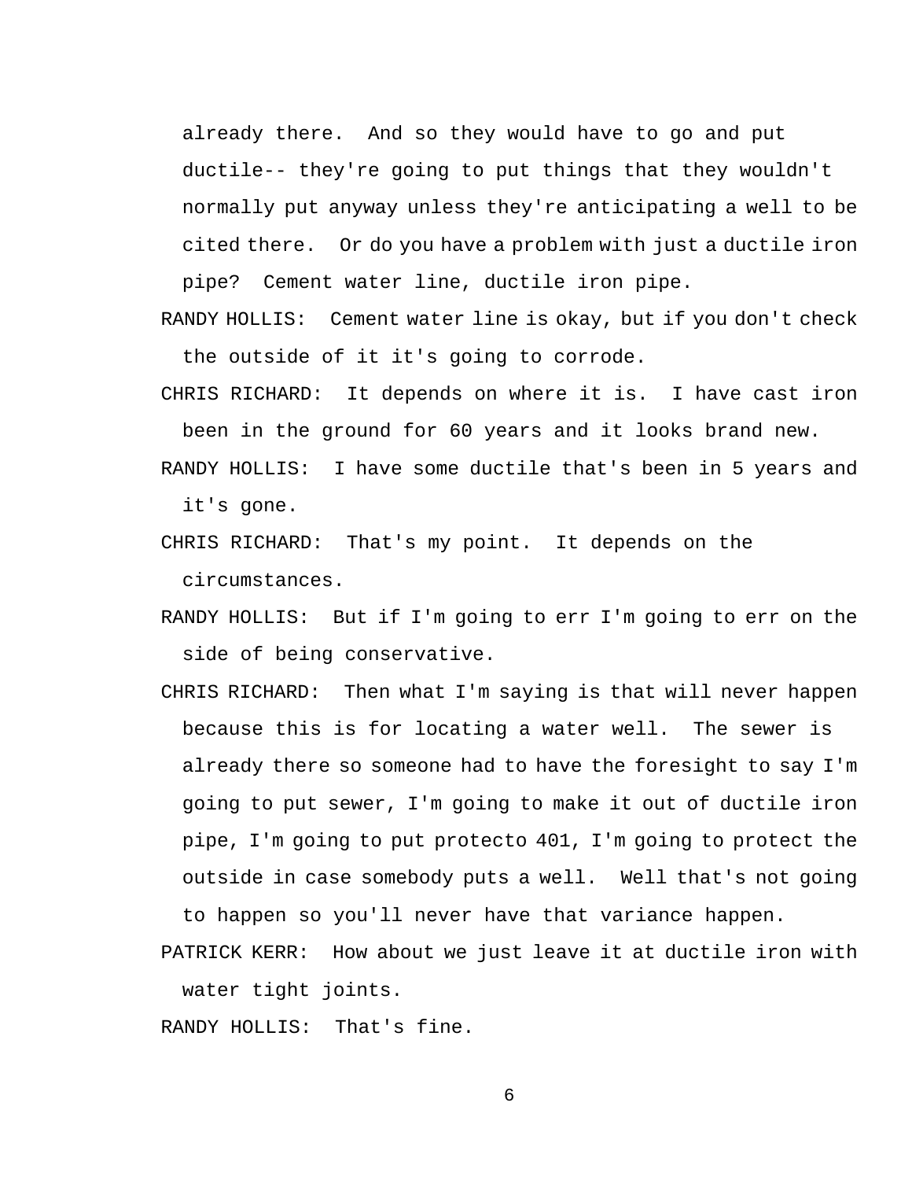already there. And so they would have to go and put ductile-- they're going to put things that they wouldn't normally put anyway unless they're anticipating a well to be cited there. Or do you have a problem with just a ductile iron pipe? Cement water line, ductile iron pipe.

RANDY HOLLIS: Cement water line is okay, but if you don't check the outside of it it's going to corrode.

CHRIS RICHARD: It depends on where it is. I have cast iron been in the ground for 60 years and it looks brand new.

RANDY HOLLIS: I have some ductile that's been in 5 years and it's gone.

CHRIS RICHARD: That's my point. It depends on the circumstances.

RANDY HOLLIS: But if I'm going to err I'm going to err on the side of being conservative.

CHRIS RICHARD: Then what I'm saying is that will never happen because this is for locating a water well. The sewer is already there so someone had to have the foresight to say I'm going to put sewer, I'm going to make it out of ductile iron pipe, I'm going to put protecto 401, I'm going to protect the outside in case somebody puts a well. Well that's not going to happen so you'll never have that variance happen.

PATRICK KERR: How about we just leave it at ductile iron with water tight joints.

RANDY HOLLIS: That's fine.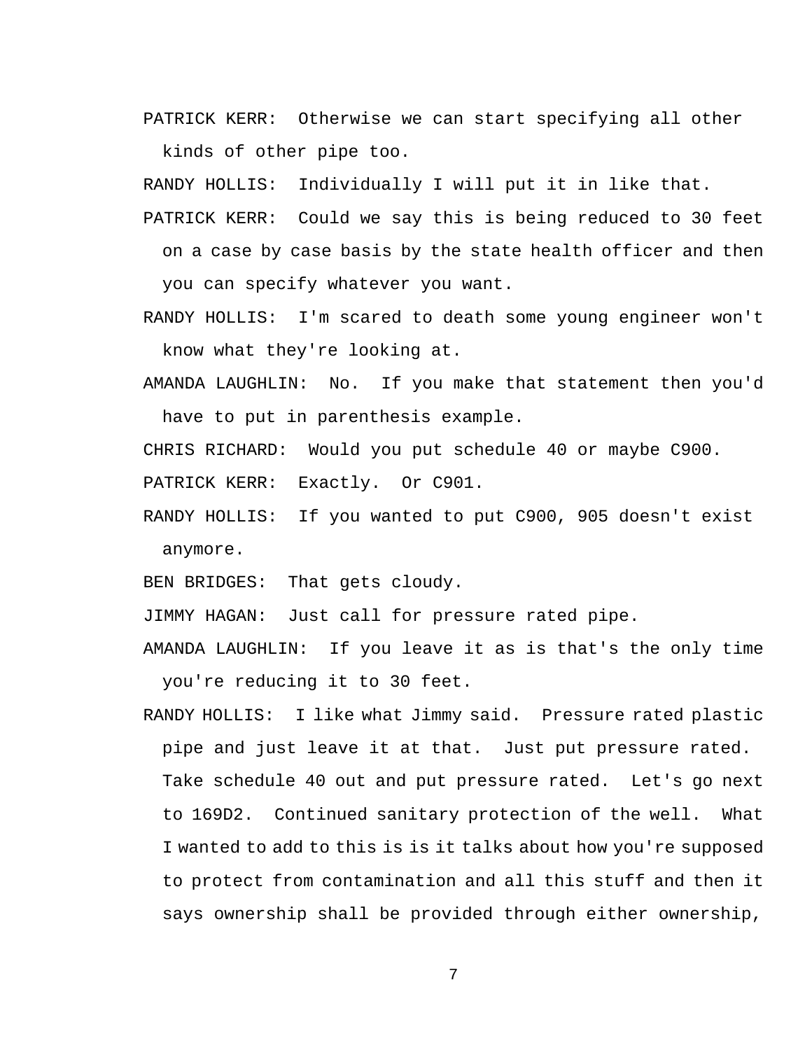PATRICK KERR: Otherwise we can start specifying all other kinds of other pipe too.

RANDY HOLLIS: Individually I will put it in like that.

PATRICK KERR: Could we say this is being reduced to 30 feet on a case by case basis by the state health officer and then you can specify whatever you want.

RANDY HOLLIS: I'm scared to death some young engineer won't know what they're looking at.

AMANDA LAUGHLIN: No. If you make that statement then you'd have to put in parenthesis example.

CHRIS RICHARD: Would you put schedule 40 or maybe C900.

PATRICK KERR: Exactly. Or C901.

RANDY HOLLIS: If you wanted to put C900, 905 doesn't exist anymore.

BEN BRIDGES: That gets cloudy.

JIMMY HAGAN: Just call for pressure rated pipe.

AMANDA LAUGHLIN: If you leave it as is that's the only time you're reducing it to 30 feet.

RANDY HOLLIS: I like what Jimmy said. Pressure rated plastic pipe and just leave it at that. Just put pressure rated. Take schedule 40 out and put pressure rated. Let's go next to 169D2. Continued sanitary protection of the well. What I wanted to add to this is is it talks about how you're supposed to protect from contamination and all this stuff and then it says ownership shall be provided through either ownership,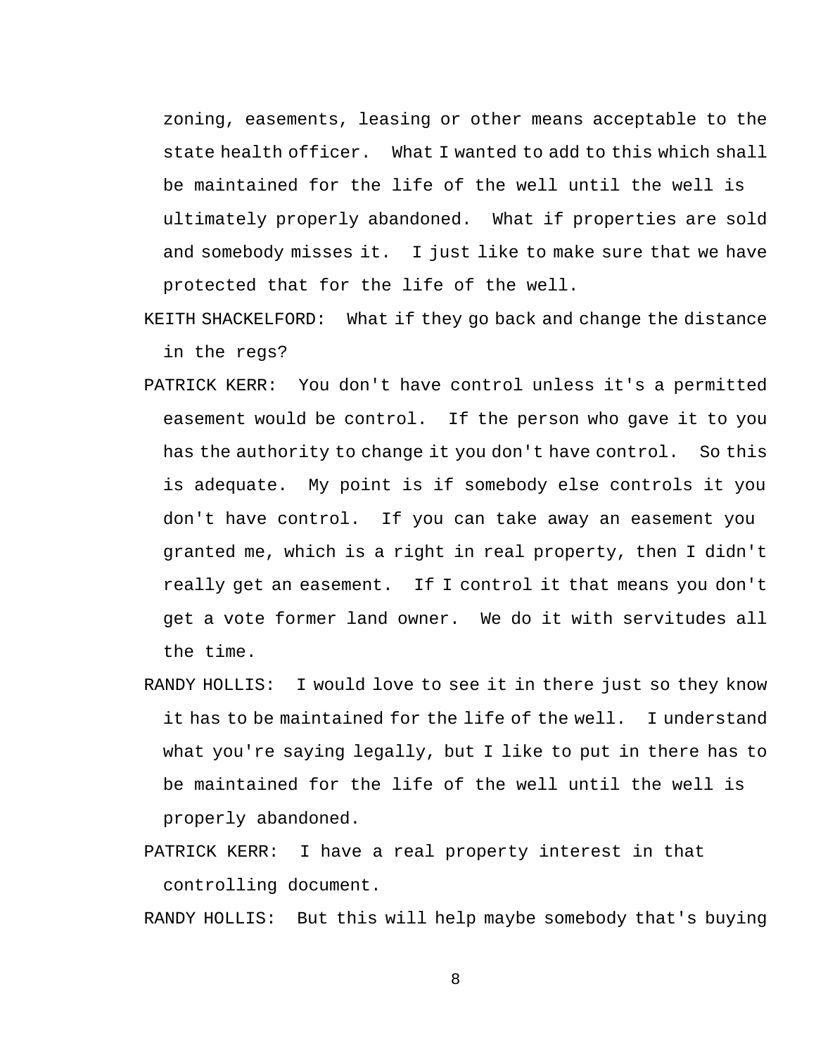zoning, easements, leasing or other means acceptable to the state health officer. What I wanted to add to this which shall be maintained for the life of the well until the well is ultimately properly abandoned. What if properties are sold and somebody misses it. I just like to make sure that we have protected that for the life of the well.

KEITH SHACKELFORD: What if they go back and change the distance in the regs?

PATRICK KERR: You don't have control unless it's a permitted easement would be control. If the person who gave it to you has the authority to change it you don't have control. So this is adequate. My point is if somebody else controls it you don't have control. If you can take away an easement you granted me, which is a right in real property, then I didn't really get an easement. If I control it that means you don't get a vote former land owner. We do it with servitudes all the time.

RANDY HOLLIS: I would love to see it in there just so they know it has to be maintained for the life of the well. I understand what you're saying legally, but I like to put in there has to be maintained for the life of the well until the well is properly abandoned.

PATRICK KERR: I have a real property interest in that controlling document.

RANDY HOLLIS: But this will help maybe somebody that's buying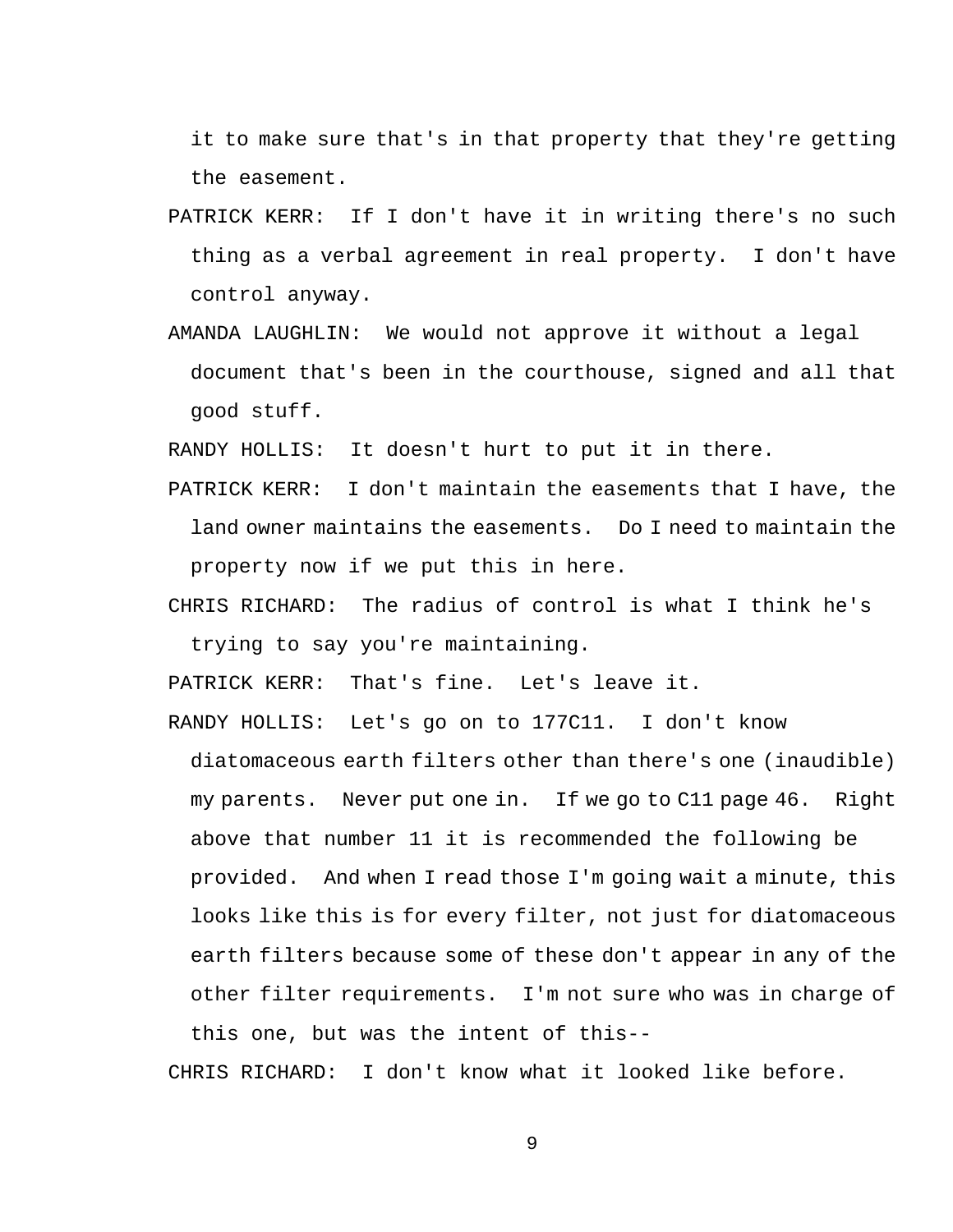it to make sure that's in that property that they're getting the easement.

PATRICK KERR: If I don't have it in writing there's no such thing as a verbal agreement in real property. I don't have control anyway.

AMANDA LAUGHLIN: We would not approve it without a legal document that's been in the courthouse, signed and all that good stuff.

RANDY HOLLIS: It doesn't hurt to put it in there.

PATRICK KERR: I don't maintain the easements that I have, the land owner maintains the easements. Do I need to maintain the property now if we put this in here.

CHRIS RICHARD: The radius of control is what I think he's trying to say you're maintaining.

PATRICK KERR: That's fine. Let's leave it.

RANDY HOLLIS: Let's go on to 177C11. I don't know diatomaceous earth filters other than there's one (inaudible) my parents. Never put one in. If we go to C11 page 46. Right above that number 11 it is recommended the following be provided. And when I read those I'm going wait a minute, this looks like this is for every filter, not just for diatomaceous earth filters because some of these don't appear in any of the other filter requirements. I'm not sure who was in charge of this one, but was the intent of this--

CHRIS RICHARD: I don't know what it looked like before.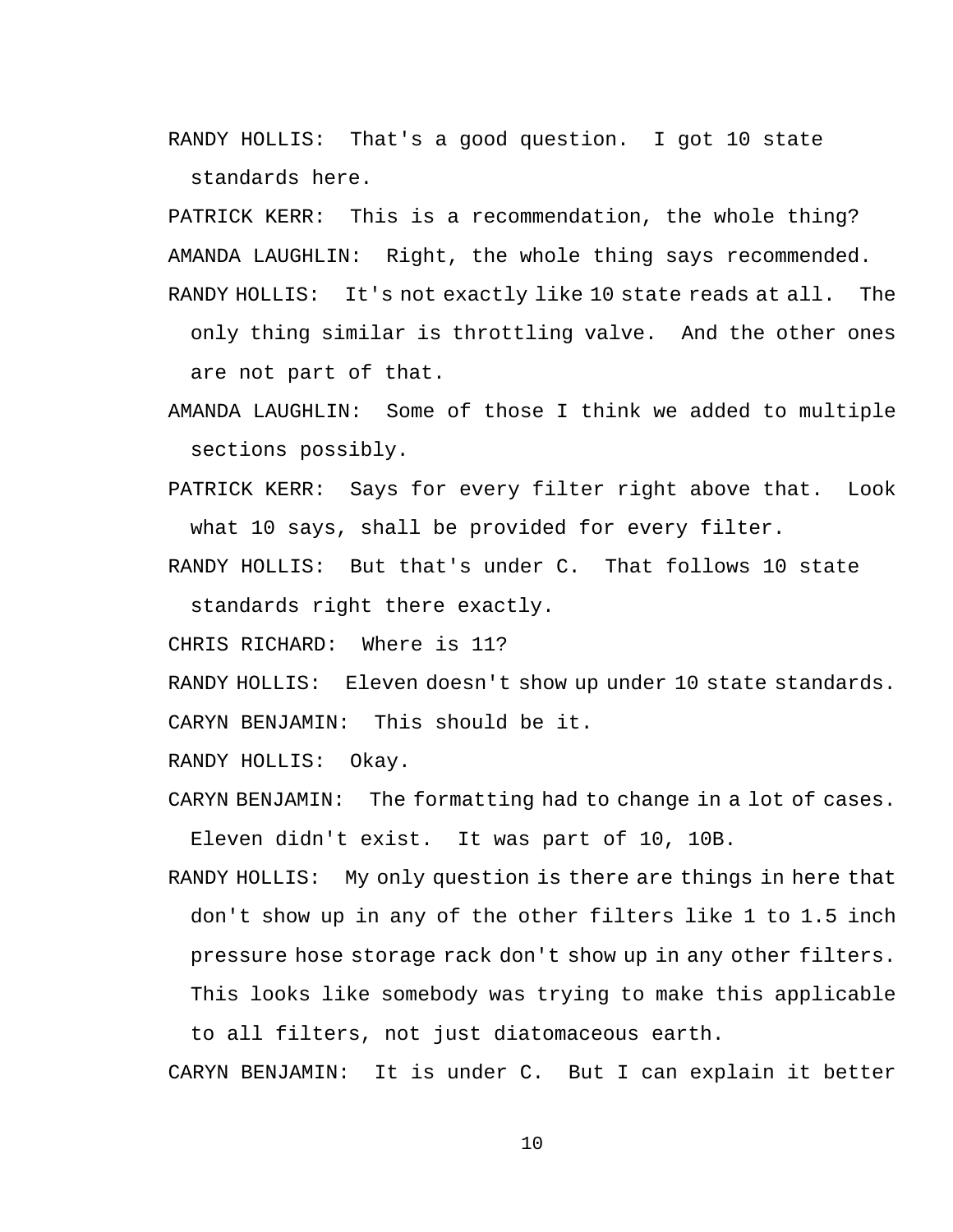RANDY HOLLIS: That's a good question. I got 10 state standards here.

PATRICK KERR: This is a recommendation, the whole thing?

AMANDA LAUGHLIN: Right, the whole thing says recommended.

RANDY HOLLIS: It's not exactly like 10 state reads at all. The only thing similar is throttling valve. And the other ones are not part of that.

AMANDA LAUGHLIN: Some of those I think we added to multiple sections possibly.

PATRICK KERR: Says for every filter right above that. Look what 10 says, shall be provided for every filter.

RANDY HOLLIS: But that's under C. That follows 10 state standards right there exactly.

CHRIS RICHARD: Where is 11?

RANDY HOLLIS: Eleven doesn't show up under 10 state standards.

CARYN BENJAMIN: This should be it.

RANDY HOLLIS: Okay.

CARYN BENJAMIN: The formatting had to change in a lot of cases. Eleven didn't exist. It was part of 10, 10B.

RANDY HOLLIS: My only question is there are things in here that don't show up in any of the other filters like 1 to 1.5 inch pressure hose storage rack don't show up in any other filters. This looks like somebody was trying to make this applicable to all filters, not just diatomaceous earth.

CARYN BENJAMIN: It is under C. But I can explain it better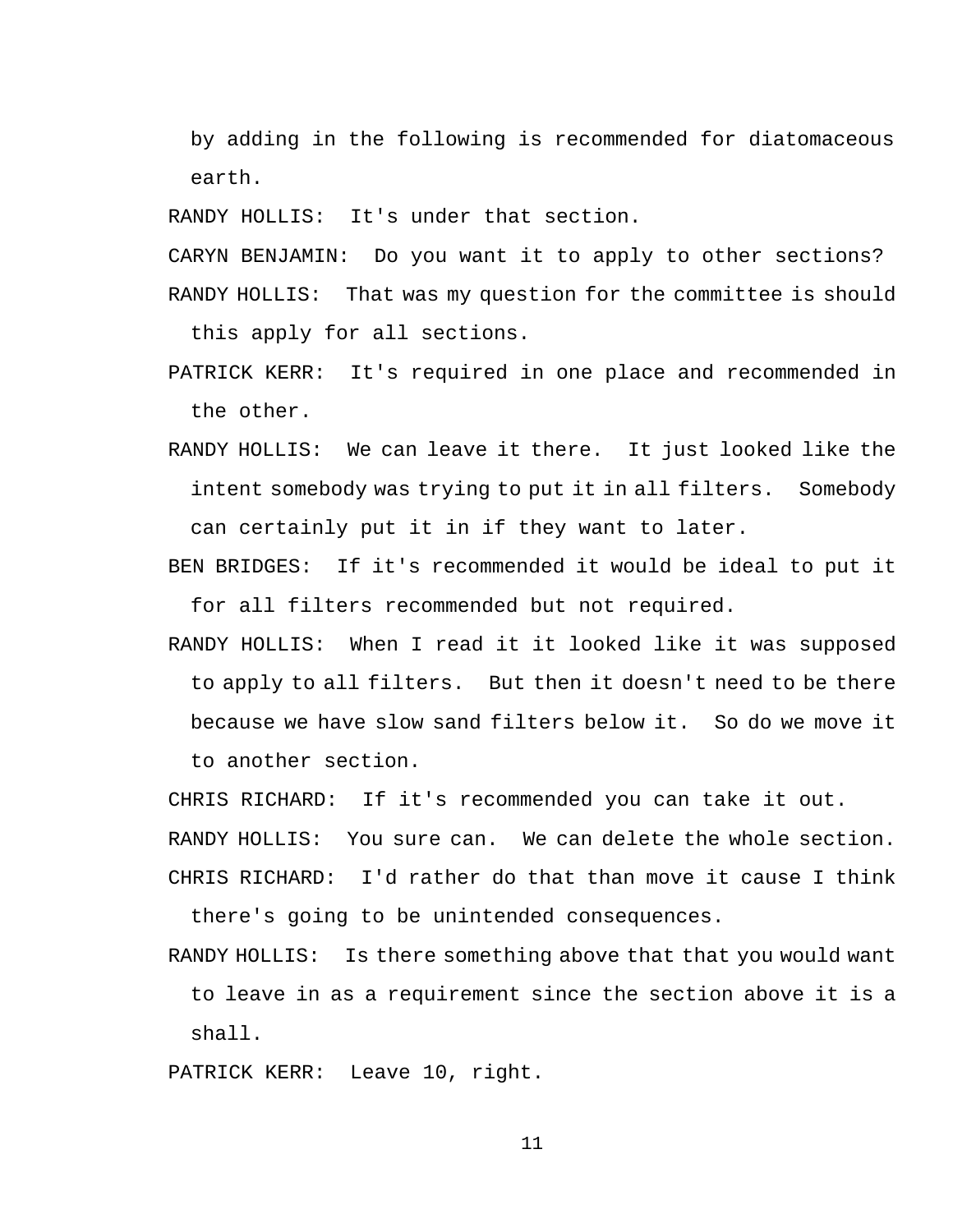by adding in the following is recommended for diatomaceous earth.

RANDY HOLLIS: It's under that section.

CARYN BENJAMIN: Do you want it to apply to other sections?

RANDY HOLLIS: That was my question for the committee is should this apply for all sections.

PATRICK KERR: It's required in one place and recommended in the other.

RANDY HOLLIS: We can leave it there. It just looked like the intent somebody was trying to put it in all filters. Somebody can certainly put it in if they want to later.

BEN BRIDGES: If it's recommended it would be ideal to put it for all filters recommended but not required.

RANDY HOLLIS: When I read it it looked like it was supposed to apply to all filters. But then it doesn't need to be there because we have slow sand filters below it. So do we move it to another section.

CHRIS RICHARD: If it's recommended you can take it out.

RANDY HOLLIS: You sure can. We can delete the whole section.

CHRIS RICHARD: I'd rather do that than move it cause I think there's going to be unintended consequences.

RANDY HOLLIS: Is there something above that that you would want to leave in as a requirement since the section above it is a shall.

PATRICK KERR: Leave 10, right.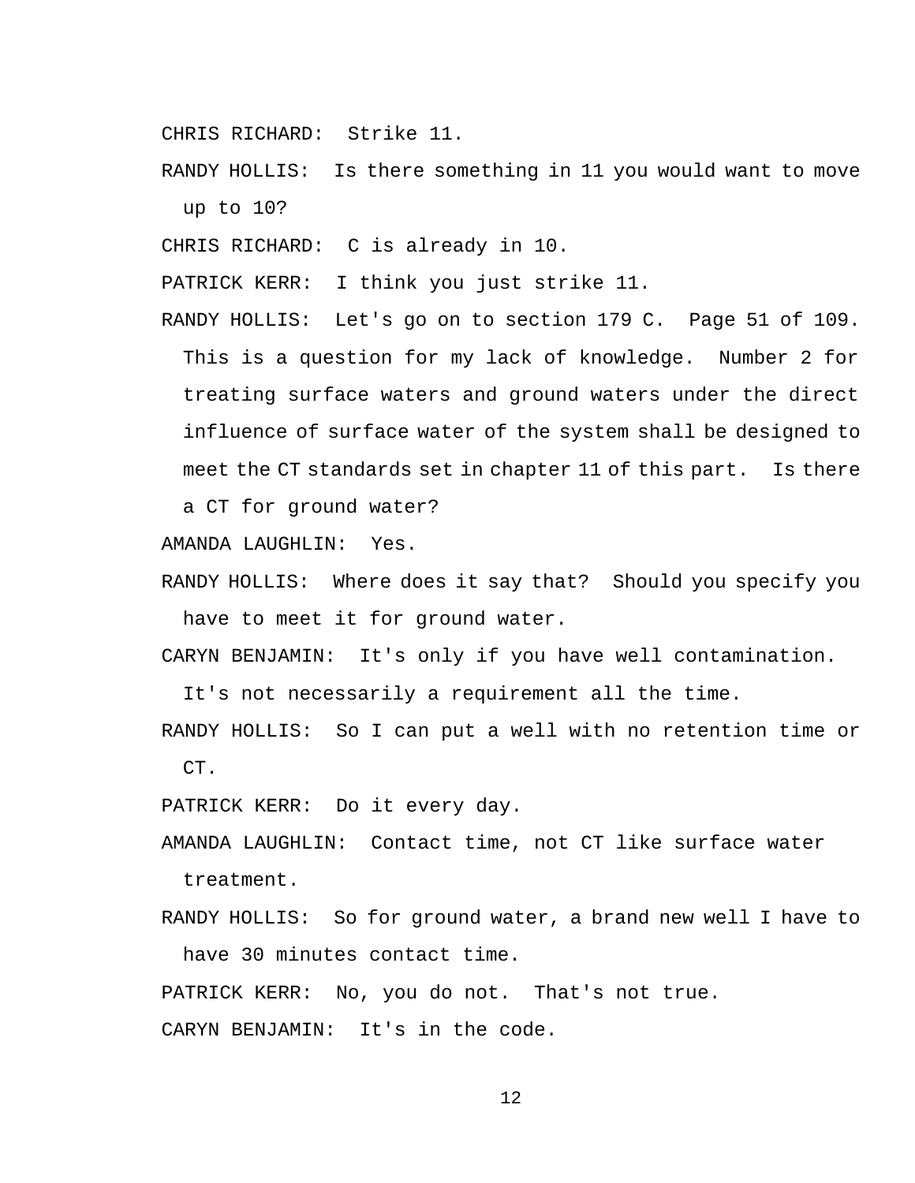CHRIS RICHARD: Strike 11.

RANDY HOLLIS: Is there something in 11 you would want to move up to 10?

CHRIS RICHARD: C is already in 10.

PATRICK KERR: I think you just strike 11.

RANDY HOLLIS: Let's go on to section 179 C. Page 51 of 109. This is a question for my lack of knowledge. Number 2 for treating surface waters and ground waters under the direct influence of surface water of the system shall be designed to meet the CT standards set in chapter 11 of this part. Is there a CT for ground water?

AMANDA LAUGHLIN: Yes.

RANDY HOLLIS: Where does it say that? Should you specify you have to meet it for ground water.

CARYN BENJAMIN: It's only if you have well contamination. It's not necessarily a requirement all the time.

RANDY HOLLIS: So I can put a well with no retention time or CT.

PATRICK KERR: Do it every day.

AMANDA LAUGHLIN: Contact time, not CT like surface water treatment.

RANDY HOLLIS: So for ground water, a brand new well I have to have 30 minutes contact time.

PATRICK KERR: No, you do not. That's not true.

CARYN BENJAMIN: It's in the code.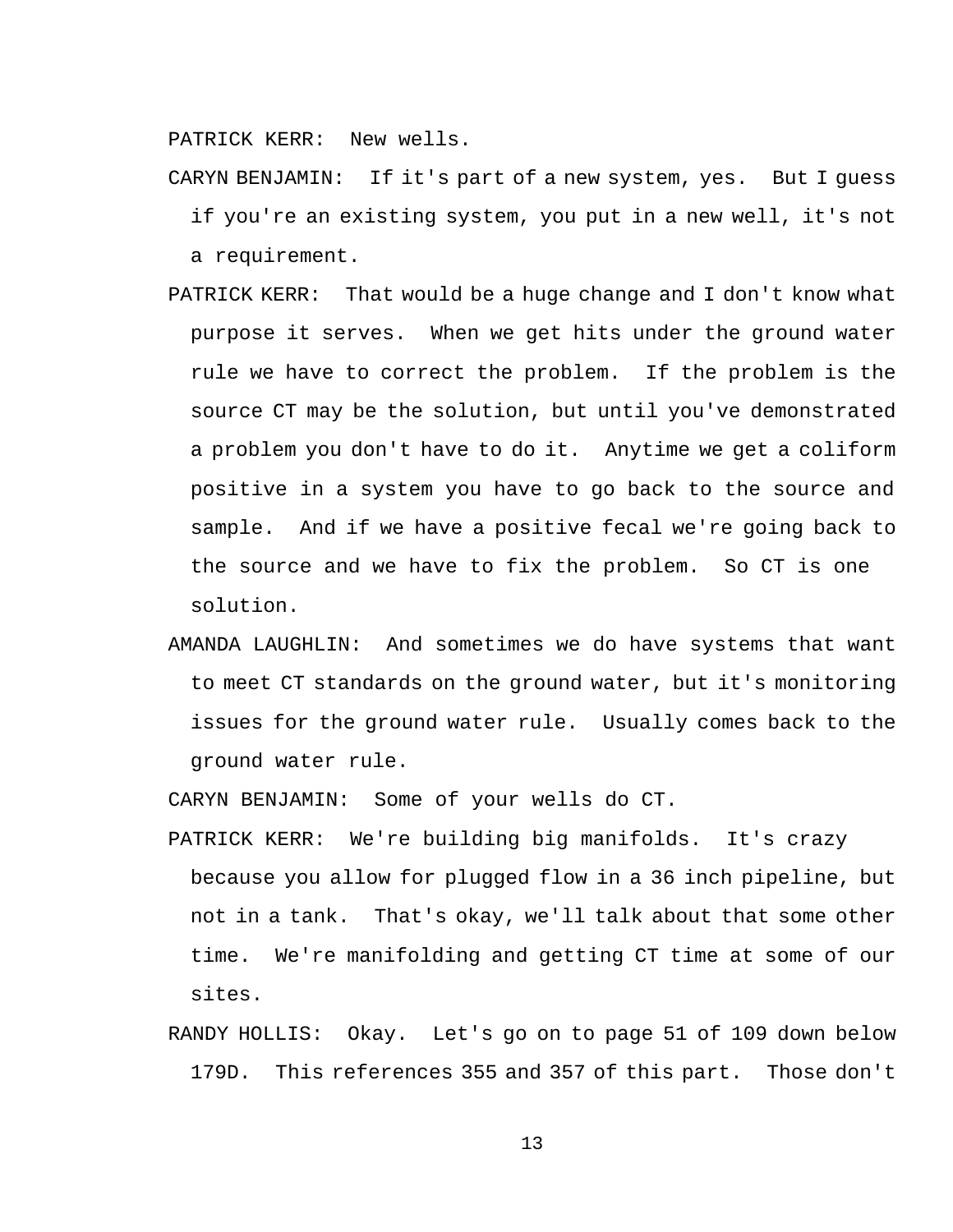PATRICK KERR: New wells.

CARYN BENJAMIN: If it's part of a new system, yes. But I guess if you're an existing system, you put in a new well, it's not a requirement.

PATRICK KERR: That would be a huge change and I don't know what purpose it serves. When we get hits under the ground water rule we have to correct the problem. If the problem is the source CT may be the solution, but until you've demonstrated a problem you don't have to do it. Anytime we get a coliform positive in a system you have to go back to the source and sample. And if we have a positive fecal we're going back to the source and we have to fix the problem. So CT is one solution.

AMANDA LAUGHLIN: And sometimes we do have systems that want to meet CT standards on the ground water, but it's monitoring issues for the ground water rule. Usually comes back to the ground water rule.

CARYN BENJAMIN: Some of your wells do CT.

PATRICK KERR: We're building big manifolds. It's crazy because you allow for plugged flow in a 36 inch pipeline, but not in a tank. That's okay, we'll talk about that some other time. We're manifolding and getting CT time at some of our sites.

RANDY HOLLIS: Okay. Let's go on to page 51 of 109 down below 179D. This references 355 and 357 of this part. Those don't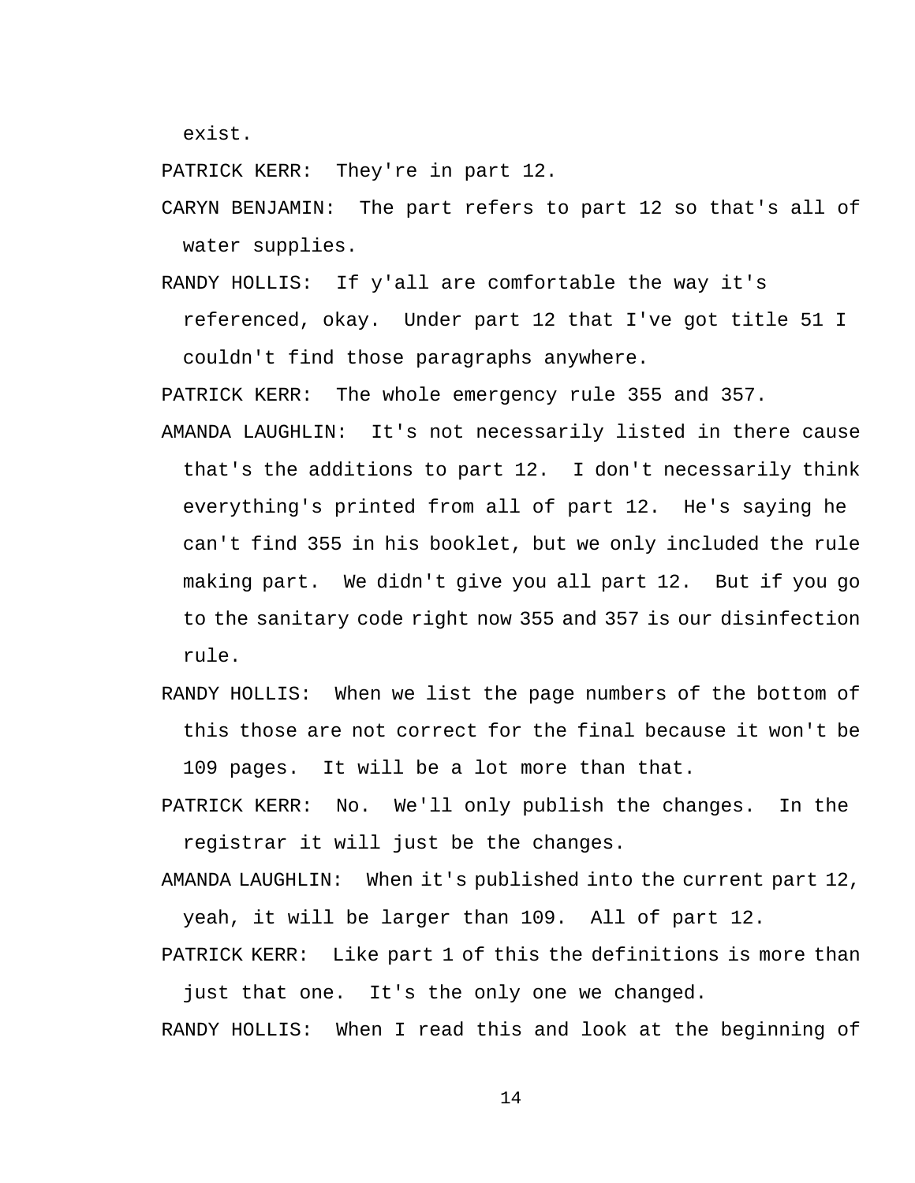exist.

PATRICK KERR: They're in part 12.

CARYN BENJAMIN: The part refers to part 12 so that's all of water supplies.

RANDY HOLLIS: If y'all are comfortable the way it's referenced, okay. Under part 12 that I've got title 51 I couldn't find those paragraphs anywhere.

PATRICK KERR: The whole emergency rule 355 and 357.

AMANDA LAUGHLIN: It's not necessarily listed in there cause that's the additions to part 12. I don't necessarily think everything's printed from all of part 12. He's saying he can't find 355 in his booklet, but we only included the rule making part. We didn't give you all part 12. But if you go to the sanitary code right now 355 and 357 is our disinfection rule.

RANDY HOLLIS: When we list the page numbers of the bottom of this those are not correct for the final because it won't be 109 pages. It will be a lot more than that.

PATRICK KERR: No. We'll only publish the changes. In the registrar it will just be the changes.

AMANDA LAUGHLIN: When it's published into the current part 12, yeah, it will be larger than 109. All of part 12.

PATRICK KERR: Like part 1 of this the definitions is more than just that one. It's the only one we changed.

RANDY HOLLIS: When I read this and look at the beginning of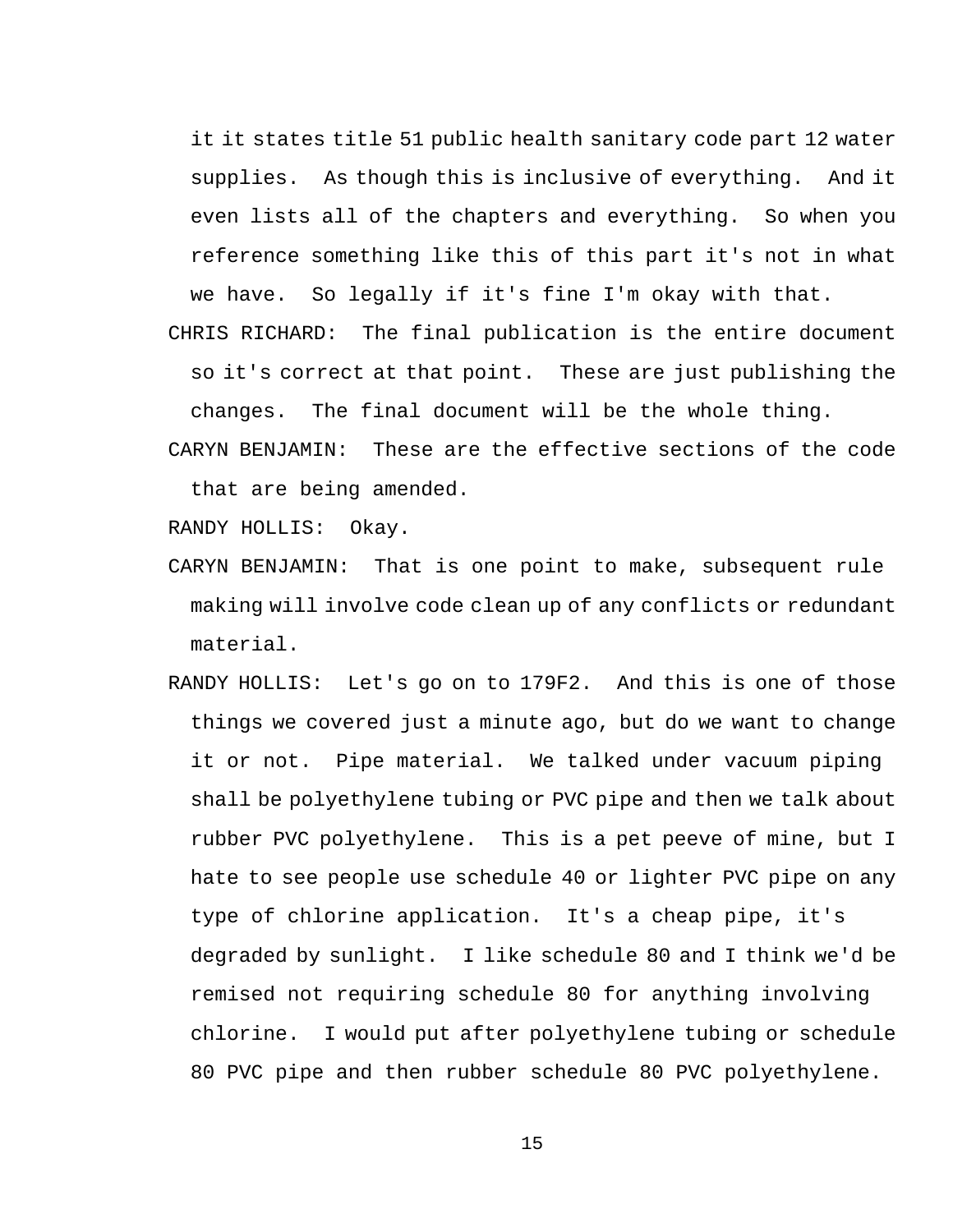it it states title 51 public health sanitary code part 12 water supplies. As though this is inclusive of everything. And it even lists all of the chapters and everything. So when you reference something like this of this part it's not in what we have. So legally if it's fine I'm okay with that.

CHRIS RICHARD: The final publication is the entire document so it's correct at that point. These are just publishing the changes. The final document will be the whole thing.

CARYN BENJAMIN: These are the effective sections of the code that are being amended.

RANDY HOLLIS: Okay.

CARYN BENJAMIN: That is one point to make, subsequent rule making will involve code clean up of any conflicts or redundant material.

RANDY HOLLIS: Let's go on to 179F2. And this is one of those things we covered just a minute ago, but do we want to change it or not. Pipe material. We talked under vacuum piping shall be polyethylene tubing or PVC pipe and then we talk about rubber PVC polyethylene. This is a pet peeve of mine, but I hate to see people use schedule 40 or lighter PVC pipe on any type of chlorine application. It's a cheap pipe, it's degraded by sunlight. I like schedule 80 and I think we'd be remised not requiring schedule 80 for anything involving chlorine. I would put after polyethylene tubing or schedule 80 PVC pipe and then rubber schedule 80 PVC polyethylene.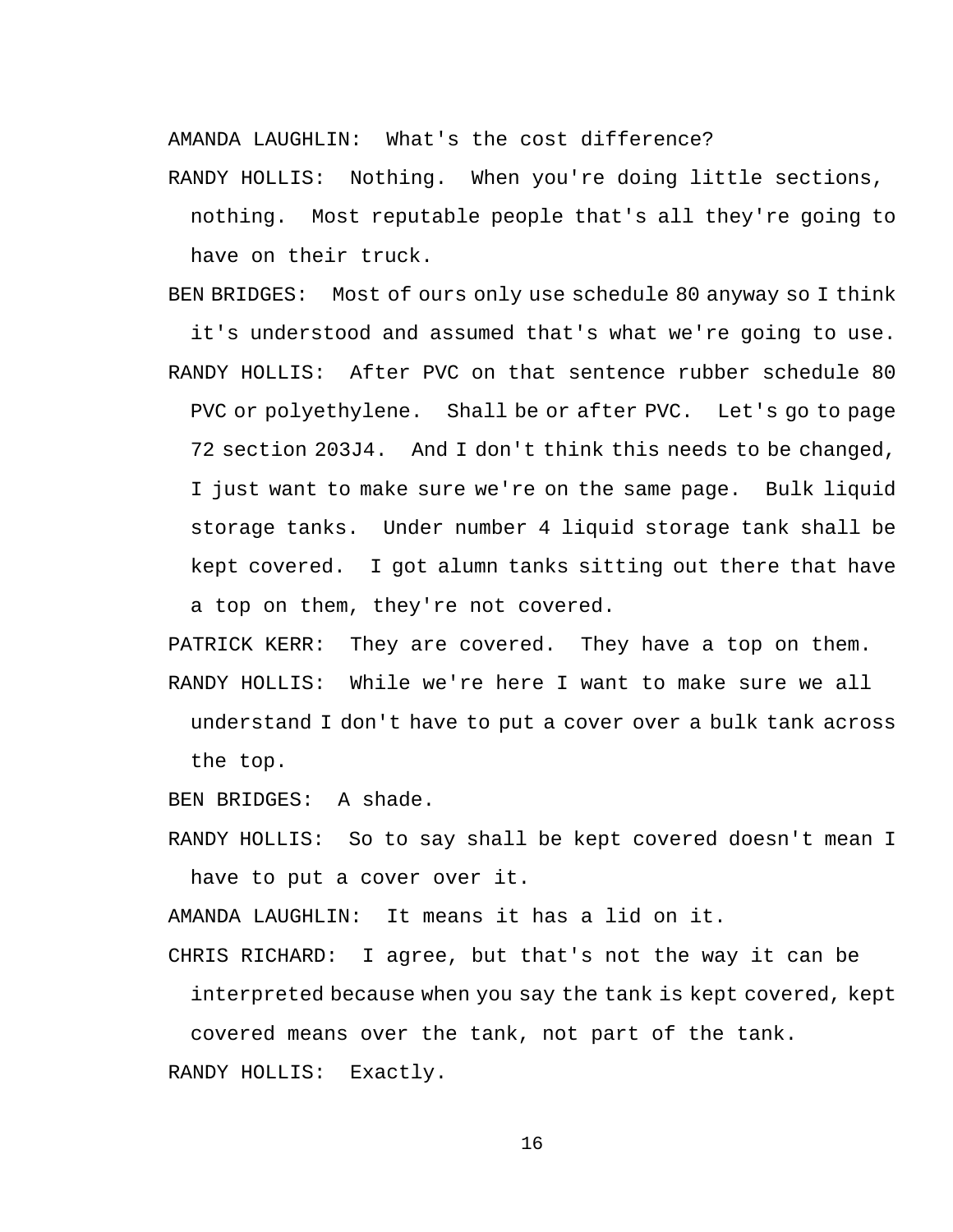AMANDA LAUGHLIN: What's the cost difference?

RANDY HOLLIS: Nothing. When you're doing little sections, nothing. Most reputable people that's all they're going to have on their truck.

BEN BRIDGES: Most of ours only use schedule 80 anyway so I think it's understood and assumed that's what we're going to use.

RANDY HOLLIS: After PVC on that sentence rubber schedule 80 PVC or polyethylene. Shall be or after PVC. Let's go to page 72 section 203J4. And I don't think this needs to be changed, I just want to make sure we're on the same page. Bulk liquid storage tanks. Under number 4 liquid storage tank shall be kept covered. I got alumn tanks sitting out there that have a top on them, they're not covered.

PATRICK KERR: They are covered. They have a top on them.

RANDY HOLLIS: While we're here I want to make sure we all understand I don't have to put a cover over a bulk tank across the top.

BEN BRIDGES: A shade.

RANDY HOLLIS: So to say shall be kept covered doesn't mean I have to put a cover over it.

AMANDA LAUGHLIN: It means it has a lid on it.

CHRIS RICHARD: I agree, but that's not the way it can be interpreted because when you say the tank is kept covered, kept covered means over the tank, not part of the tank.

RANDY HOLLIS: Exactly.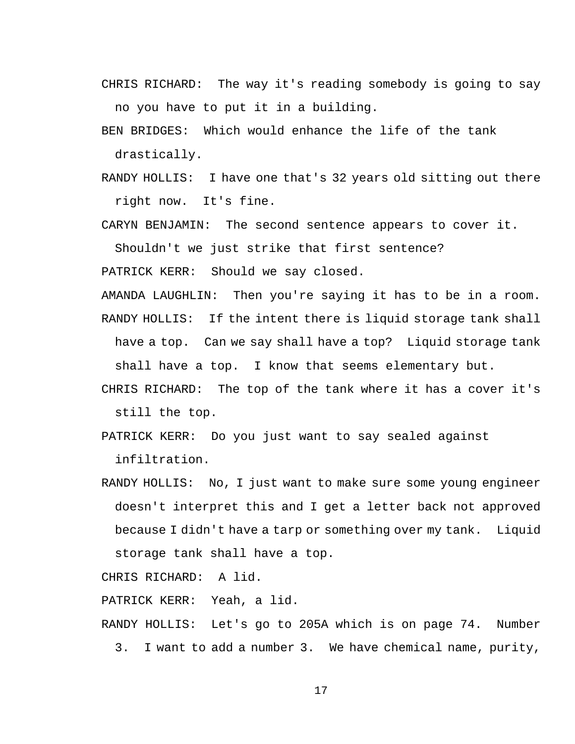CHRIS RICHARD:  The way it's reading somebody is going to say no you have to put it in a building.

BEN BRIDGES:  Which would enhance the life of the tank drastically.

RANDY HOLLIS:  I have one that's 32 years old sitting out there right now.  It's fine.

CARYN BENJAMIN:  The second sentence appears to cover it. Shouldn't we just strike that first sentence?

PATRICK KERR:  Should we say closed.

AMANDA LAUGHLIN:  Then you're saying it has to be in a room.

RANDY HOLLIS:  If the intent there is liquid storage tank shall have a top.  Can we say shall have a top?  Liquid storage tank shall have a top.  I know that seems elementary but.

CHRIS RICHARD:  The top of the tank where it has a cover it's still the top.

PATRICK KERR:  Do you just want to say sealed against infiltration.

RANDY HOLLIS:  No, I just want to make sure some young engineer doesn't interpret this and I get a letter back not approved because I didn't have a tarp or something over my tank.  Liquid storage tank shall have a top.

CHRIS RICHARD:  A lid.

PATRICK KERR:  Yeah, a lid.

RANDY HOLLIS:  Let's go to 205A which is on page 74.  Number 3.  I want to add a number 3.  We have chemical name, purity,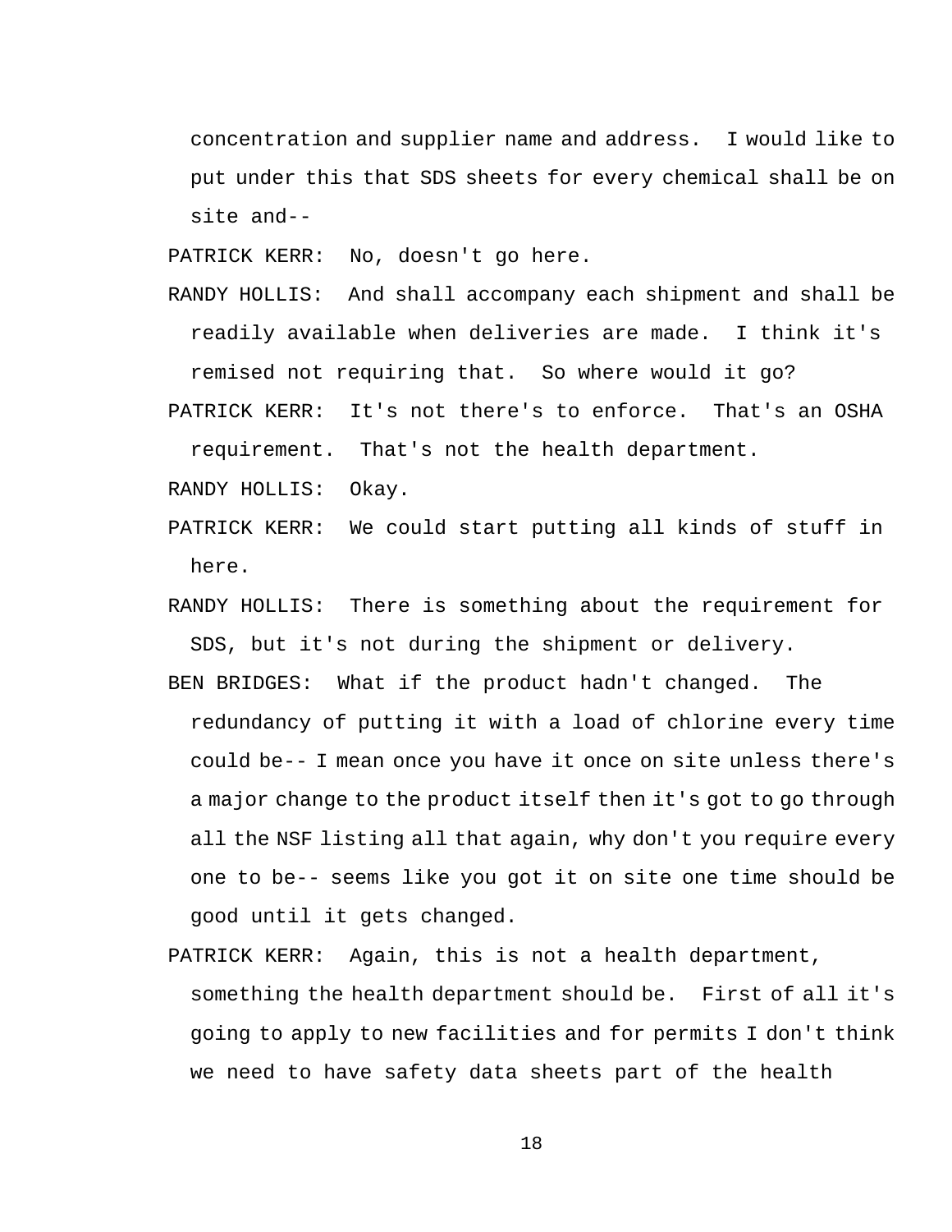concentration and supplier name and address. I would like to put under this that SDS sheets for every chemical shall be on site and--

PATRICK KERR: No, doesn't go here.

RANDY HOLLIS: And shall accompany each shipment and shall be readily available when deliveries are made. I think it's remised not requiring that. So where would it go?

PATRICK KERR: It's not there's to enforce. That's an OSHA requirement. That's not the health department.

RANDY HOLLIS: Okay.

PATRICK KERR: We could start putting all kinds of stuff in here.

RANDY HOLLIS: There is something about the requirement for SDS, but it's not during the shipment or delivery.

BEN BRIDGES: What if the product hadn't changed. The redundancy of putting it with a load of chlorine every time could be-- I mean once you have it once on site unless there's a major change to the product itself then it's got to go through all the NSF listing all that again, why don't you require every one to be-- seems like you got it on site one time should be good until it gets changed.

PATRICK KERR: Again, this is not a health department, something the health department should be. First of all it's going to apply to new facilities and for permits I don't think we need to have safety data sheets part of the health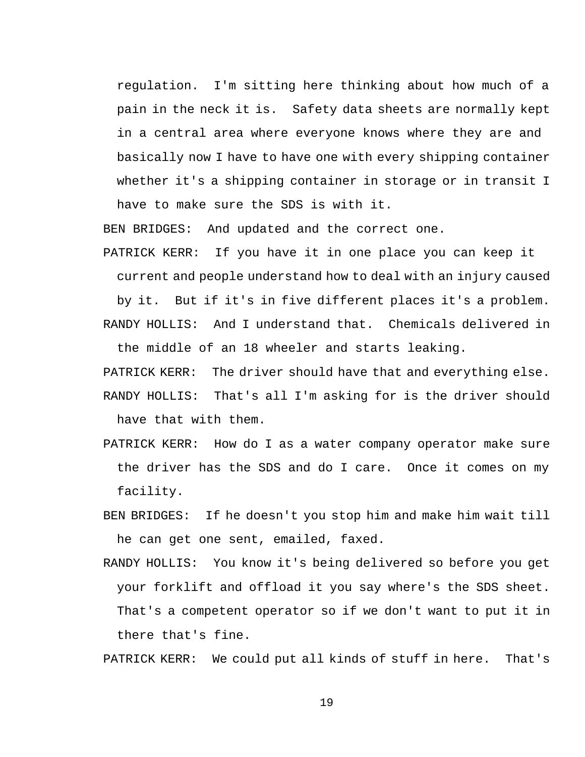regulation. I'm sitting here thinking about how much of a pain in the neck it is. Safety data sheets are normally kept in a central area where everyone knows where they are and basically now I have to have one with every shipping container whether it's a shipping container in storage or in transit I have to make sure the SDS is with it.

BEN BRIDGES: And updated and the correct one.

PATRICK KERR: If you have it in one place you can keep it current and people understand how to deal with an injury caused by it. But if it's in five different places it's a problem.

RANDY HOLLIS: And I understand that. Chemicals delivered in the middle of an 18 wheeler and starts leaking.

PATRICK KERR: The driver should have that and everything else.

RANDY HOLLIS: That's all I'm asking for is the driver should have that with them.

PATRICK KERR: How do I as a water company operator make sure the driver has the SDS and do I care. Once it comes on my facility.

BEN BRIDGES: If he doesn't you stop him and make him wait till he can get one sent, emailed, faxed.

RANDY HOLLIS: You know it's being delivered so before you get your forklift and offload it you say where's the SDS sheet. That's a competent operator so if we don't want to put it in there that's fine.

PATRICK KERR: We could put all kinds of stuff in here. That's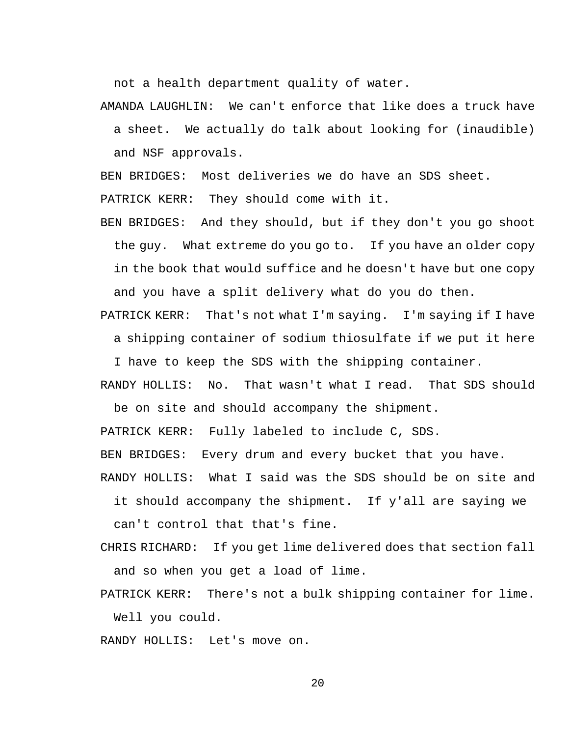not a health department quality of water.

AMANDA LAUGHLIN: We can't enforce that like does a truck have a sheet. We actually do talk about looking for (inaudible) and NSF approvals.

BEN BRIDGES: Most deliveries we do have an SDS sheet.

PATRICK KERR: They should come with it.

BEN BRIDGES: And they should, but if they don't you go shoot the guy. What extreme do you go to. If you have an older copy in the book that would suffice and he doesn't have but one copy and you have a split delivery what do you do then.

PATRICK KERR: That's not what I'm saying. I'm saying if I have a shipping container of sodium thiosulfate if we put it here I have to keep the SDS with the shipping container.

RANDY HOLLIS: No. That wasn't what I read. That SDS should be on site and should accompany the shipment.

PATRICK KERR: Fully labeled to include C, SDS.

BEN BRIDGES: Every drum and every bucket that you have.

RANDY HOLLIS: What I said was the SDS should be on site and it should accompany the shipment. If y'all are saying we can't control that that's fine.

CHRIS RICHARD: If you get lime delivered does that section fall and so when you get a load of lime.

PATRICK KERR: There's not a bulk shipping container for lime. Well you could.

RANDY HOLLIS: Let's move on.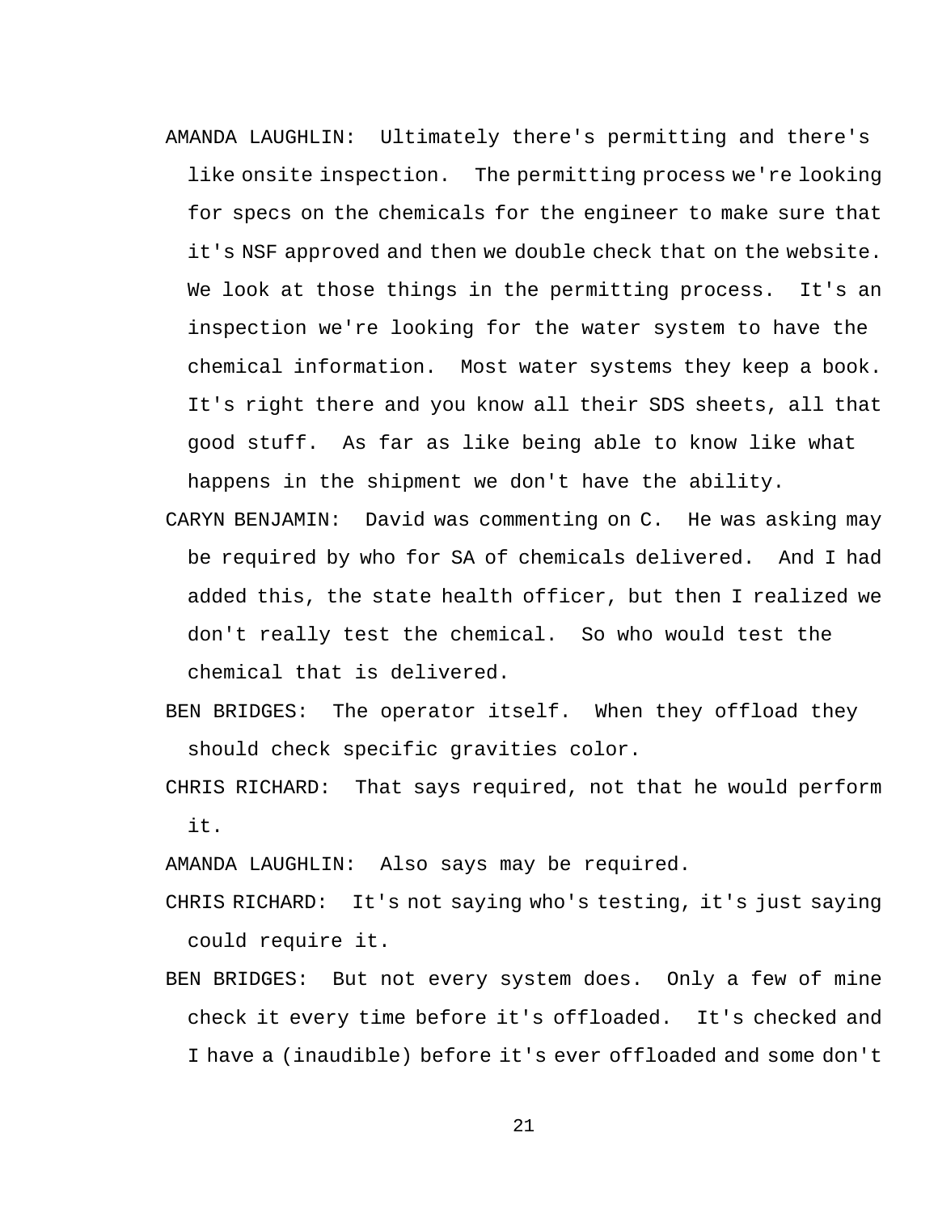AMANDA LAUGHLIN: Ultimately there's permitting and there's like onsite inspection. The permitting process we're looking for specs on the chemicals for the engineer to make sure that it's NSF approved and then we double check that on the website. We look at those things in the permitting process. It's an inspection we're looking for the water system to have the chemical information. Most water systems they keep a book. It's right there and you know all their SDS sheets, all that good stuff. As far as like being able to know like what happens in the shipment we don't have the ability.

CARYN BENJAMIN: David was commenting on C. He was asking may be required by who for SA of chemicals delivered. And I had added this, the state health officer, but then I realized we don't really test the chemical. So who would test the chemical that is delivered.

BEN BRIDGES: The operator itself. When they offload they should check specific gravities color.

CHRIS RICHARD: That says required, not that he would perform it.

AMANDA LAUGHLIN: Also says may be required.

CHRIS RICHARD: It's not saying who's testing, it's just saying could require it.

BEN BRIDGES: But not every system does. Only a few of mine check it every time before it's offloaded. It's checked and I have a (inaudible) before it's ever offloaded and some don't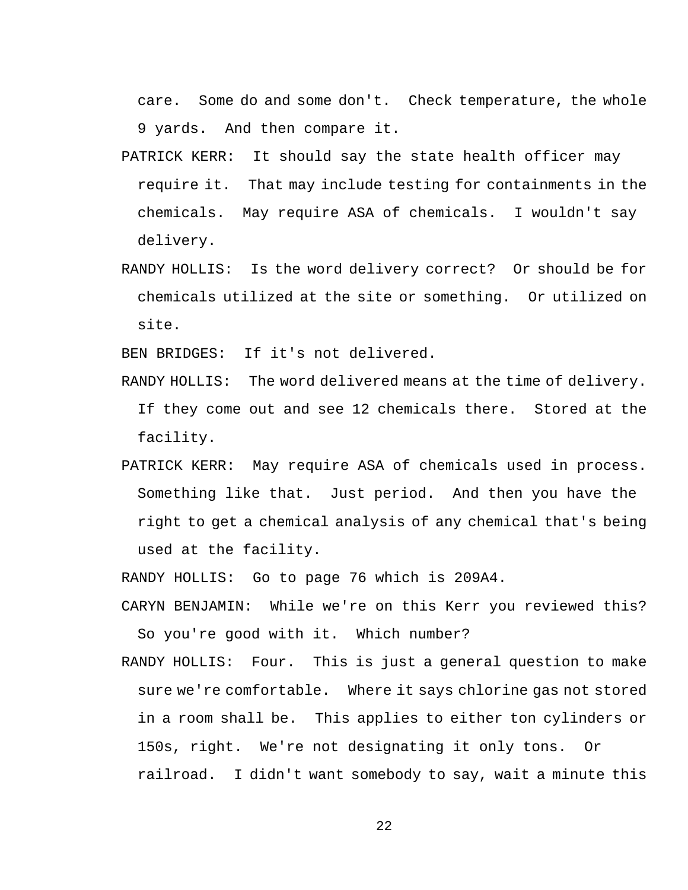care. Some do and some don't. Check temperature, the whole 9 yards. And then compare it.

PATRICK KERR: It should say the state health officer may require it. That may include testing for containments in the chemicals. May require ASA of chemicals. I wouldn't say delivery.

RANDY HOLLIS: Is the word delivery correct? Or should be for chemicals utilized at the site or something. Or utilized on site.

BEN BRIDGES: If it's not delivered.

RANDY HOLLIS: The word delivered means at the time of delivery. If they come out and see 12 chemicals there. Stored at the facility.

PATRICK KERR: May require ASA of chemicals used in process. Something like that. Just period. And then you have the right to get a chemical analysis of any chemical that's being used at the facility.

RANDY HOLLIS: Go to page 76 which is 209A4.

CARYN BENJAMIN: While we're on this Kerr you reviewed this? So you're good with it. Which number?

RANDY HOLLIS: Four. This is just a general question to make sure we're comfortable. Where it says chlorine gas not stored in a room shall be. This applies to either ton cylinders or 150s, right. We're not designating it only tons. Or railroad. I didn't want somebody to say, wait a minute this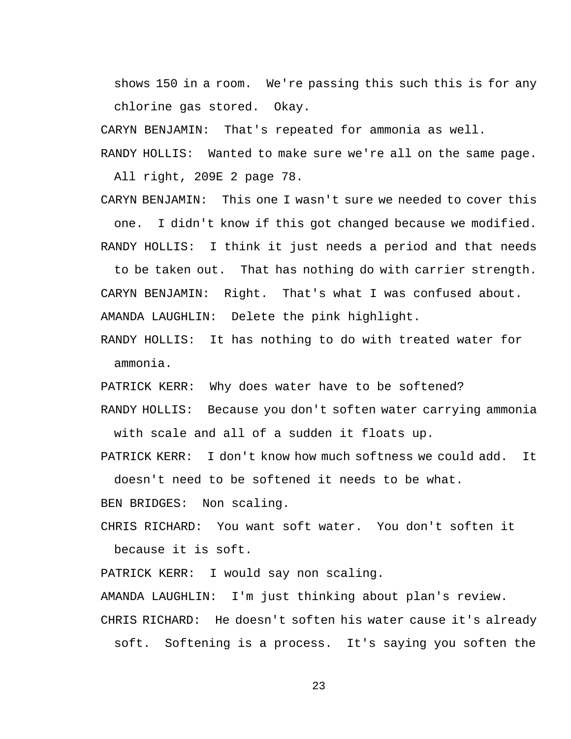shows 150 in a room. We're passing this such this is for any chlorine gas stored. Okay.

CARYN BENJAMIN: That's repeated for ammonia as well.

RANDY HOLLIS: Wanted to make sure we're all on the same page. All right, 209E 2 page 78.

CARYN BENJAMIN: This one I wasn't sure we needed to cover this one. I didn't know if this got changed because we modified.

RANDY HOLLIS: I think it just needs a period and that needs to be taken out. That has nothing do with carrier strength.

CARYN BENJAMIN: Right. That's what I was confused about.

AMANDA LAUGHLIN: Delete the pink highlight.

RANDY HOLLIS: It has nothing to do with treated water for ammonia.

PATRICK KERR: Why does water have to be softened?

RANDY HOLLIS: Because you don't soften water carrying ammonia with scale and all of a sudden it floats up.

PATRICK KERR: I don't know how much softness we could add. It doesn't need to be softened it needs to be what.

BEN BRIDGES: Non scaling.

CHRIS RICHARD: You want soft water. You don't soften it because it is soft.

PATRICK KERR: I would say non scaling.

AMANDA LAUGHLIN: I'm just thinking about plan's review.

CHRIS RICHARD: He doesn't soften his water cause it's already soft. Softening is a process. It's saying you soften the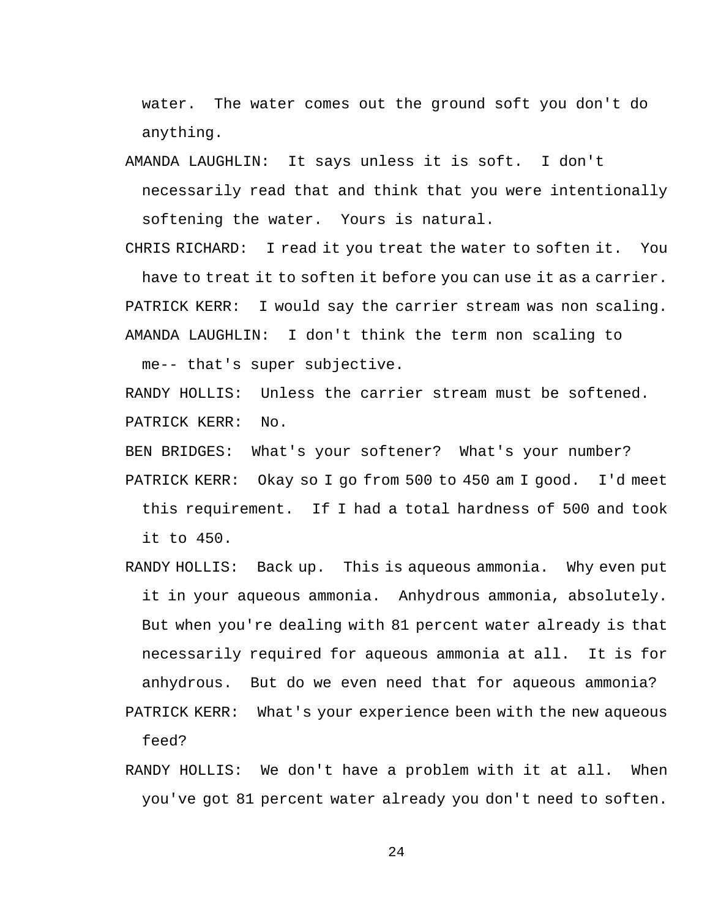water. The water comes out the ground soft you don't do anything.

AMANDA LAUGHLIN: It says unless it is soft. I don't necessarily read that and think that you were intentionally softening the water. Yours is natural.

CHRIS RICHARD: I read it you treat the water to soften it. You have to treat it to soften it before you can use it as a carrier.

PATRICK KERR: I would say the carrier stream was non scaling.

AMANDA LAUGHLIN: I don't think the term non scaling to me-- that's super subjective.

RANDY HOLLIS: Unless the carrier stream must be softened.

PATRICK KERR: No.

BEN BRIDGES: What's your softener? What's your number?

PATRICK KERR: Okay so I go from 500 to 450 am I good. I'd meet this requirement. If I had a total hardness of 500 and took it to 450.

RANDY HOLLIS: Back up. This is aqueous ammonia. Why even put it in your aqueous ammonia. Anhydrous ammonia, absolutely. But when you're dealing with 81 percent water already is that necessarily required for aqueous ammonia at all. It is for anhydrous. But do we even need that for aqueous ammonia?

PATRICK KERR: What's your experience been with the new aqueous feed?

RANDY HOLLIS: We don't have a problem with it at all. When you've got 81 percent water already you don't need to soften.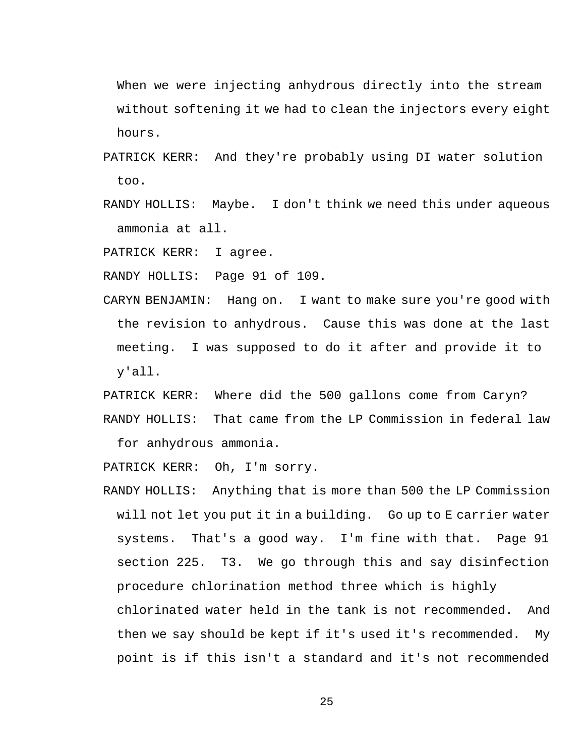When we were injecting anhydrous directly into the stream without softening it we had to clean the injectors every eight hours.

PATRICK KERR: And they're probably using DI water solution too.

RANDY HOLLIS: Maybe. I don't think we need this under aqueous ammonia at all.

PATRICK KERR: I agree.

RANDY HOLLIS: Page 91 of 109.

CARYN BENJAMIN: Hang on. I want to make sure you're good with the revision to anhydrous. Cause this was done at the last meeting. I was supposed to do it after and provide it to y'all.

PATRICK KERR: Where did the 500 gallons come from Caryn?

RANDY HOLLIS: That came from the LP Commission in federal law for anhydrous ammonia.

PATRICK KERR: Oh, I'm sorry.

RANDY HOLLIS: Anything that is more than 500 the LP Commission will not let you put it in a building. Go up to E carrier water systems. That's a good way. I'm fine with that. Page 91 section 225. T3. We go through this and say disinfection procedure chlorination method three which is highly chlorinated water held in the tank is not recommended. And then we say should be kept if it's used it's recommended. My point is if this isn't a standard and it's not recommended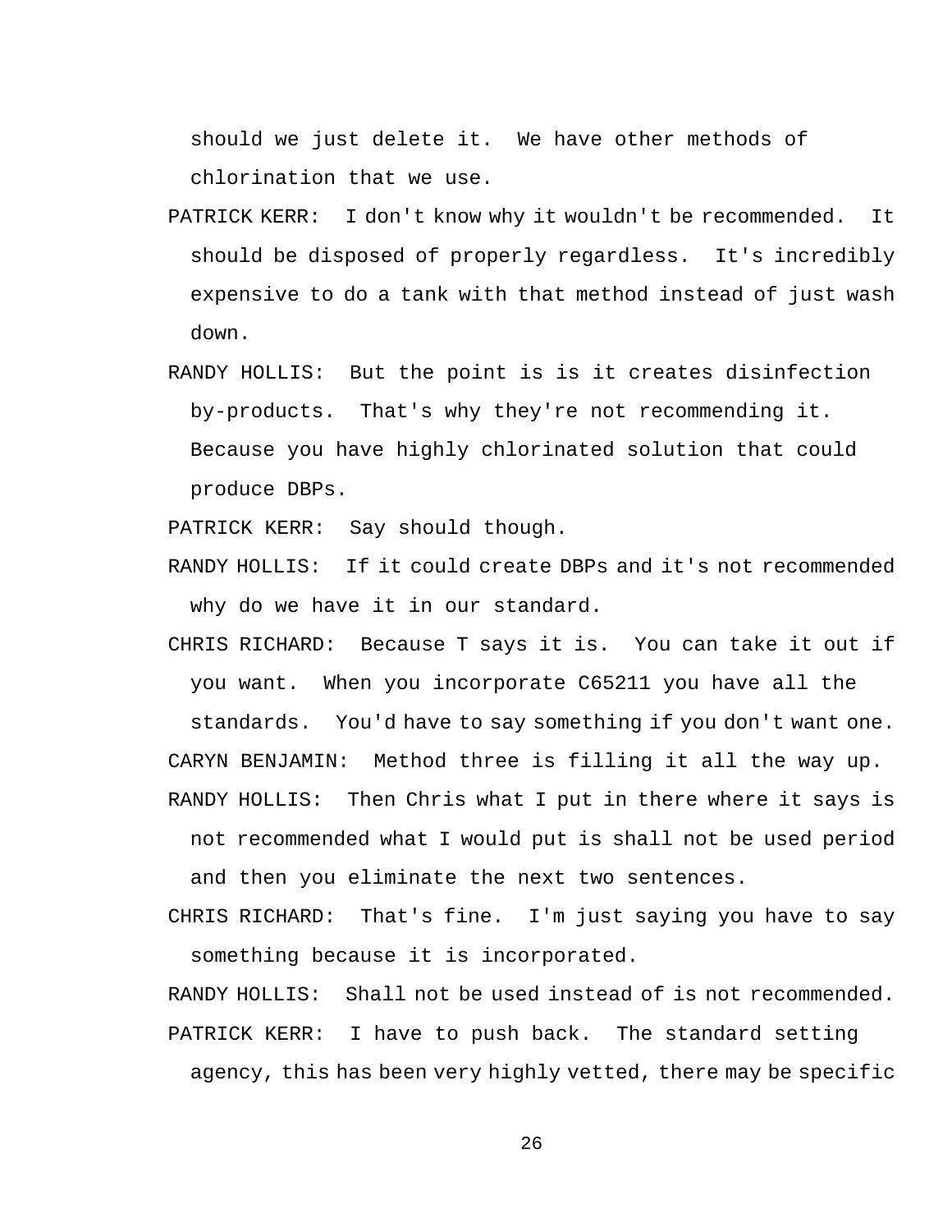should we just delete it. We have other methods of chlorination that we use.

PATRICK KERR: I don't know why it wouldn't be recommended. It should be disposed of properly regardless. It's incredibly expensive to do a tank with that method instead of just wash down.

RANDY HOLLIS: But the point is is it creates disinfection by-products. That's why they're not recommending it. Because you have highly chlorinated solution that could produce DBPs.

PATRICK KERR: Say should though.

RANDY HOLLIS: If it could create DBPs and it's not recommended why do we have it in our standard.

CHRIS RICHARD: Because T says it is. You can take it out if you want. When you incorporate C65211 you have all the standards. You'd have to say something if you don't want one.

CARYN BENJAMIN: Method three is filling it all the way up.

RANDY HOLLIS: Then Chris what I put in there where it says is not recommended what I would put is shall not be used period and then you eliminate the next two sentences.

CHRIS RICHARD: That's fine. I'm just saying you have to say something because it is incorporated.

RANDY HOLLIS: Shall not be used instead of is not recommended.

PATRICK KERR: I have to push back. The standard setting agency, this has been very highly vetted, there may be specific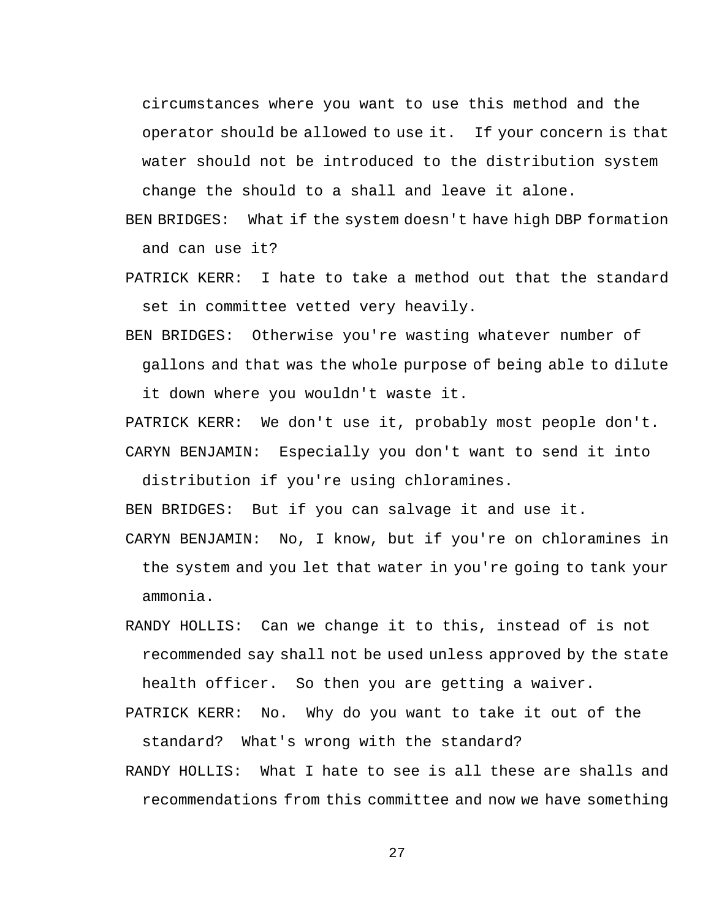circumstances where you want to use this method and the operator should be allowed to use it. If your concern is that water should not be introduced to the distribution system change the should to a shall and leave it alone.

BEN BRIDGES: What if the system doesn't have high DBP formation and can use it?

PATRICK KERR: I hate to take a method out that the standard set in committee vetted very heavily.

BEN BRIDGES: Otherwise you're wasting whatever number of gallons and that was the whole purpose of being able to dilute it down where you wouldn't waste it.

PATRICK KERR: We don't use it, probably most people don't.

CARYN BENJAMIN: Especially you don't want to send it into distribution if you're using chloramines.

BEN BRIDGES: But if you can salvage it and use it.

CARYN BENJAMIN: No, I know, but if you're on chloramines in the system and you let that water in you're going to tank your ammonia.

RANDY HOLLIS: Can we change it to this, instead of is not recommended say shall not be used unless approved by the state health officer. So then you are getting a waiver.

PATRICK KERR: No. Why do you want to take it out of the standard? What's wrong with the standard?

RANDY HOLLIS: What I hate to see is all these are shalls and recommendations from this committee and now we have something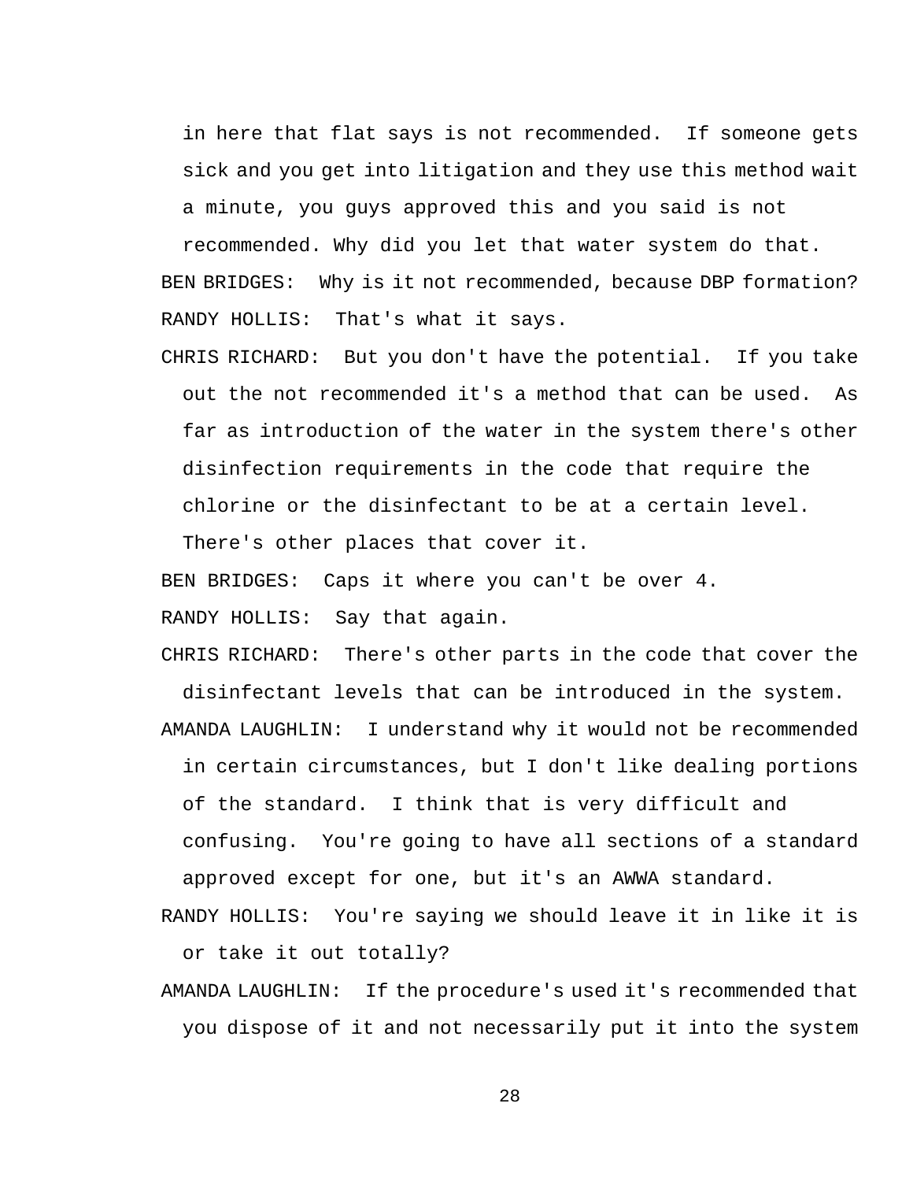in here that flat says is not recommended. If someone gets sick and you get into litigation and they use this method wait a minute, you guys approved this and you said is not recommended. Why did you let that water system do that.

BEN BRIDGES: Why is it not recommended, because DBP formation?

RANDY HOLLIS: That's what it says.

CHRIS RICHARD: But you don't have the potential. If you take out the not recommended it's a method that can be used. As far as introduction of the water in the system there's other disinfection requirements in the code that require the chlorine or the disinfectant to be at a certain level. There's other places that cover it.

BEN BRIDGES: Caps it where you can't be over 4.

RANDY HOLLIS: Say that again.

CHRIS RICHARD: There's other parts in the code that cover the disinfectant levels that can be introduced in the system.

AMANDA LAUGHLIN: I understand why it would not be recommended in certain circumstances, but I don't like dealing portions of the standard. I think that is very difficult and confusing. You're going to have all sections of a standard approved except for one, but it's an AWWA standard.

RANDY HOLLIS: You're saying we should leave it in like it is or take it out totally?

AMANDA LAUGHLIN: If the procedure's used it's recommended that you dispose of it and not necessarily put it into the system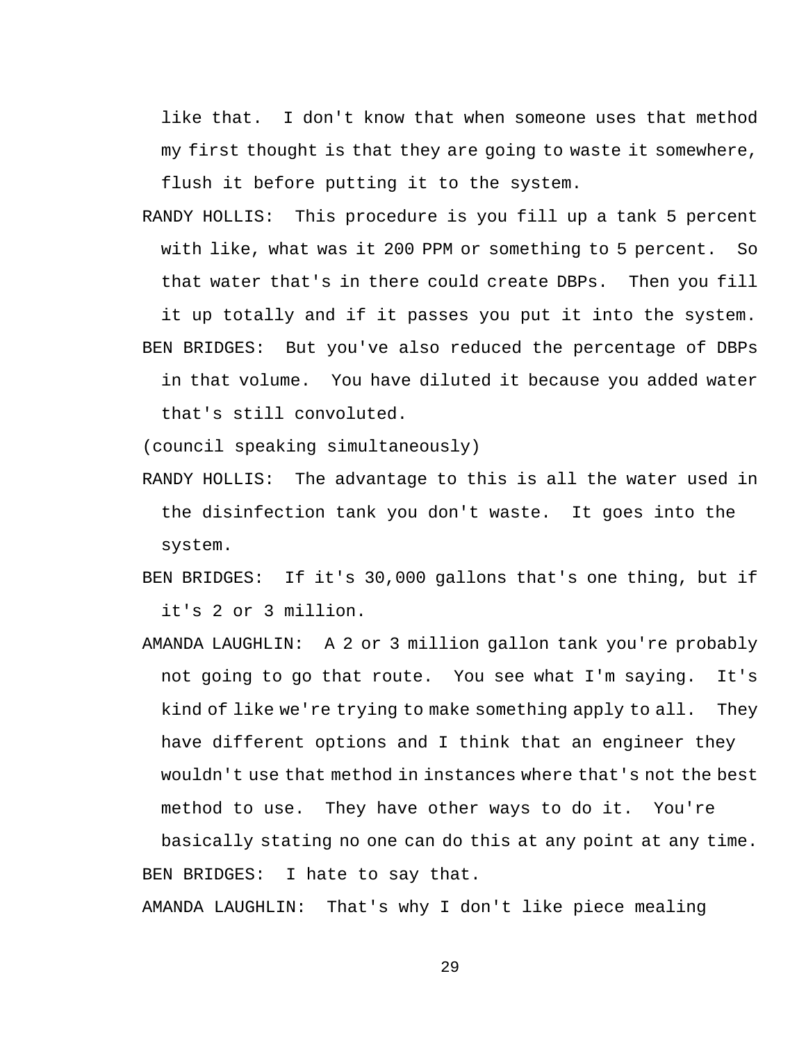like that. I don't know that when someone uses that method my first thought is that they are going to waste it somewhere, flush it before putting it to the system.

RANDY HOLLIS: This procedure is you fill up a tank 5 percent with like, what was it 200 PPM or something to 5 percent. So that water that's in there could create DBPs. Then you fill it up totally and if it passes you put it into the system.

BEN BRIDGES: But you've also reduced the percentage of DBPs in that volume. You have diluted it because you added water that's still convoluted.

(council speaking simultaneously)

RANDY HOLLIS: The advantage to this is all the water used in the disinfection tank you don't waste. It goes into the system.

BEN BRIDGES: If it's 30,000 gallons that's one thing, but if it's 2 or 3 million.

AMANDA LAUGHLIN: A 2 or 3 million gallon tank you're probably not going to go that route. You see what I'm saying. It's kind of like we're trying to make something apply to all. They have different options and I think that an engineer they wouldn't use that method in instances where that's not the best method to use. They have other ways to do it. You're basically stating no one can do this at any point at any time.

BEN BRIDGES: I hate to say that.

AMANDA LAUGHLIN: That's why I don't like piece mealing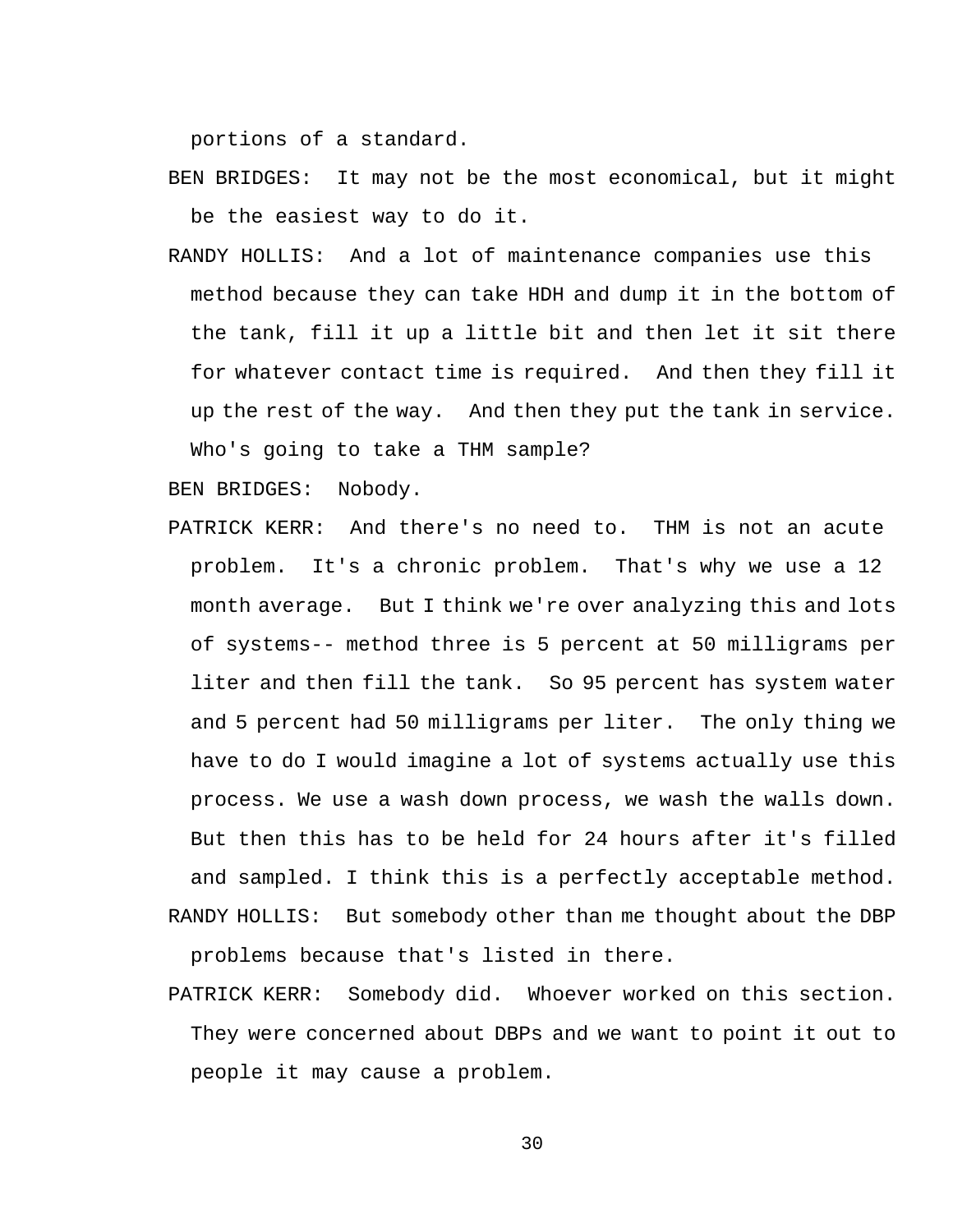portions of a standard.

BEN BRIDGES: It may not be the most economical, but it might be the easiest way to do it.

RANDY HOLLIS: And a lot of maintenance companies use this method because they can take HDH and dump it in the bottom of the tank, fill it up a little bit and then let it sit there for whatever contact time is required. And then they fill it up the rest of the way. And then they put the tank in service. Who's going to take a THM sample?

BEN BRIDGES: Nobody.

PATRICK KERR: And there's no need to. THM is not an acute problem. It's a chronic problem. That's why we use a 12 month average. But I think we're over analyzing this and lots of systems-- method three is 5 percent at 50 milligrams per liter and then fill the tank. So 95 percent has system water and 5 percent had 50 milligrams per liter. The only thing we have to do I would imagine a lot of systems actually use this process. We use a wash down process, we wash the walls down. But then this has to be held for 24 hours after it's filled and sampled. I think this is a perfectly acceptable method.

RANDY HOLLIS: But somebody other than me thought about the DBP problems because that's listed in there.

PATRICK KERR: Somebody did. Whoever worked on this section. They were concerned about DBPs and we want to point it out to people it may cause a problem.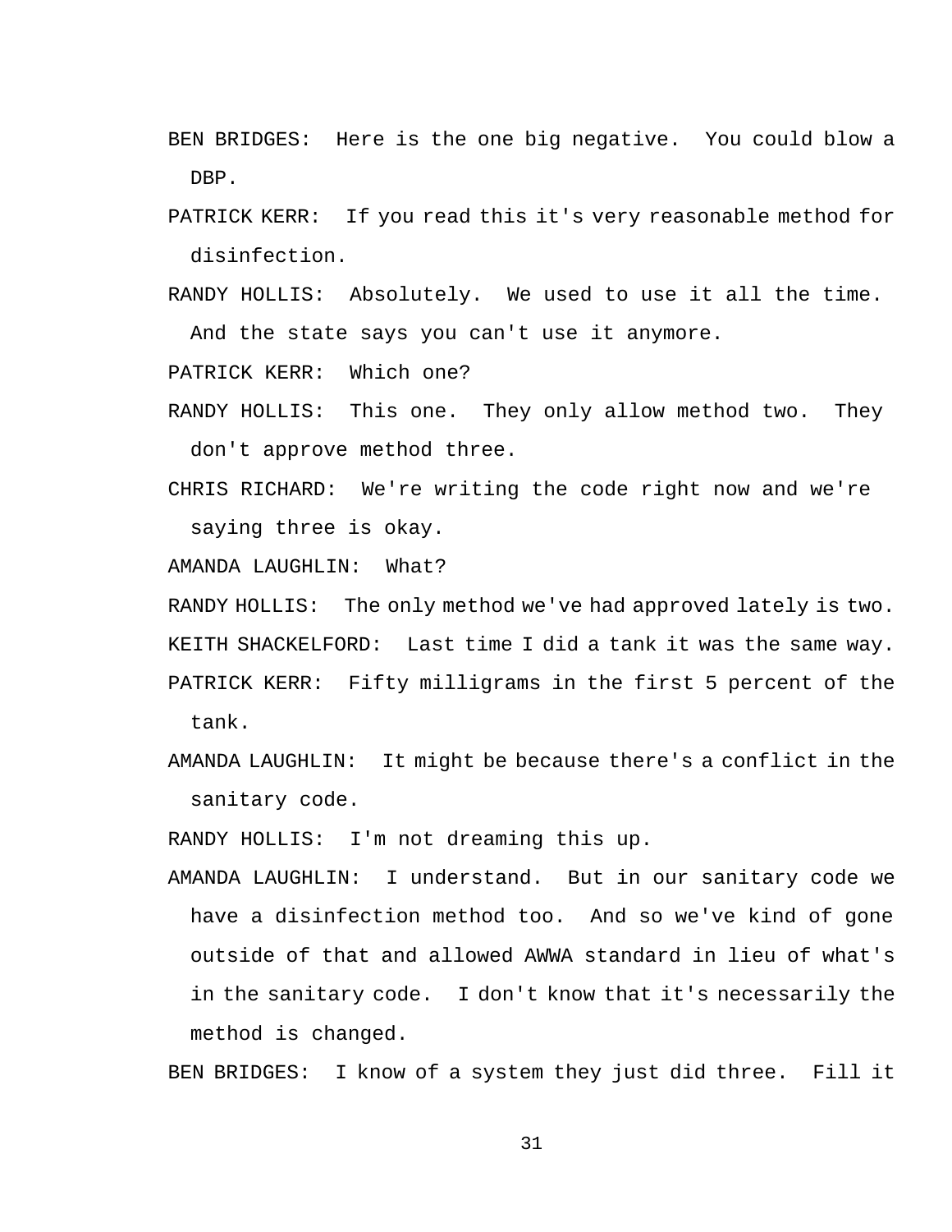BEN BRIDGES: Here is the one big negative. You could blow a DBP.

PATRICK KERR: If you read this it's very reasonable method for disinfection.

RANDY HOLLIS: Absolutely. We used to use it all the time. And the state says you can't use it anymore.

PATRICK KERR: Which one?

RANDY HOLLIS: This one. They only allow method two. They don't approve method three.

CHRIS RICHARD: We're writing the code right now and we're saying three is okay.

AMANDA LAUGHLIN: What?

RANDY HOLLIS: The only method we've had approved lately is two.

KEITH SHACKELFORD: Last time I did a tank it was the same way.

PATRICK KERR: Fifty milligrams in the first 5 percent of the tank.

AMANDA LAUGHLIN: It might be because there's a conflict in the sanitary code.

RANDY HOLLIS: I'm not dreaming this up.

AMANDA LAUGHLIN: I understand. But in our sanitary code we have a disinfection method too. And so we've kind of gone outside of that and allowed AWWA standard in lieu of what's in the sanitary code. I don't know that it's necessarily the method is changed.

BEN BRIDGES: I know of a system they just did three. Fill it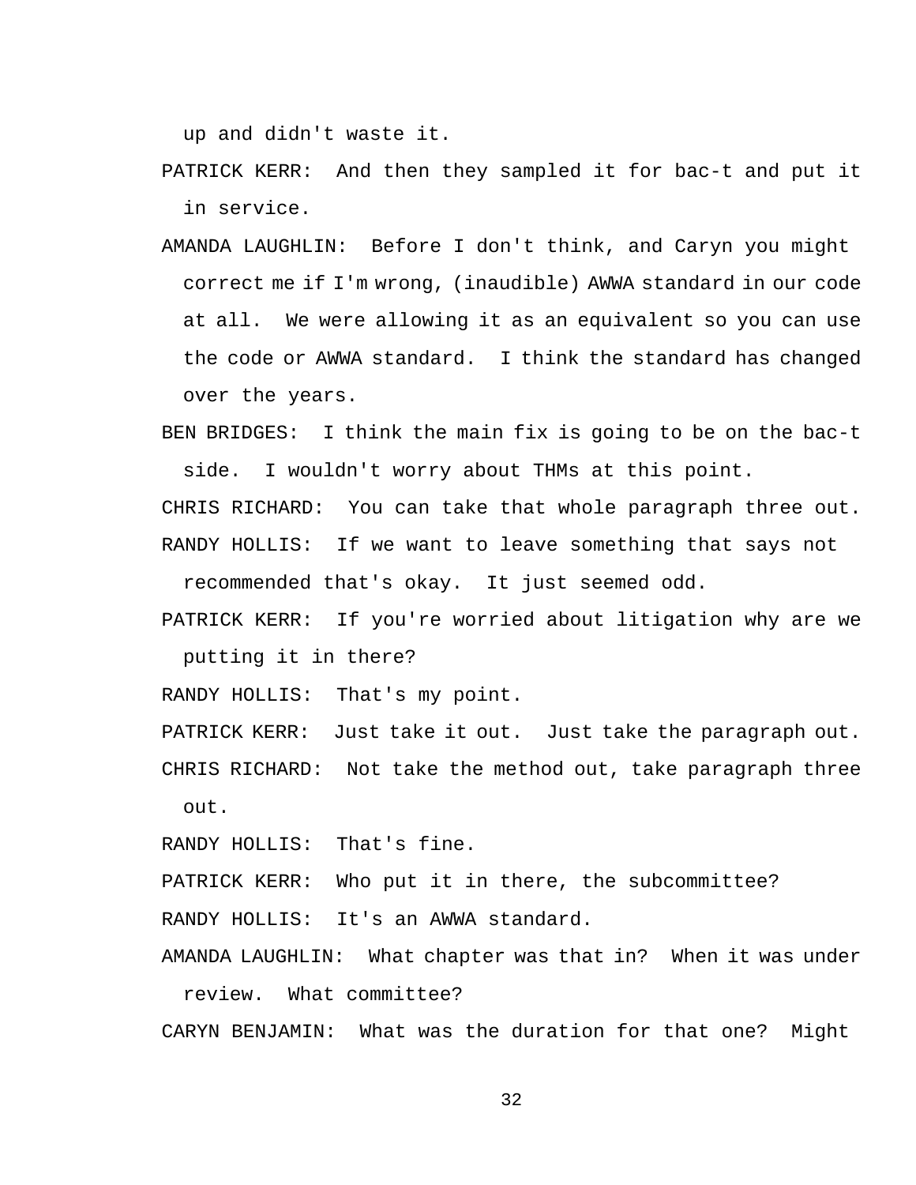up and didn't waste it.

PATRICK KERR: And then they sampled it for bac-t and put it in service.

AMANDA LAUGHLIN: Before I don't think, and Caryn you might correct me if I'm wrong, (inaudible) AWWA standard in our code at all. We were allowing it as an equivalent so you can use the code or AWWA standard. I think the standard has changed over the years.

BEN BRIDGES: I think the main fix is going to be on the bac-t side. I wouldn't worry about THMs at this point.

CHRIS RICHARD: You can take that whole paragraph three out.

RANDY HOLLIS: If we want to leave something that says not recommended that's okay. It just seemed odd.

PATRICK KERR: If you're worried about litigation why are we putting it in there?

RANDY HOLLIS: That's my point.

PATRICK KERR: Just take it out. Just take the paragraph out.

CHRIS RICHARD: Not take the method out, take paragraph three out.

RANDY HOLLIS: That's fine.

PATRICK KERR: Who put it in there, the subcommittee?

RANDY HOLLIS: It's an AWWA standard.

AMANDA LAUGHLIN: What chapter was that in? When it was under review. What committee?

CARYN BENJAMIN: What was the duration for that one? Might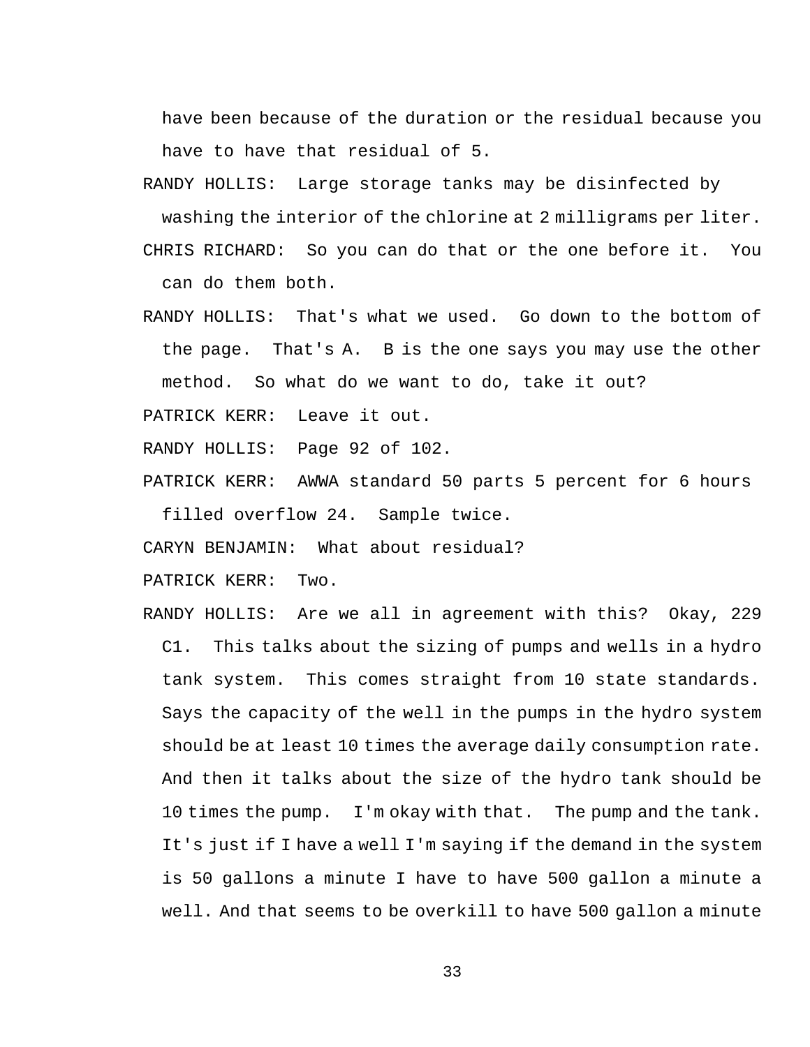have been because of the duration or the residual because you have to have that residual of 5.

RANDY HOLLIS: Large storage tanks may be disinfected by washing the interior of the chlorine at 2 milligrams per liter.

CHRIS RICHARD: So you can do that or the one before it. You can do them both.

RANDY HOLLIS: That's what we used. Go down to the bottom of the page. That's A. B is the one says you may use the other method. So what do we want to do, take it out?

PATRICK KERR: Leave it out.

RANDY HOLLIS: Page 92 of 102.

PATRICK KERR: AWWA standard 50 parts 5 percent for 6 hours filled overflow 24. Sample twice.

CARYN BENJAMIN: What about residual?

PATRICK KERR: Two.

RANDY HOLLIS: Are we all in agreement with this? Okay, 229 C1. This talks about the sizing of pumps and wells in a hydro tank system. This comes straight from 10 state standards. Says the capacity of the well in the pumps in the hydro system should be at least 10 times the average daily consumption rate. And then it talks about the size of the hydro tank should be 10 times the pump. I'm okay with that. The pump and the tank. It's just if I have a well I'm saying if the demand in the system is 50 gallons a minute I have to have 500 gallon a minute a well. And that seems to be overkill to have 500 gallon a minute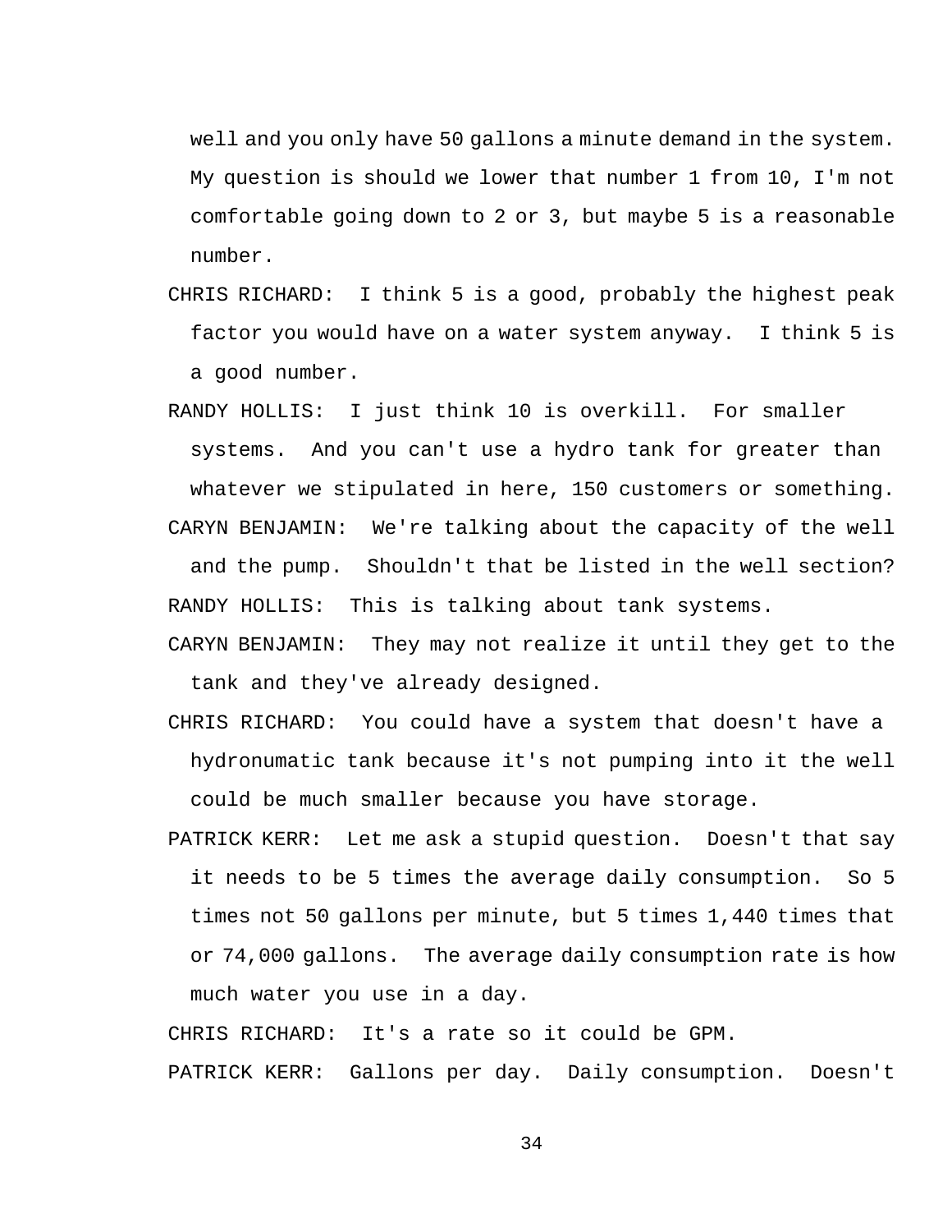well and you only have 50 gallons a minute demand in the system. My question is should we lower that number 1 from 10, I'm not comfortable going down to 2 or 3, but maybe 5 is a reasonable number.

CHRIS RICHARD: I think 5 is a good, probably the highest peak factor you would have on a water system anyway. I think 5 is a good number.

RANDY HOLLIS: I just think 10 is overkill. For smaller systems. And you can't use a hydro tank for greater than whatever we stipulated in here, 150 customers or something.

CARYN BENJAMIN: We're talking about the capacity of the well and the pump. Shouldn't that be listed in the well section?

RANDY HOLLIS: This is talking about tank systems.

CARYN BENJAMIN: They may not realize it until they get to the tank and they've already designed.

CHRIS RICHARD: You could have a system that doesn't have a hydronumatic tank because it's not pumping into it the well could be much smaller because you have storage.

PATRICK KERR: Let me ask a stupid question. Doesn't that say it needs to be 5 times the average daily consumption. So 5 times not 50 gallons per minute, but 5 times 1,440 times that or 74,000 gallons. The average daily consumption rate is how much water you use in a day.

CHRIS RICHARD: It's a rate so it could be GPM.

PATRICK KERR: Gallons per day. Daily consumption. Doesn't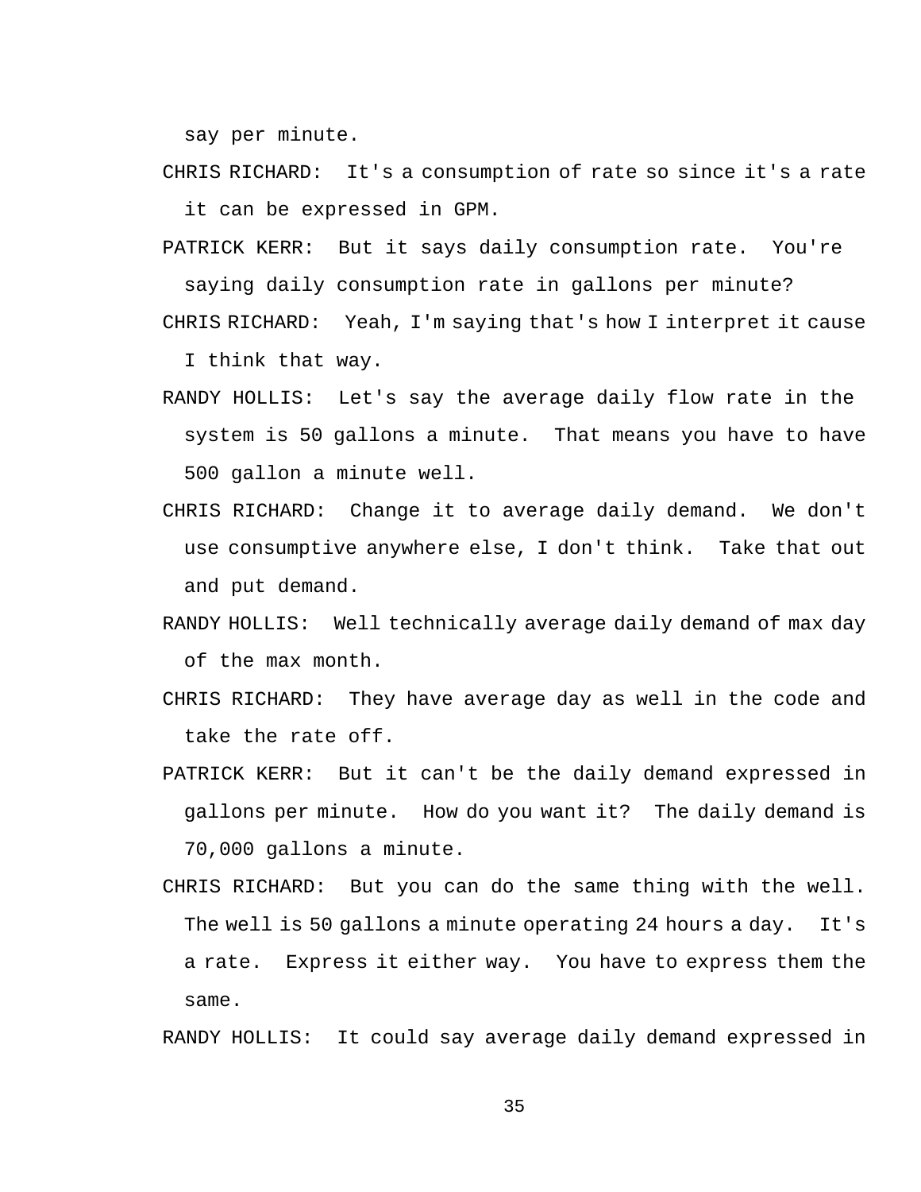say per minute.

CHRIS RICHARD: It's a consumption of rate so since it's a rate it can be expressed in GPM.

PATRICK KERR: But it says daily consumption rate. You're saying daily consumption rate in gallons per minute?

CHRIS RICHARD: Yeah, I'm saying that's how I interpret it cause I think that way.

RANDY HOLLIS: Let's say the average daily flow rate in the system is 50 gallons a minute. That means you have to have 500 gallon a minute well.

CHRIS RICHARD: Change it to average daily demand. We don't use consumptive anywhere else, I don't think. Take that out and put demand.

RANDY HOLLIS: Well technically average daily demand of max day of the max month.

CHRIS RICHARD: They have average day as well in the code and take the rate off.

PATRICK KERR: But it can't be the daily demand expressed in gallons per minute. How do you want it? The daily demand is 70,000 gallons a minute.

CHRIS RICHARD: But you can do the same thing with the well. The well is 50 gallons a minute operating 24 hours a day. It's a rate. Express it either way. You have to express them the same.

RANDY HOLLIS: It could say average daily demand expressed in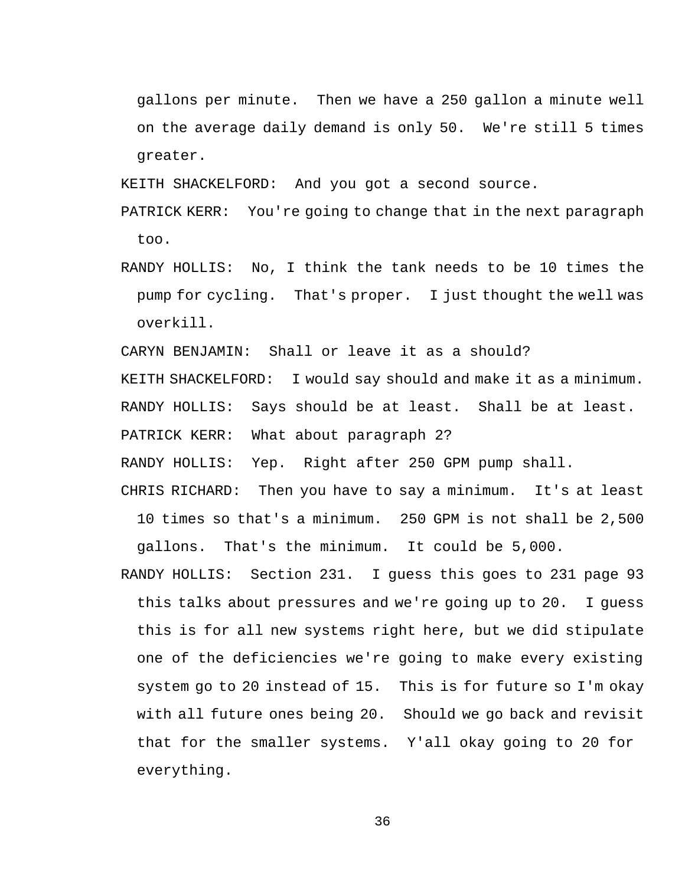gallons per minute. Then we have a 250 gallon a minute well on the average daily demand is only 50. We're still 5 times greater.

KEITH SHACKELFORD: And you got a second source.

PATRICK KERR: You're going to change that in the next paragraph too.

RANDY HOLLIS: No, I think the tank needs to be 10 times the pump for cycling. That's proper. I just thought the well was overkill.

CARYN BENJAMIN: Shall or leave it as a should?

KEITH SHACKELFORD: I would say should and make it as a minimum.

RANDY HOLLIS: Says should be at least. Shall be at least.

PATRICK KERR: What about paragraph 2?

RANDY HOLLIS: Yep. Right after 250 GPM pump shall.

CHRIS RICHARD: Then you have to say a minimum. It's at least 10 times so that's a minimum. 250 GPM is not shall be 2,500 gallons. That's the minimum. It could be 5,000.

RANDY HOLLIS: Section 231. I guess this goes to 231 page 93 this talks about pressures and we're going up to 20. I guess this is for all new systems right here, but we did stipulate one of the deficiencies we're going to make every existing system go to 20 instead of 15. This is for future so I'm okay with all future ones being 20. Should we go back and revisit that for the smaller systems. Y'all okay going to 20 for everything.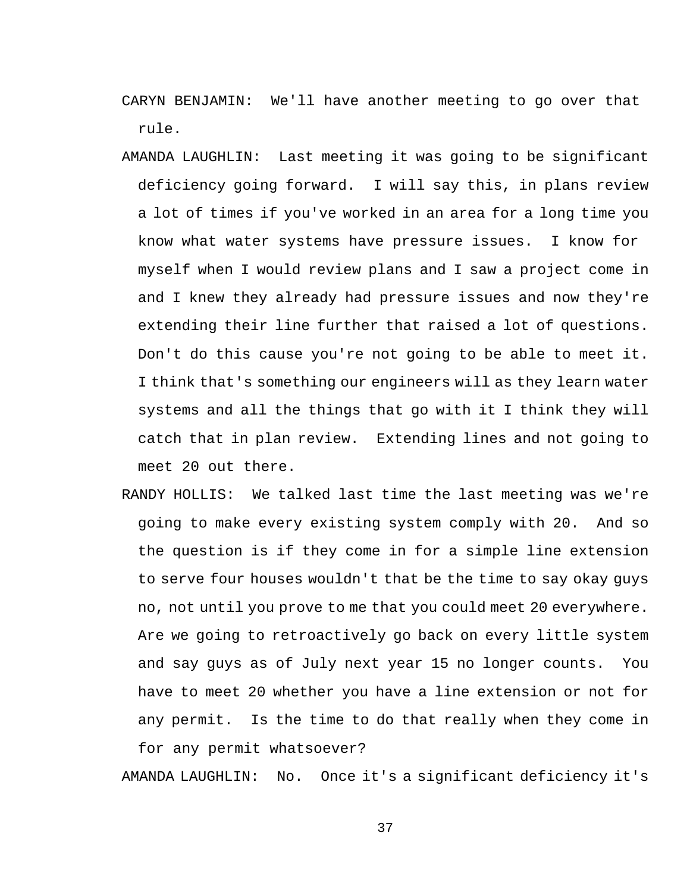CARYN BENJAMIN: We'll have another meeting to go over that rule.

AMANDA LAUGHLIN: Last meeting it was going to be significant deficiency going forward. I will say this, in plans review a lot of times if you've worked in an area for a long time you know what water systems have pressure issues. I know for myself when I would review plans and I saw a project come in and I knew they already had pressure issues and now they're extending their line further that raised a lot of questions. Don't do this cause you're not going to be able to meet it. I think that's something our engineers will as they learn water systems and all the things that go with it I think they will catch that in plan review. Extending lines and not going to meet 20 out there.

RANDY HOLLIS: We talked last time the last meeting was we're going to make every existing system comply with 20. And so the question is if they come in for a simple line extension to serve four houses wouldn't that be the time to say okay guys no, not until you prove to me that you could meet 20 everywhere. Are we going to retroactively go back on every little system and say guys as of July next year 15 no longer counts. You have to meet 20 whether you have a line extension or not for any permit. Is the time to do that really when they come in for any permit whatsoever?

AMANDA LAUGHLIN: No. Once it's a significant deficiency it's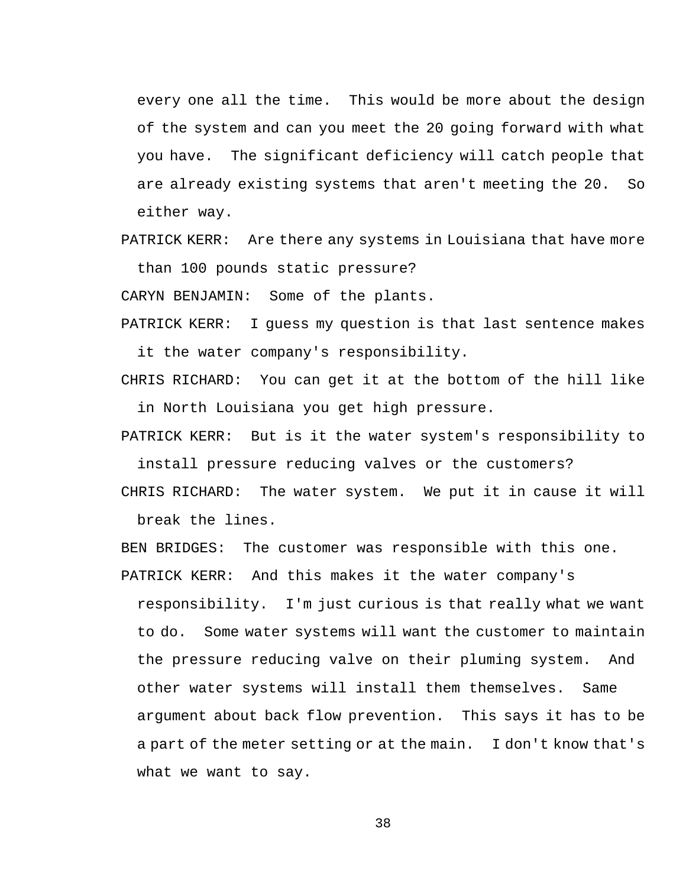every one all the time. This would be more about the design of the system and can you meet the 20 going forward with what you have. The significant deficiency will catch people that are already existing systems that aren't meeting the 20. So either way.

PATRICK KERR: Are there any systems in Louisiana that have more than 100 pounds static pressure?

CARYN BENJAMIN: Some of the plants.

PATRICK KERR: I guess my question is that last sentence makes it the water company's responsibility.

CHRIS RICHARD: You can get it at the bottom of the hill like in North Louisiana you get high pressure.

PATRICK KERR: But is it the water system's responsibility to install pressure reducing valves or the customers?

CHRIS RICHARD: The water system. We put it in cause it will break the lines.

BEN BRIDGES: The customer was responsible with this one.

PATRICK KERR: And this makes it the water company's responsibility. I'm just curious is that really what we want to do. Some water systems will want the customer to maintain the pressure reducing valve on their pluming system. And other water systems will install them themselves. Same argument about back flow prevention. This says it has to be a part of the meter setting or at the main. I don't know that's what we want to say.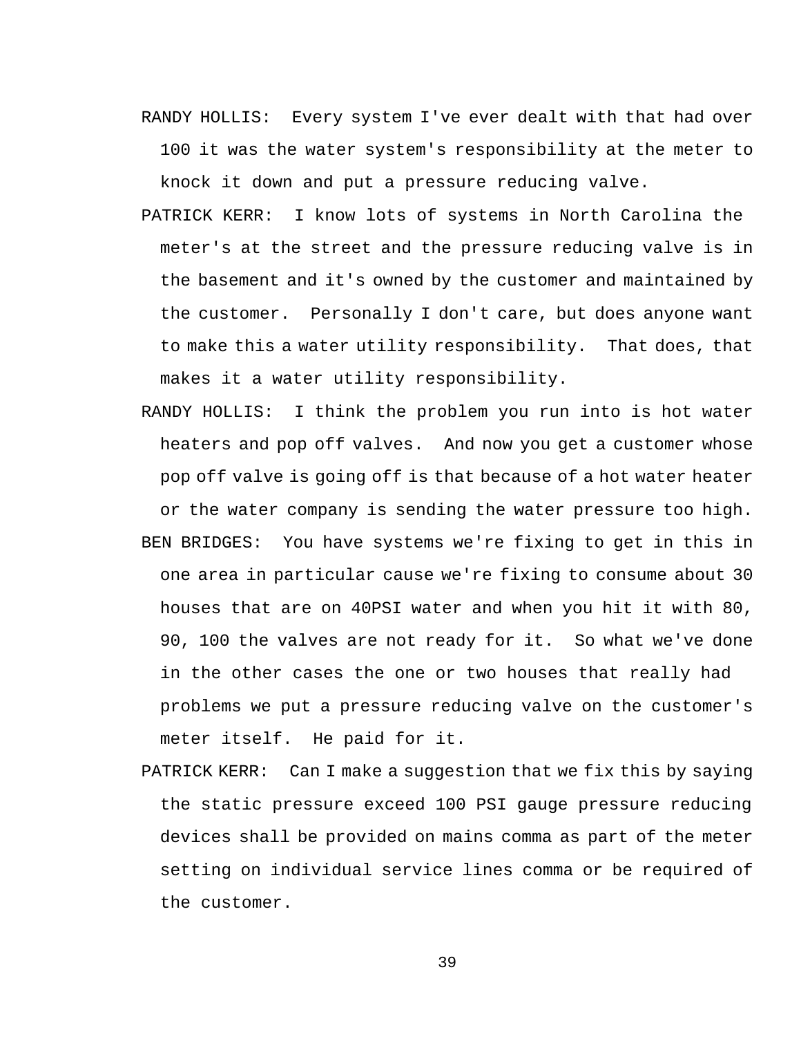RANDY HOLLIS: Every system I've ever dealt with that had over 100 it was the water system's responsibility at the meter to knock it down and put a pressure reducing valve.

PATRICK KERR: I know lots of systems in North Carolina the meter's at the street and the pressure reducing valve is in the basement and it's owned by the customer and maintained by the customer. Personally I don't care, but does anyone want to make this a water utility responsibility. That does, that makes it a water utility responsibility.

RANDY HOLLIS: I think the problem you run into is hot water heaters and pop off valves. And now you get a customer whose pop off valve is going off is that because of a hot water heater or the water company is sending the water pressure too high.

BEN BRIDGES: You have systems we're fixing to get in this in one area in particular cause we're fixing to consume about 30 houses that are on 40PSI water and when you hit it with 80, 90, 100 the valves are not ready for it. So what we've done in the other cases the one or two houses that really had problems we put a pressure reducing valve on the customer's meter itself. He paid for it.

PATRICK KERR: Can I make a suggestion that we fix this by saying the static pressure exceed 100 PSI gauge pressure reducing devices shall be provided on mains comma as part of the meter setting on individual service lines comma or be required of the customer.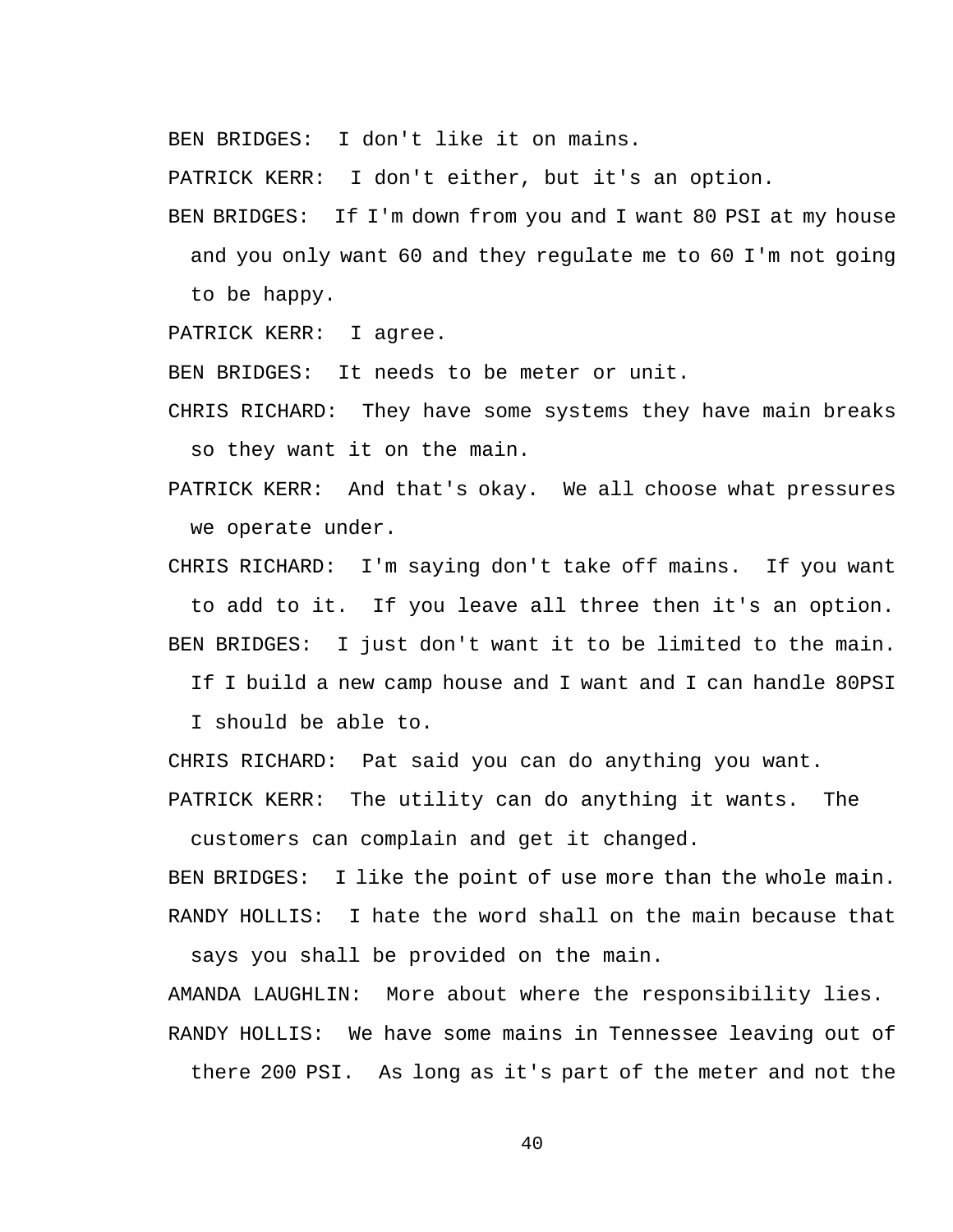BEN BRIDGES:  I don't like it on mains.

PATRICK KERR:  I don't either, but it's an option.

BEN BRIDGES:  If I'm down from you and I want 80 PSI at my house and you only want 60 and they regulate me to 60 I'm not going to be happy.

PATRICK KERR:  I agree.

BEN BRIDGES:  It needs to be meter or unit.

CHRIS RICHARD:  They have some systems they have main breaks so they want it on the main.

PATRICK KERR:  And that's okay.  We all choose what pressures we operate under.

CHRIS RICHARD:  I'm saying don't take off mains.  If you want to add to it.  If you leave all three then it's an option.

BEN BRIDGES:  I just don't want it to be limited to the main. If I build a new camp house and I want and I can handle 80PSI I should be able to.

CHRIS RICHARD:  Pat said you can do anything you want.

PATRICK KERR:  The utility can do anything it wants.  The customers can complain and get it changed.

BEN BRIDGES:  I like the point of use more than the whole main.

RANDY HOLLIS:  I hate the word shall on the main because that says you shall be provided on the main.

AMANDA LAUGHLIN:  More about where the responsibility lies.

RANDY HOLLIS:  We have some mains in Tennessee leaving out of there 200 PSI.  As long as it's part of the meter and not the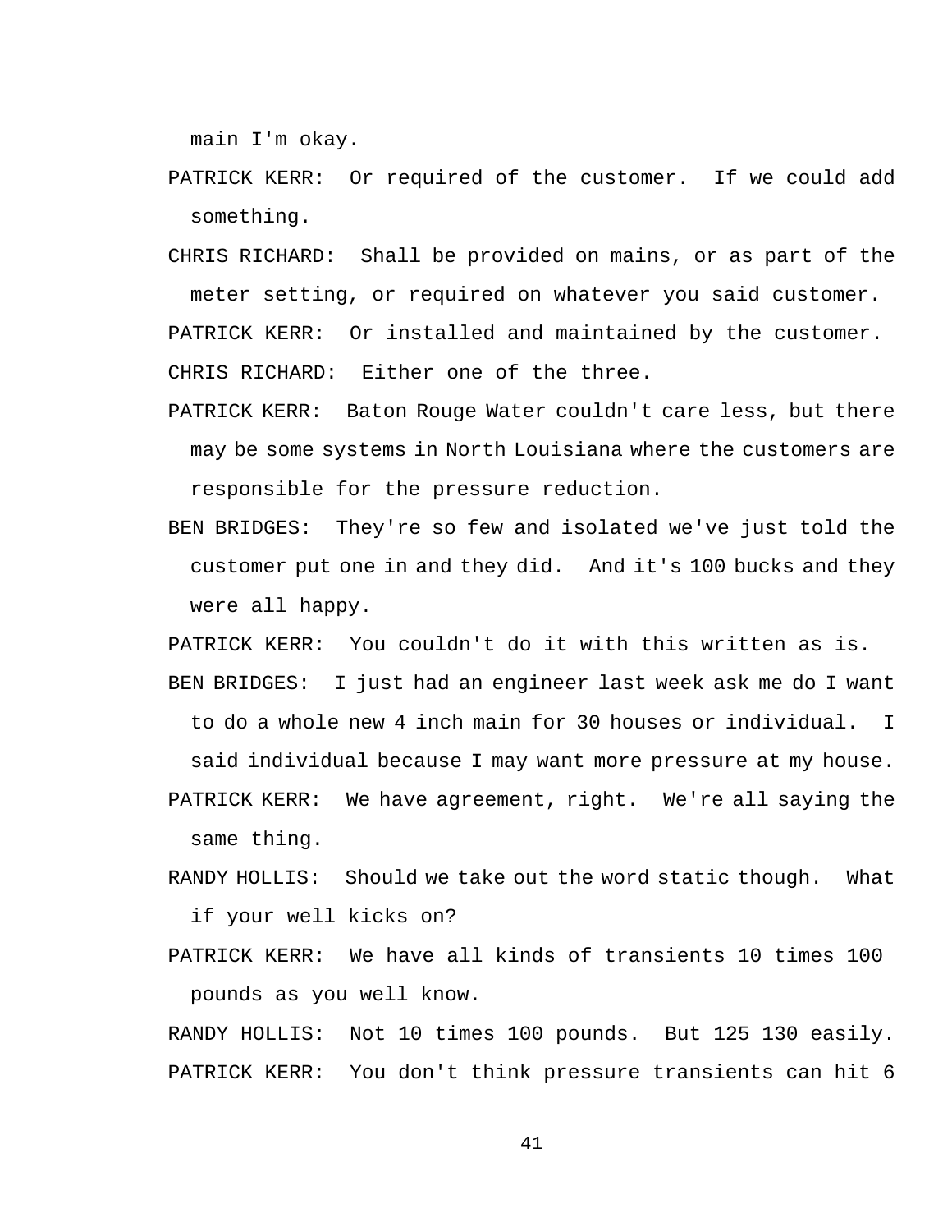main I'm okay.

PATRICK KERR: Or required of the customer. If we could add something.

CHRIS RICHARD: Shall be provided on mains, or as part of the meter setting, or required on whatever you said customer.

PATRICK KERR: Or installed and maintained by the customer.

CHRIS RICHARD: Either one of the three.

PATRICK KERR: Baton Rouge Water couldn't care less, but there may be some systems in North Louisiana where the customers are responsible for the pressure reduction.

BEN BRIDGES: They're so few and isolated we've just told the customer put one in and they did. And it's 100 bucks and they were all happy.

PATRICK KERR: You couldn't do it with this written as is.

BEN BRIDGES: I just had an engineer last week ask me do I want to do a whole new 4 inch main for 30 houses or individual. I said individual because I may want more pressure at my house.

PATRICK KERR: We have agreement, right. We're all saying the same thing.

RANDY HOLLIS: Should we take out the word static though. What if your well kicks on?

PATRICK KERR: We have all kinds of transients 10 times 100 pounds as you well know.

RANDY HOLLIS: Not 10 times 100 pounds. But 125 130 easily.

PATRICK KERR: You don't think pressure transients can hit 6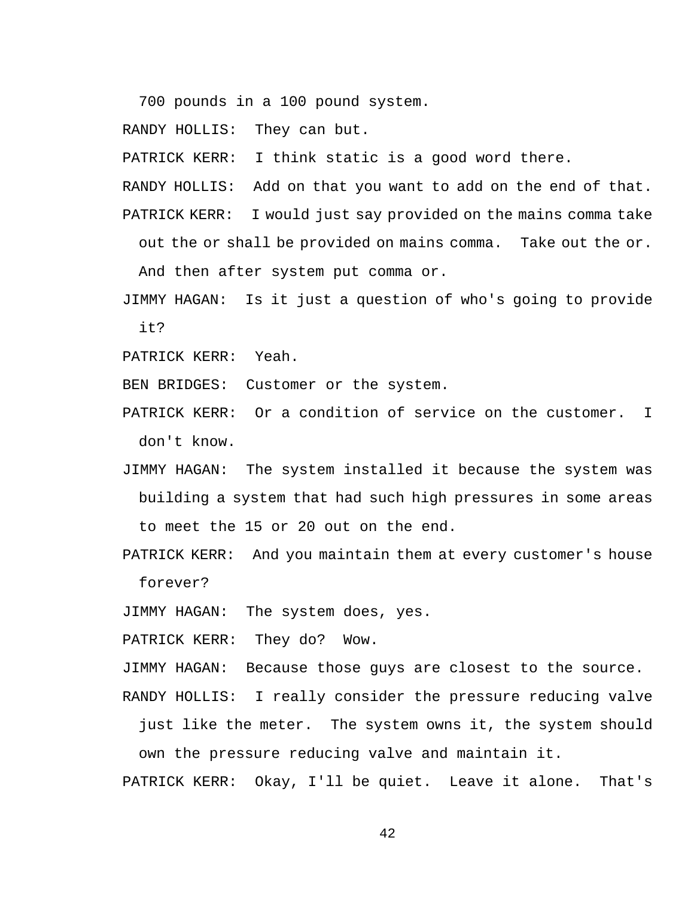700 pounds in a 100 pound system.

RANDY HOLLIS: They can but.

PATRICK KERR: I think static is a good word there.

RANDY HOLLIS: Add on that you want to add on the end of that.

PATRICK KERR: I would just say provided on the mains comma take out the or shall be provided on mains comma. Take out the or. And then after system put comma or.

JIMMY HAGAN: Is it just a question of who's going to provide it?

PATRICK KERR: Yeah.

BEN BRIDGES: Customer or the system.

PATRICK KERR: Or a condition of service on the customer. I don't know.

JIMMY HAGAN: The system installed it because the system was building a system that had such high pressures in some areas to meet the 15 or 20 out on the end.

PATRICK KERR: And you maintain them at every customer's house forever?

JIMMY HAGAN: The system does, yes.

PATRICK KERR: They do? Wow.

JIMMY HAGAN: Because those guys are closest to the source.

RANDY HOLLIS: I really consider the pressure reducing valve just like the meter. The system owns it, the system should own the pressure reducing valve and maintain it.

PATRICK KERR: Okay, I'll be quiet. Leave it alone. That's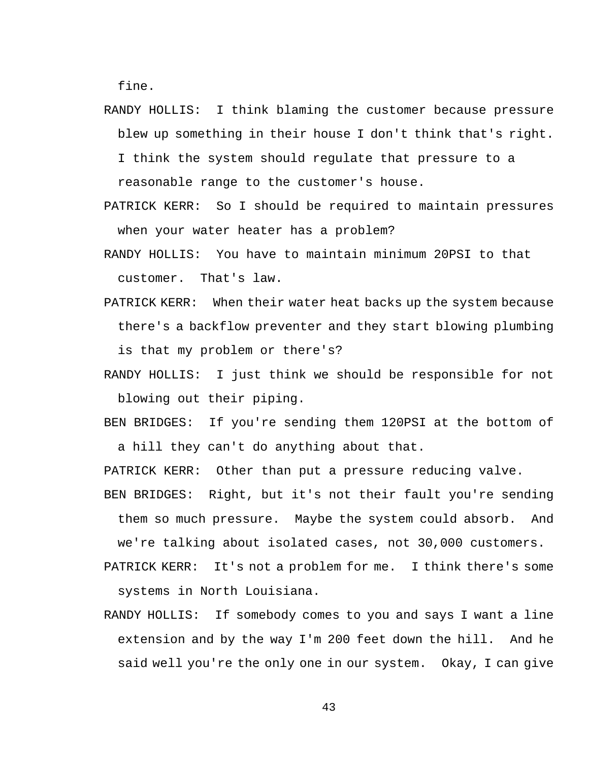fine.

RANDY HOLLIS:  I think blaming the customer because pressure blew up something in their house I don't think that's right. I think the system should regulate that pressure to a reasonable range to the customer's house.

PATRICK KERR:  So I should be required to maintain pressures when your water heater has a problem?

RANDY HOLLIS:  You have to maintain minimum 20PSI to that customer.  That's law.

PATRICK KERR:  When their water heat backs up the system because there's a backflow preventer and they start blowing plumbing is that my problem or there's?

RANDY HOLLIS:  I just think we should be responsible for not blowing out their piping.

BEN BRIDGES:  If you're sending them 120PSI at the bottom of a hill they can't do anything about that.

PATRICK KERR:  Other than put a pressure reducing valve.

BEN BRIDGES:  Right, but it's not their fault you're sending them so much pressure.  Maybe the system could absorb.  And we're talking about isolated cases, not 30,000 customers.

PATRICK KERR:  It's not a problem for me.  I think there's some systems in North Louisiana.

RANDY HOLLIS:  If somebody comes to you and says I want a line extension and by the way I'm 200 feet down the hill.  And he said well you're the only one in our system.  Okay, I can give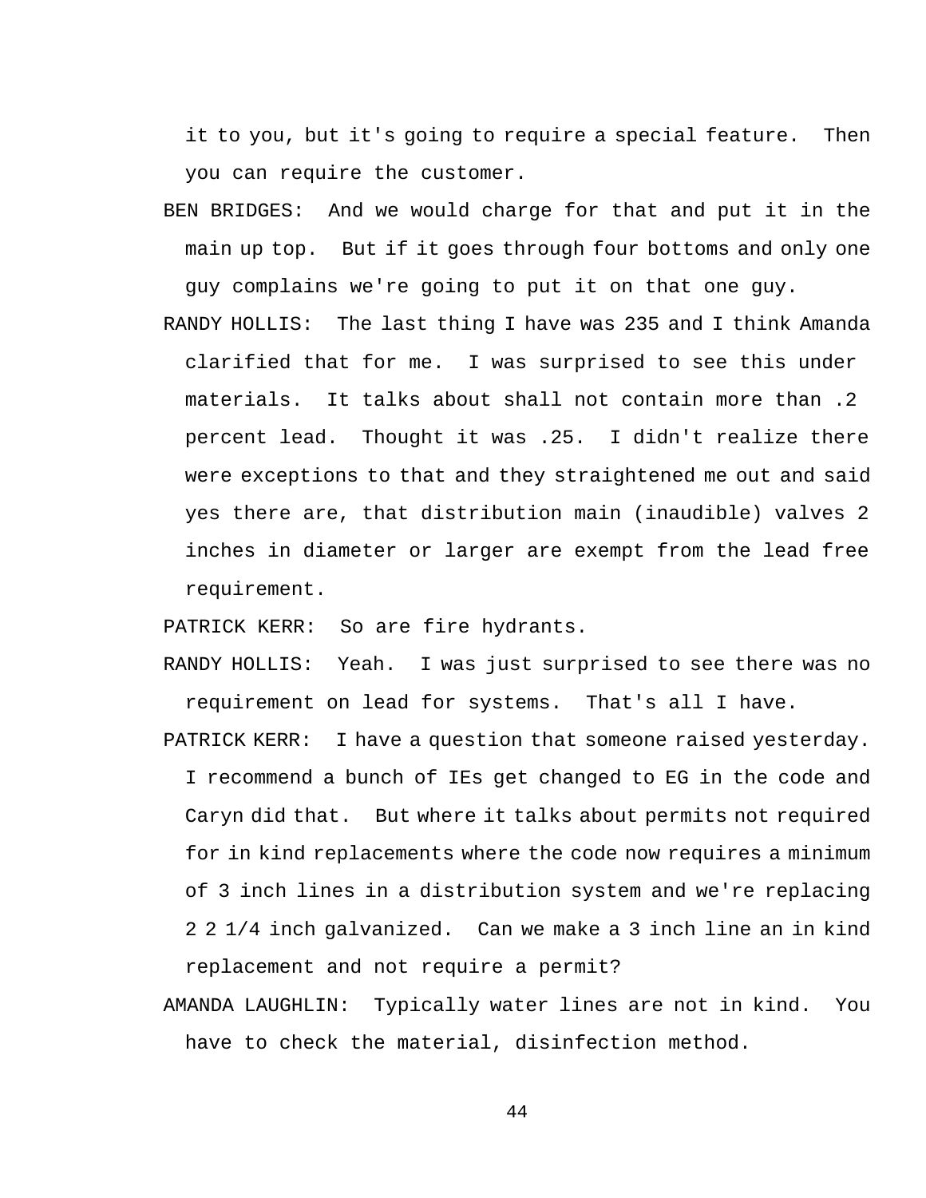it to you, but it's going to require a special feature. Then you can require the customer.

BEN BRIDGES: And we would charge for that and put it in the main up top. But if it goes through four bottoms and only one guy complains we're going to put it on that one guy.

RANDY HOLLIS: The last thing I have was 235 and I think Amanda clarified that for me. I was surprised to see this under materials. It talks about shall not contain more than .2 percent lead. Thought it was .25. I didn't realize there were exceptions to that and they straightened me out and said yes there are, that distribution main (inaudible) valves 2 inches in diameter or larger are exempt from the lead free requirement.

PATRICK KERR: So are fire hydrants.

RANDY HOLLIS: Yeah. I was just surprised to see there was no requirement on lead for systems. That's all I have.

PATRICK KERR: I have a question that someone raised yesterday. I recommend a bunch of IEs get changed to EG in the code and Caryn did that. But where it talks about permits not required for in kind replacements where the code now requires a minimum of 3 inch lines in a distribution system and we're replacing 2 2 1/4 inch galvanized. Can we make a 3 inch line an in kind replacement and not require a permit?

AMANDA LAUGHLIN: Typically water lines are not in kind. You have to check the material, disinfection method.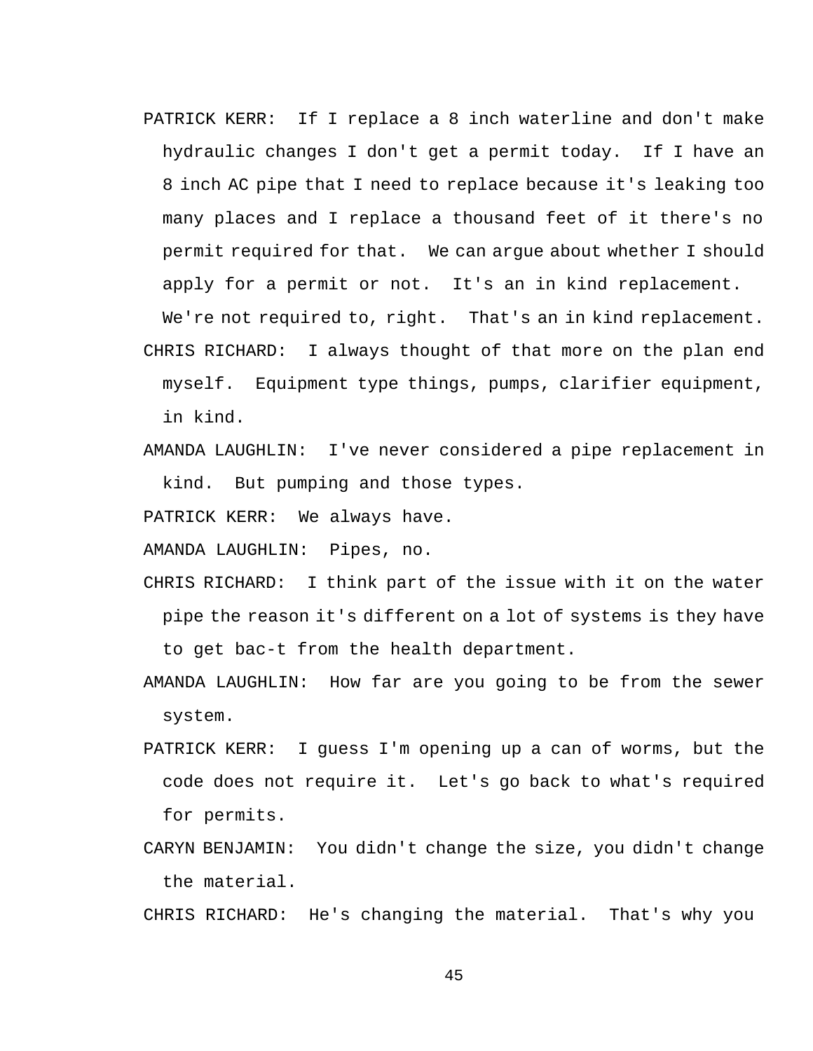PATRICK KERR: If I replace a 8 inch waterline and don't make hydraulic changes I don't get a permit today. If I have an 8 inch AC pipe that I need to replace because it's leaking too many places and I replace a thousand feet of it there's no permit required for that. We can argue about whether I should apply for a permit or not. It's an in kind replacement. We're not required to, right. That's an in kind replacement.

CHRIS RICHARD: I always thought of that more on the plan end myself. Equipment type things, pumps, clarifier equipment, in kind.

AMANDA LAUGHLIN: I've never considered a pipe replacement in kind. But pumping and those types.

PATRICK KERR: We always have.

AMANDA LAUGHLIN: Pipes, no.

CHRIS RICHARD: I think part of the issue with it on the water pipe the reason it's different on a lot of systems is they have to get bac-t from the health department.

AMANDA LAUGHLIN: How far are you going to be from the sewer system.

PATRICK KERR: I guess I'm opening up a can of worms, but the code does not require it. Let's go back to what's required for permits.

CARYN BENJAMIN: You didn't change the size, you didn't change the material.

CHRIS RICHARD: He's changing the material. That's why you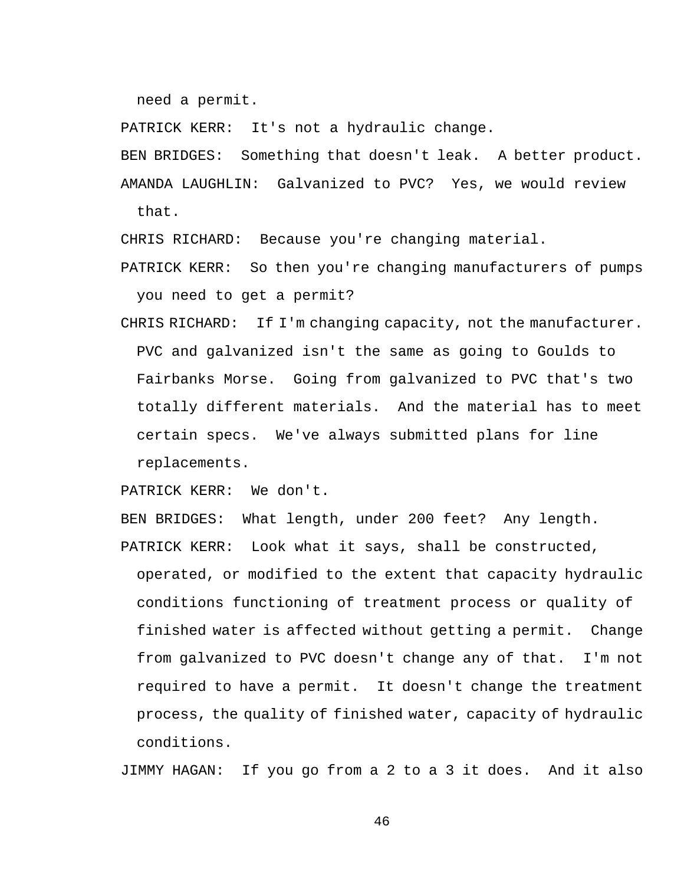need a permit.

PATRICK KERR:  It's not a hydraulic change.

BEN BRIDGES:  Something that doesn't leak.  A better product.

AMANDA LAUGHLIN:  Galvanized to PVC?  Yes, we would review that.

CHRIS RICHARD:  Because you're changing material.

PATRICK KERR:  So then you're changing manufacturers of pumps you need to get a permit?

CHRIS RICHARD:  If I'm changing capacity, not the manufacturer.  PVC and galvanized isn't the same as going to Goulds to Fairbanks Morse.  Going from galvanized to PVC that's two totally different materials.  And the material has to meet certain specs.  We've always submitted plans for line replacements.

PATRICK KERR:  We don't.

BEN BRIDGES:  What length, under 200 feet?  Any length.

PATRICK KERR:  Look what it says, shall be constructed, operated, or modified to the extent that capacity hydraulic conditions functioning of treatment process or quality of finished water is affected without getting a permit.  Change from galvanized to PVC doesn't change any of that.  I'm not required to have a permit.  It doesn't change the treatment process, the quality of finished water, capacity of hydraulic conditions.

JIMMY HAGAN:  If you go from a 2 to a 3 it does.  And it also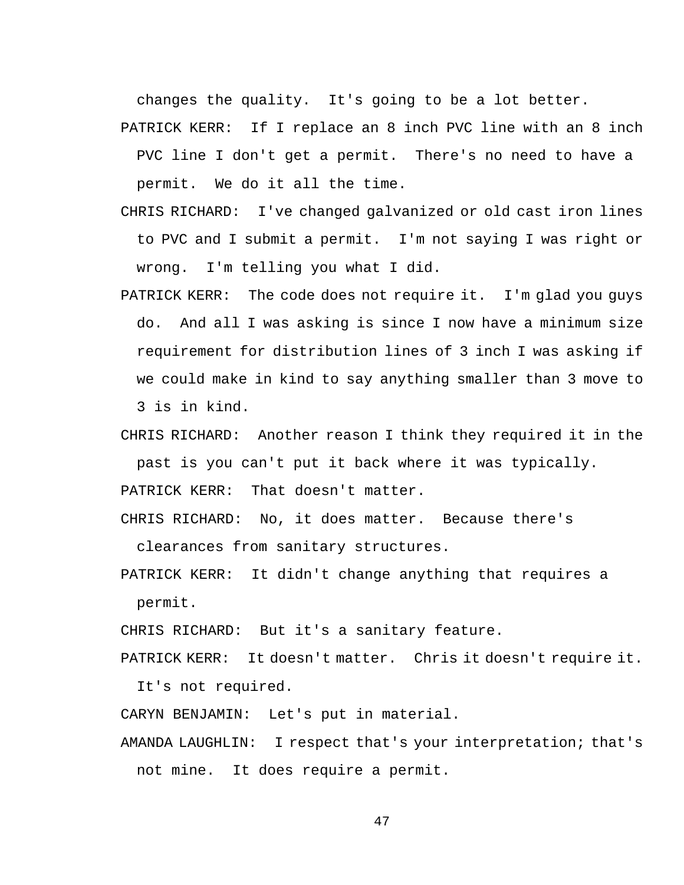changes the quality. It's going to be a lot better.

PATRICK KERR: If I replace an 8 inch PVC line with an 8 inch PVC line I don't get a permit. There's no need to have a permit. We do it all the time.

CHRIS RICHARD: I've changed galvanized or old cast iron lines to PVC and I submit a permit. I'm not saying I was right or wrong. I'm telling you what I did.

PATRICK KERR: The code does not require it. I'm glad you guys do. And all I was asking is since I now have a minimum size requirement for distribution lines of 3 inch I was asking if we could make in kind to say anything smaller than 3 move to 3 is in kind.

CHRIS RICHARD: Another reason I think they required it in the past is you can't put it back where it was typically.

PATRICK KERR: That doesn't matter.

CHRIS RICHARD: No, it does matter. Because there's clearances from sanitary structures.

PATRICK KERR: It didn't change anything that requires a permit.

CHRIS RICHARD: But it's a sanitary feature.

PATRICK KERR: It doesn't matter. Chris it doesn't require it. It's not required.

CARYN BENJAMIN: Let's put in material.

AMANDA LAUGHLIN: I respect that's your interpretation; that's not mine. It does require a permit.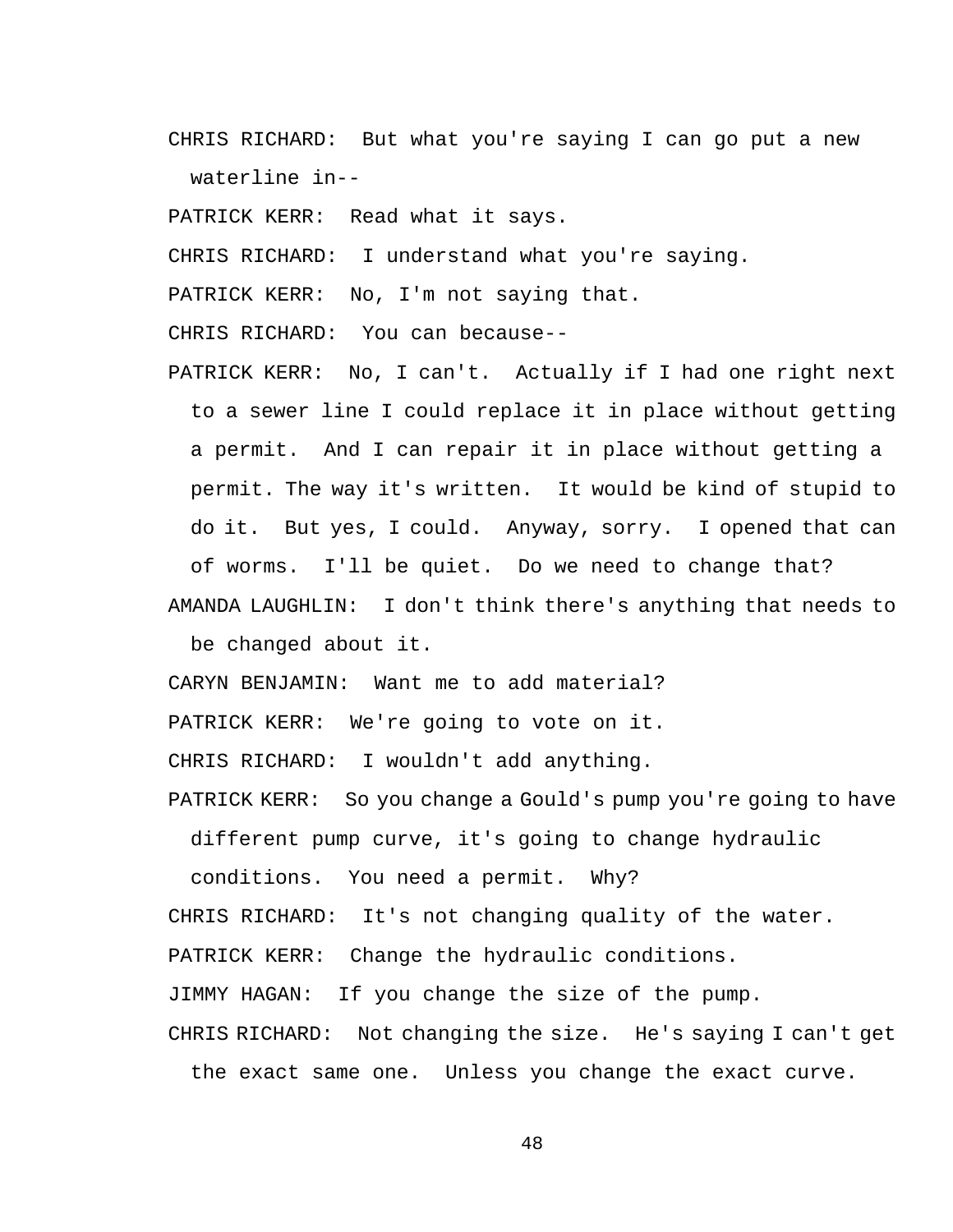CHRIS RICHARD: But what you're saying I can go put a new waterline in--

PATRICK KERR: Read what it says.

CHRIS RICHARD: I understand what you're saying.

PATRICK KERR: No, I'm not saying that.

CHRIS RICHARD: You can because--

PATRICK KERR: No, I can't. Actually if I had one right next to a sewer line I could replace it in place without getting a permit. And I can repair it in place without getting a permit. The way it's written. It would be kind of stupid to do it. But yes, I could. Anyway, sorry. I opened that can of worms. I'll be quiet. Do we need to change that?

AMANDA LAUGHLIN: I don't think there's anything that needs to be changed about it.

CARYN BENJAMIN: Want me to add material?

PATRICK KERR: We're going to vote on it.

CHRIS RICHARD: I wouldn't add anything.

PATRICK KERR: So you change a Gould's pump you're going to have different pump curve, it's going to change hydraulic conditions. You need a permit. Why?

CHRIS RICHARD: It's not changing quality of the water.

PATRICK KERR: Change the hydraulic conditions.

JIMMY HAGAN: If you change the size of the pump.

CHRIS RICHARD: Not changing the size. He's saying I can't get the exact same one. Unless you change the exact curve.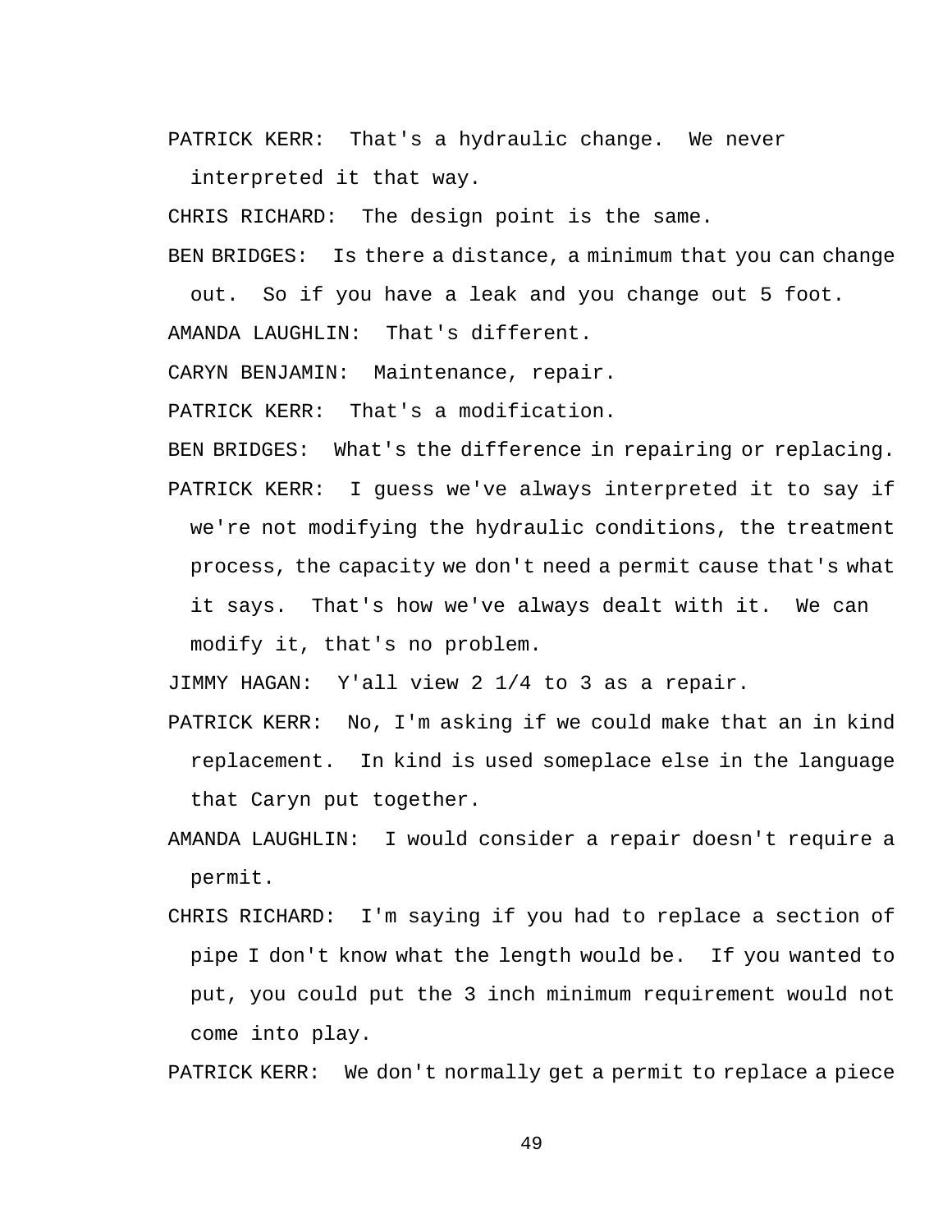PATRICK KERR: That's a hydraulic change. We never interpreted it that way.

CHRIS RICHARD: The design point is the same.

BEN BRIDGES: Is there a distance, a minimum that you can change out. So if you have a leak and you change out 5 foot.

AMANDA LAUGHLIN: That's different.

CARYN BENJAMIN: Maintenance, repair.

PATRICK KERR: That's a modification.

BEN BRIDGES: What's the difference in repairing or replacing.

PATRICK KERR: I guess we've always interpreted it to say if we're not modifying the hydraulic conditions, the treatment process, the capacity we don't need a permit cause that's what it says. That's how we've always dealt with it. We can modify it, that's no problem.

JIMMY HAGAN: Y'all view 2 1/4 to 3 as a repair.

PATRICK KERR: No, I'm asking if we could make that an in kind replacement. In kind is used someplace else in the language that Caryn put together.

AMANDA LAUGHLIN: I would consider a repair doesn't require a permit.

CHRIS RICHARD: I'm saying if you had to replace a section of pipe I don't know what the length would be. If you wanted to put, you could put the 3 inch minimum requirement would not come into play.

PATRICK KERR: We don't normally get a permit to replace a piece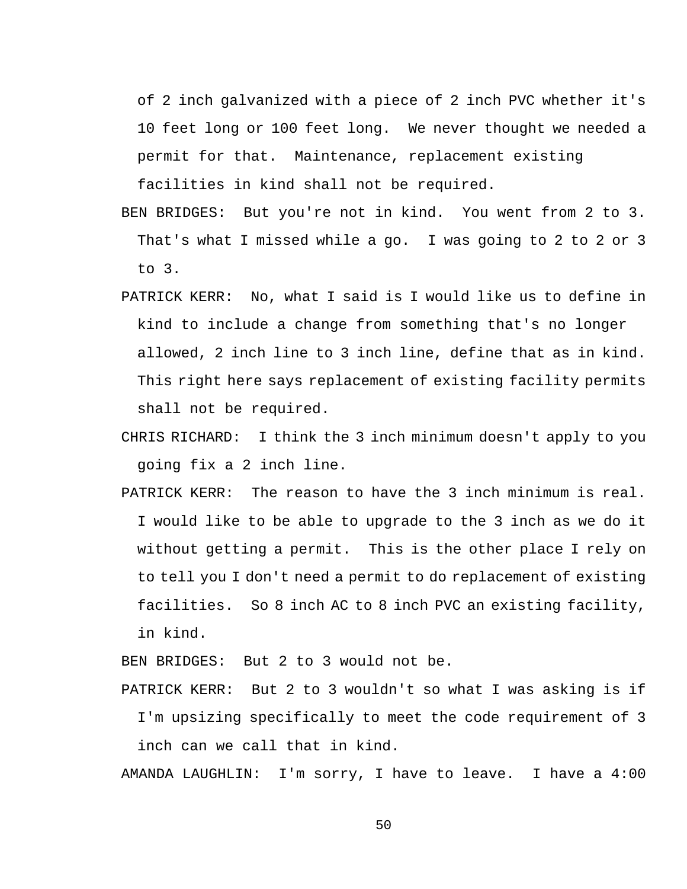of 2 inch galvanized with a piece of 2 inch PVC whether it's 10 feet long or 100 feet long. We never thought we needed a permit for that. Maintenance, replacement existing facilities in kind shall not be required.

BEN BRIDGES: But you're not in kind. You went from 2 to 3. That's what I missed while a go. I was going to 2 to 2 or 3 to 3.

PATRICK KERR: No, what I said is I would like us to define in kind to include a change from something that's no longer allowed, 2 inch line to 3 inch line, define that as in kind. This right here says replacement of existing facility permits shall not be required.

CHRIS RICHARD: I think the 3 inch minimum doesn't apply to you going fix a 2 inch line.

PATRICK KERR: The reason to have the 3 inch minimum is real. I would like to be able to upgrade to the 3 inch as we do it without getting a permit. This is the other place I rely on to tell you I don't need a permit to do replacement of existing facilities. So 8 inch AC to 8 inch PVC an existing facility, in kind.

BEN BRIDGES: But 2 to 3 would not be.

PATRICK KERR: But 2 to 3 wouldn't so what I was asking is if I'm upsizing specifically to meet the code requirement of 3 inch can we call that in kind.

AMANDA LAUGHLIN: I'm sorry, I have to leave. I have a 4:00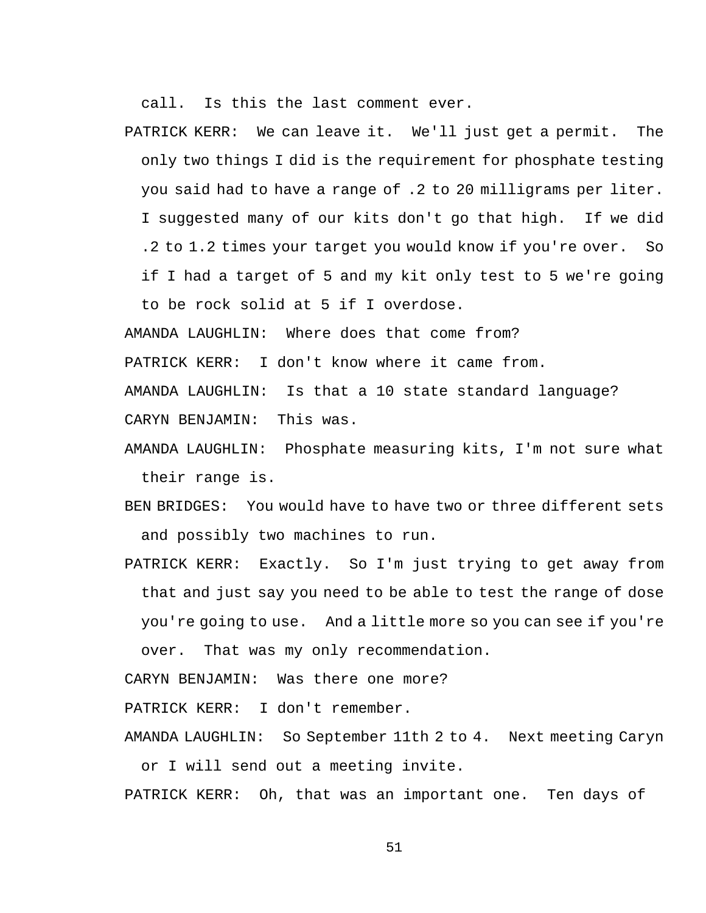call. Is this the last comment ever.

PATRICK KERR: We can leave it. We'll just get a permit. The only two things I did is the requirement for phosphate testing you said had to have a range of .2 to 20 milligrams per liter. I suggested many of our kits don't go that high. If we did .2 to 1.2 times your target you would know if you're over. So if I had a target of 5 and my kit only test to 5 we're going to be rock solid at 5 if I overdose.

AMANDA LAUGHLIN: Where does that come from?

PATRICK KERR: I don't know where it came from.

AMANDA LAUGHLIN: Is that a 10 state standard language?

CARYN BENJAMIN: This was.

AMANDA LAUGHLIN: Phosphate measuring kits, I'm not sure what their range is.

BEN BRIDGES: You would have to have two or three different sets and possibly two machines to run.

PATRICK KERR: Exactly. So I'm just trying to get away from that and just say you need to be able to test the range of dose you're going to use. And a little more so you can see if you're over. That was my only recommendation.

CARYN BENJAMIN: Was there one more?

PATRICK KERR: I don't remember.

AMANDA LAUGHLIN: So September 11th 2 to 4. Next meeting Caryn or I will send out a meeting invite.

PATRICK KERR: Oh, that was an important one. Ten days of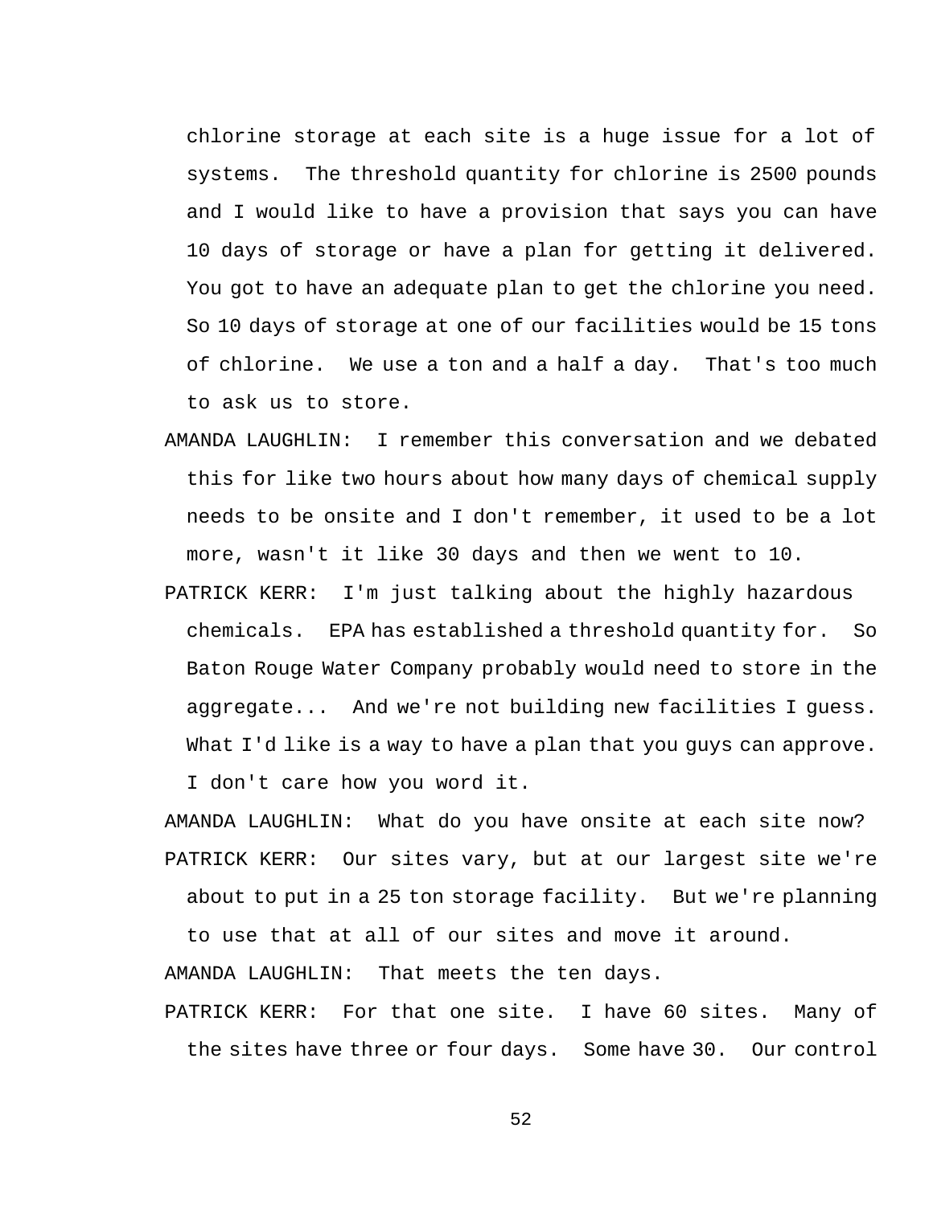chlorine storage at each site is a huge issue for a lot of systems. The threshold quantity for chlorine is 2500 pounds and I would like to have a provision that says you can have 10 days of storage or have a plan for getting it delivered. You got to have an adequate plan to get the chlorine you need. So 10 days of storage at one of our facilities would be 15 tons of chlorine. We use a ton and a half a day. That's too much to ask us to store.

AMANDA LAUGHLIN: I remember this conversation and we debated this for like two hours about how many days of chemical supply needs to be onsite and I don't remember, it used to be a lot more, wasn't it like 30 days and then we went to 10.

PATRICK KERR: I'm just talking about the highly hazardous chemicals. EPA has established a threshold quantity for. So Baton Rouge Water Company probably would need to store in the aggregate... And we're not building new facilities I guess. What I'd like is a way to have a plan that you guys can approve. I don't care how you word it.

AMANDA LAUGHLIN: What do you have onsite at each site now?

PATRICK KERR: Our sites vary, but at our largest site we're about to put in a 25 ton storage facility. But we're planning to use that at all of our sites and move it around.

AMANDA LAUGHLIN: That meets the ten days.

PATRICK KERR: For that one site. I have 60 sites. Many of the sites have three or four days. Some have 30. Our control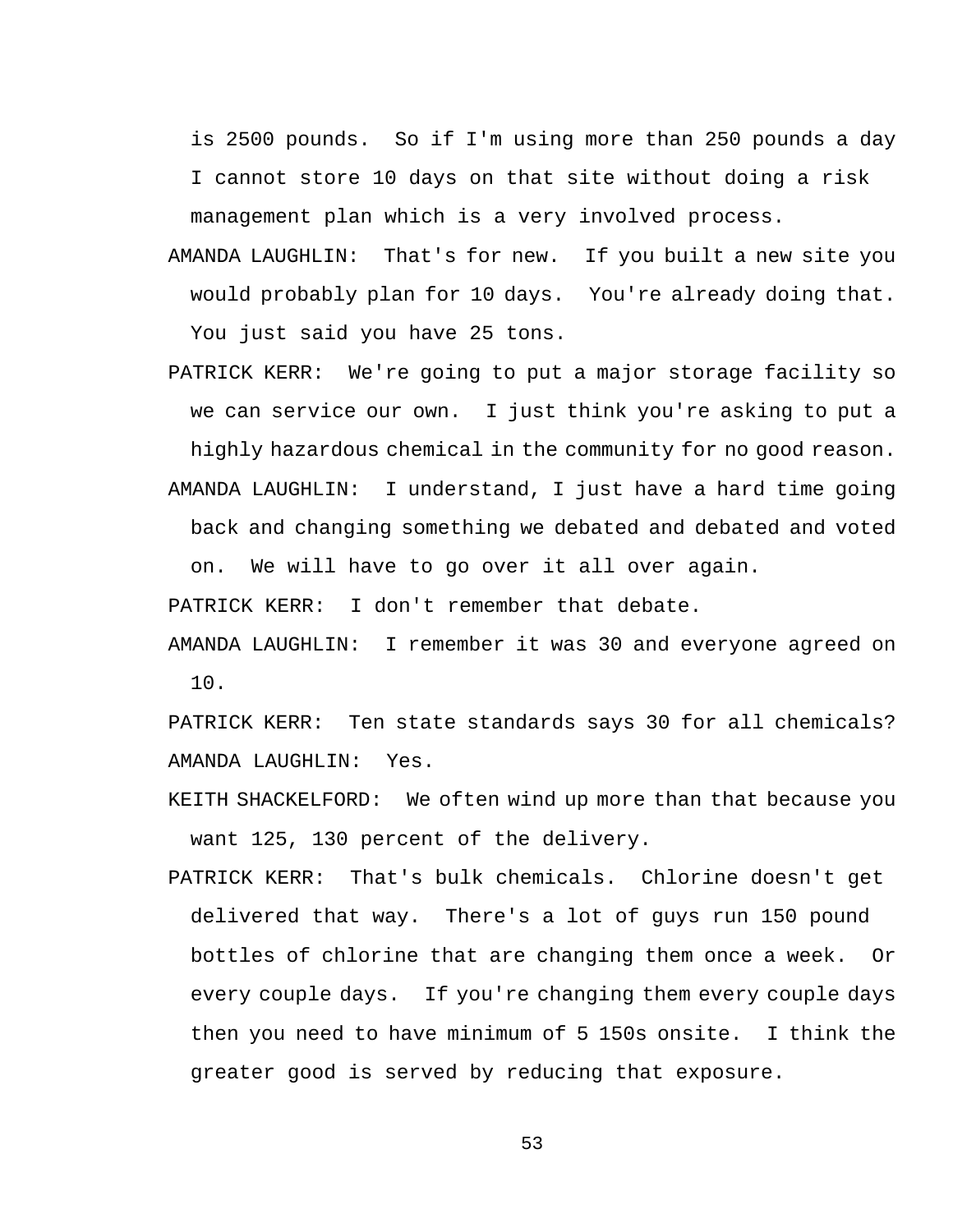is 2500 pounds. So if I'm using more than 250 pounds a day I cannot store 10 days on that site without doing a risk management plan which is a very involved process.

AMANDA LAUGHLIN: That's for new. If you built a new site you would probably plan for 10 days. You're already doing that. You just said you have 25 tons.

PATRICK KERR: We're going to put a major storage facility so we can service our own. I just think you're asking to put a highly hazardous chemical in the community for no good reason.

AMANDA LAUGHLIN: I understand, I just have a hard time going back and changing something we debated and debated and voted on. We will have to go over it all over again.

PATRICK KERR: I don't remember that debate.

AMANDA LAUGHLIN: I remember it was 30 and everyone agreed on 10.

PATRICK KERR: Ten state standards says 30 for all chemicals?

AMANDA LAUGHLIN: Yes.

KEITH SHACKELFORD: We often wind up more than that because you want 125, 130 percent of the delivery.

PATRICK KERR: That's bulk chemicals. Chlorine doesn't get delivered that way. There's a lot of guys run 150 pound bottles of chlorine that are changing them once a week. Or every couple days. If you're changing them every couple days then you need to have minimum of 5 150s onsite. I think the greater good is served by reducing that exposure.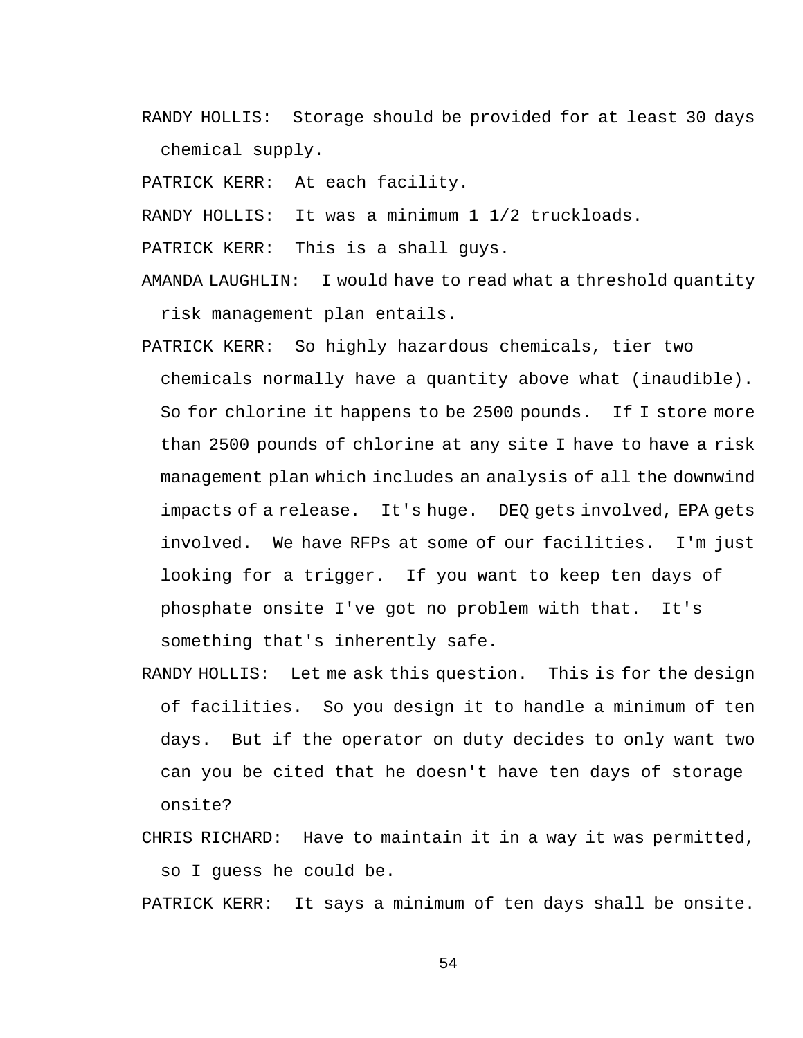RANDY HOLLIS:  Storage should be provided for at least 30 days chemical supply.

PATRICK KERR:  At each facility.

RANDY HOLLIS:  It was a minimum 1 1/2 truckloads.

PATRICK KERR:  This is a shall guys.

AMANDA LAUGHLIN:  I would have to read what a threshold quantity risk management plan entails.

PATRICK KERR:  So highly hazardous chemicals, tier two chemicals normally have a quantity above what (inaudible). So for chlorine it happens to be 2500 pounds.  If I store more than 2500 pounds of chlorine at any site I have to have a risk management plan which includes an analysis of all the downwind impacts of a release.  It's huge.  DEQ gets involved, EPA gets involved.  We have RFPs at some of our facilities.  I'm just looking for a trigger.  If you want to keep ten days of phosphate onsite I've got no problem with that.  It's something that's inherently safe.

RANDY HOLLIS:  Let me ask this question.  This is for the design of facilities.  So you design it to handle a minimum of ten days.  But if the operator on duty decides to only want two can you be cited that he doesn't have ten days of storage onsite?

CHRIS RICHARD:  Have to maintain it in a way it was permitted, so I guess he could be.

PATRICK KERR:  It says a minimum of ten days shall be onsite.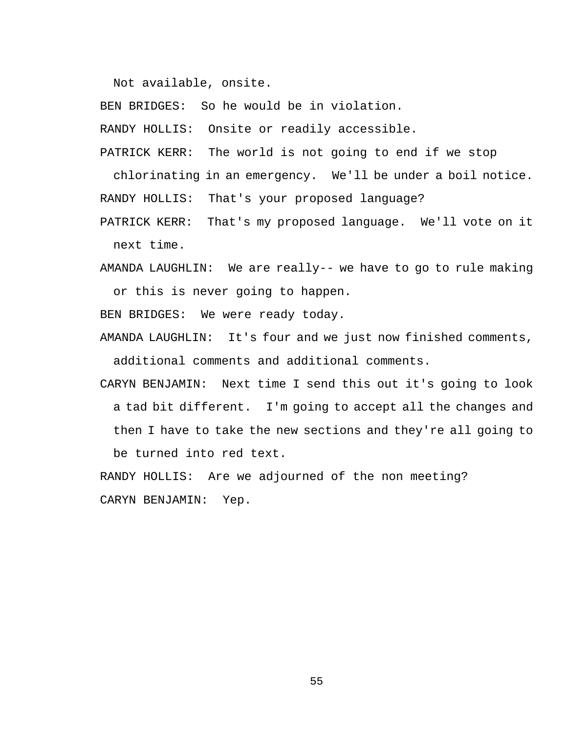Not available, onsite.

BEN BRIDGES: So he would be in violation.

RANDY HOLLIS: Onsite or readily accessible.

PATRICK KERR: The world is not going to end if we stop chlorinating in an emergency. We'll be under a boil notice.

RANDY HOLLIS: That's your proposed language?

PATRICK KERR: That's my proposed language. We'll vote on it next time.

AMANDA LAUGHLIN: We are really-- we have to go to rule making or this is never going to happen.

BEN BRIDGES: We were ready today.

AMANDA LAUGHLIN: It's four and we just now finished comments, additional comments and additional comments.

CARYN BENJAMIN: Next time I send this out it's going to look a tad bit different. I'm going to accept all the changes and then I have to take the new sections and they're all going to be turned into red text.

RANDY HOLLIS: Are we adjourned of the non meeting?

CARYN BENJAMIN: Yep.